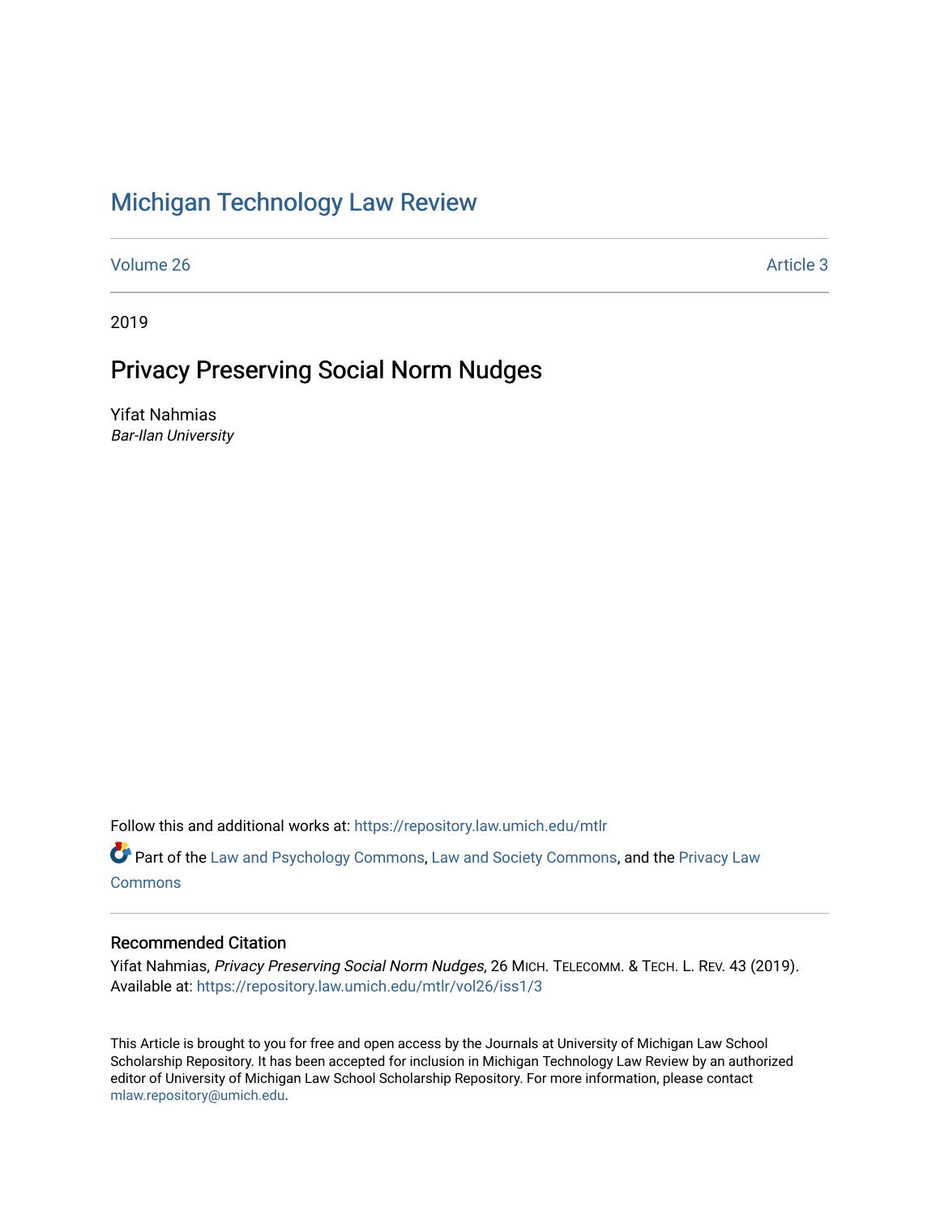# Michigan Technology Law Review

Volume 26 Article 3

2019

## Privacy Preserving Social Norm Nudges

Yifat Nahmias
*Bar-Ilan University*

Follow this and additional works at: https://repository.law.umich.edu/mtlr

Part of the Law and Psychology Commons, Law and Society Commons, and the Privacy Law Commons

### Recommended Citation

Yifat Nahmias, *Privacy Preserving Social Norm Nudges*, 26 MICH. TELECOMM. & TECH. L. REV. 43 (2019).
Available at: https://repository.law.umich.edu/mtlr/vol26/iss1/3

This Article is brought to you for free and open access by the Journals at University of Michigan Law School Scholarship Repository. It has been accepted for inclusion in Michigan Technology Law Review by an authorized editor of University of Michigan Law School Scholarship Repository. For more information, please contact mlaw.repository@umich.edu.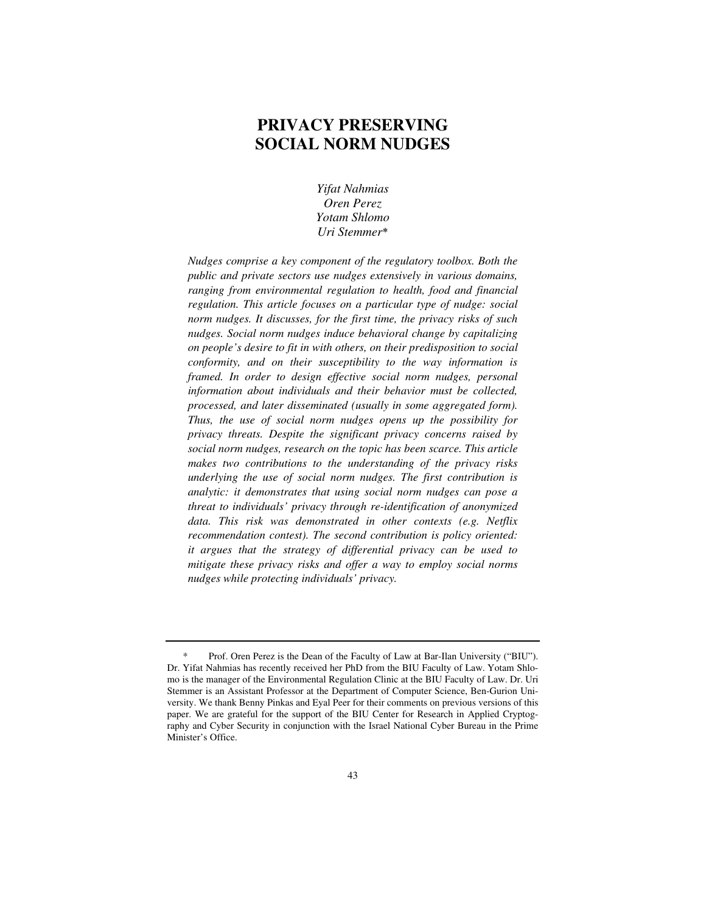# PRIVACY PRESERVING SOCIAL NORM NUDGES

*Yifat Nahmias*
*Oren Perez*
*Yotam Shlomo*
*Uri Stemmer*\*

*Nudges comprise a key component of the regulatory toolbox. Both the public and private sectors use nudges extensively in various domains, ranging from environmental regulation to health, food and financial regulation. This article focuses on a particular type of nudge: social norm nudges. It discusses, for the first time, the privacy risks of such nudges. Social norm nudges induce behavioral change by capitalizing on people's desire to fit in with others, on their predisposition to social conformity, and on their susceptibility to the way information is framed. In order to design effective social norm nudges, personal information about individuals and their behavior must be collected, processed, and later disseminated (usually in some aggregated form). Thus, the use of social norm nudges opens up the possibility for privacy threats. Despite the significant privacy concerns raised by social norm nudges, research on the topic has been scarce. This article makes two contributions to the understanding of the privacy risks underlying the use of social norm nudges. The first contribution is analytic: it demonstrates that using social norm nudges can pose a threat to individuals' privacy through re-identification of anonymized data. This risk was demonstrated in other contexts (e.g. Netflix recommendation contest). The second contribution is policy oriented: it argues that the strategy of differential privacy can be used to mitigate these privacy risks and offer a way to employ social norms nudges while protecting individuals' privacy.*

---

\* Prof. Oren Perez is the Dean of the Faculty of Law at Bar-Ilan University ("BIU"). Dr. Yifat Nahmias has recently received her PhD from the BIU Faculty of Law. Yotam Shlomo is the manager of the Environmental Regulation Clinic at the BIU Faculty of Law. Dr. Uri Stemmer is an Assistant Professor at the Department of Computer Science, Ben-Gurion University. We thank Benny Pinkas and Eyal Peer for their comments on previous versions of this paper. We are grateful for the support of the BIU Center for Research in Applied Cryptography and Cyber Security in conjunction with the Israel National Cyber Bureau in the Prime Minister's Office.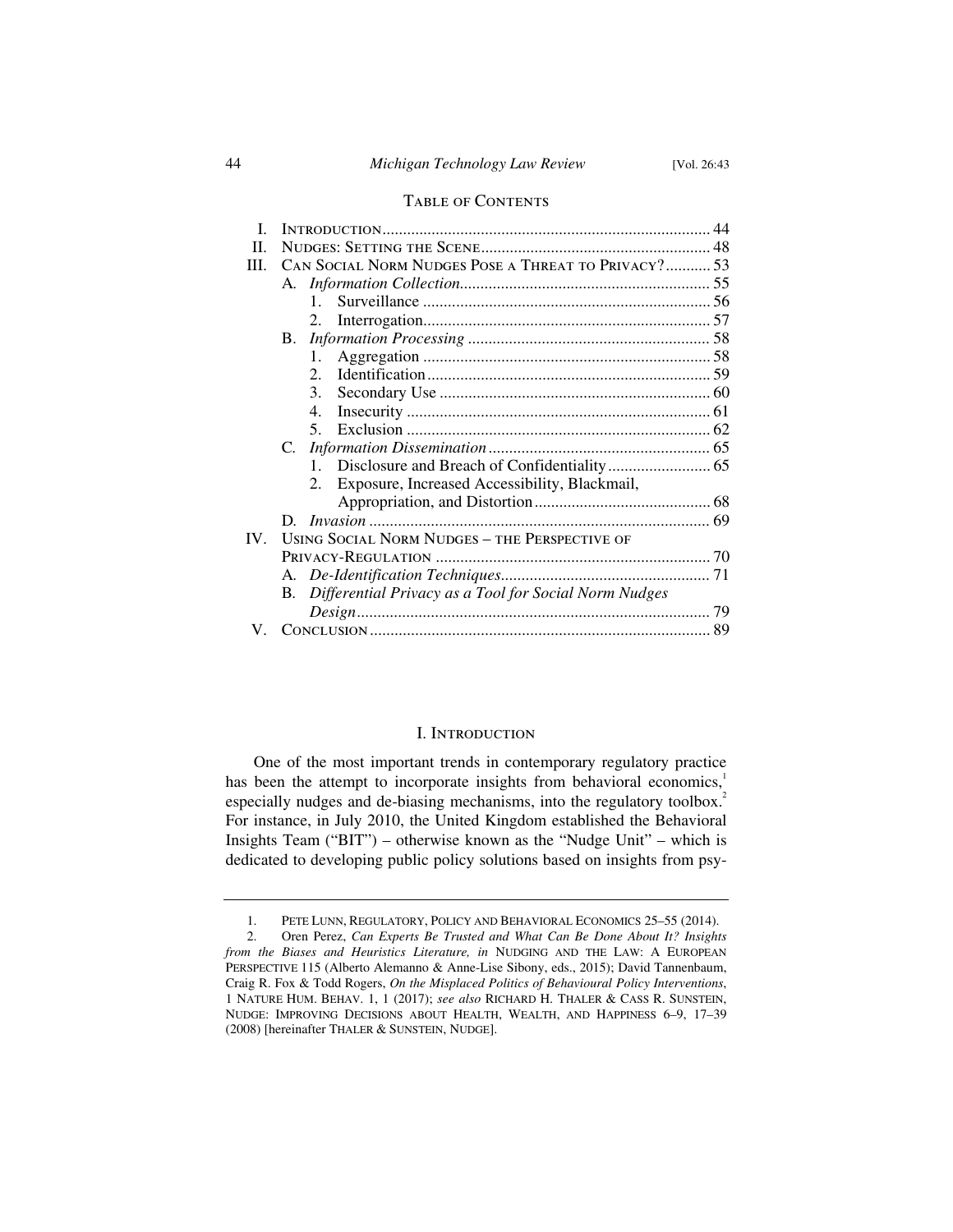## Table of Contents

| | | Page |
|---|---|---|
| I. | Introduction | 44 |
| II. | Nudges: Setting the Scene | 48 |
| III. | Can Social Norm Nudges Pose a Threat to Privacy? | 53 |
| | A. *Information Collection* | 55 |
| | 1. Surveillance | 56 |
| | 2. Interrogation | 57 |
| | B. *Information Processing* | 58 |
| | 1. Aggregation | 58 |
| | 2. Identification | 59 |
| | 3. Secondary Use | 60 |
| | 4. Insecurity | 61 |
| | 5. Exclusion | 62 |
| | C. *Information Dissemination* | 65 |
| | 1. Disclosure and Breach of Confidentiality | 65 |
| | 2. Exposure, Increased Accessibility, Blackmail, Appropriation, and Distortion | 68 |
| | D. *Invasion* | 69 |
| IV. | Using Social Norm Nudges – the Perspective of Privacy-Regulation | 70 |
| | A. *De-Identification Techniques* | 71 |
| | B. *Differential Privacy as a Tool for Social Norm Nudges Design* | 79 |
| V. | Conclusion | 89 |

## I. Introduction

One of the most important trends in contemporary regulatory practice has been the attempt to incorporate insights from behavioral economics,[1] especially nudges and de-biasing mechanisms, into the regulatory toolbox.[2] For instance, in July 2010, the United Kingdom established the Behavioral Insights Team ("BIT") – otherwise known as the "Nudge Unit" – which is dedicated to developing public policy solutions based on insights from psy-

---

1. Pete Lunn, Regulatory, Policy and Behavioral Economics 25–55 (2014).

2. Oren Perez, *Can Experts Be Trusted and What Can Be Done About It? Insights from the Biases and Heuristics Literature, in* Nudging and the Law: A European Perspective 115 (Alberto Alemanno & Anne-Lise Sibony, eds., 2015); David Tannenbaum, Craig R. Fox & Todd Rogers, *On the Misplaced Politics of Behavioural Policy Interventions*, 1 Nature Hum. Behav. 1, 1 (2017); *see also* Richard H. Thaler & Cass R. Sunstein, Nudge: Improving Decisions about Health, Wealth, and Happiness 6–9, 17–39 (2008) [hereinafter Thaler & Sunstein, Nudge].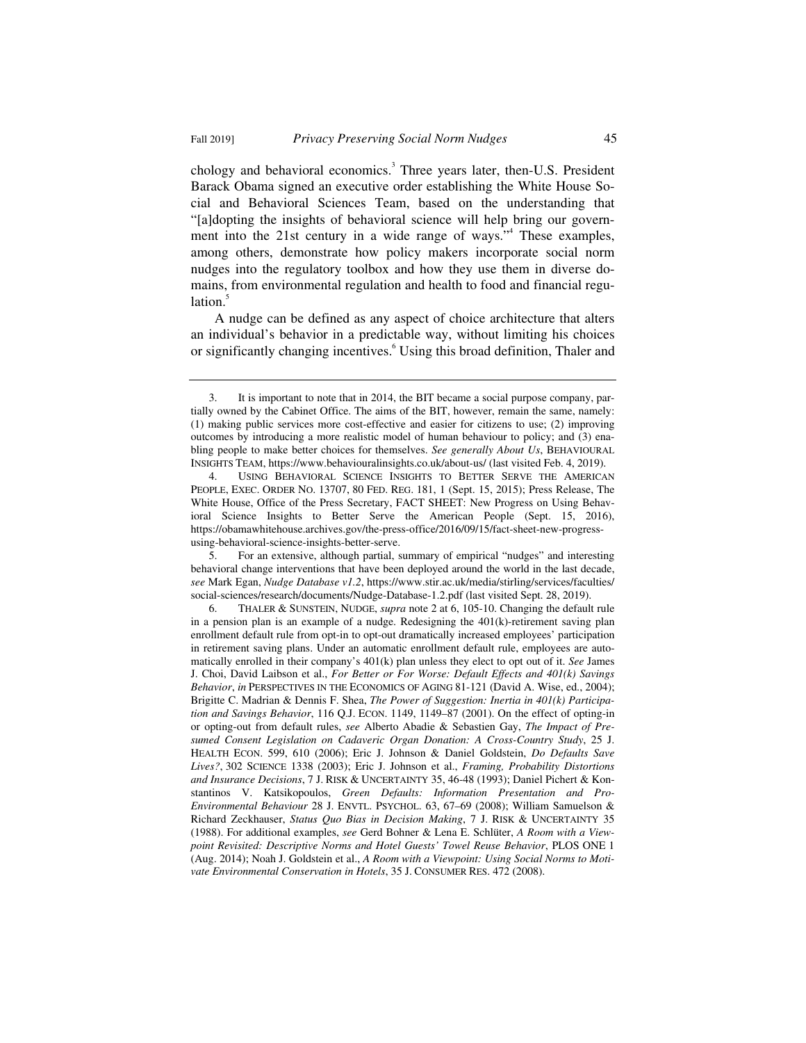chology and behavioral economics.[3] Three years later, then-U.S. President Barack Obama signed an executive order establishing the White House Social and Behavioral Sciences Team, based on the understanding that "[a]dopting the insights of behavioral science will help bring our government into the 21st century in a wide range of ways."[4] These examples, among others, demonstrate how policy makers incorporate social norm nudges into the regulatory toolbox and how they use them in diverse domains, from environmental regulation and health to food and financial regulation.[5]

A nudge can be defined as any aspect of choice architecture that alters an individual's behavior in a predictable way, without limiting his choices or significantly changing incentives.[6] Using this broad definition, Thaler and

---

3. It is important to note that in 2014, the BIT became a social purpose company, partially owned by the Cabinet Office. The aims of the BIT, however, remain the same, namely: (1) making public services more cost-effective and easier for citizens to use; (2) improving outcomes by introducing a more realistic model of human behaviour to policy; and (3) enabling people to make better choices for themselves. *See generally About Us*, BEHAVIOURAL INSIGHTS TEAM, https://www.behaviouralinsights.co.uk/about-us/ (last visited Feb. 4, 2019).

4. USING BEHAVIORAL SCIENCE INSIGHTS TO BETTER SERVE THE AMERICAN PEOPLE, EXEC. ORDER NO. 13707, 80 FED. REG. 181, 1 (Sept. 15, 2015); Press Release, The White House, Office of the Press Secretary, FACT SHEET: New Progress on Using Behavioral Science Insights to Better Serve the American People (Sept. 15, 2016), https://obamawhitehouse.archives.gov/the-press-office/2016/09/15/fact-sheet-new-progress-using-behavioral-science-insights-better-serve.

5. For an extensive, although partial, summary of empirical "nudges" and interesting behavioral change interventions that have been deployed around the world in the last decade, *see* Mark Egan, *Nudge Database v1.2*, https://www.stir.ac.uk/media/stirling/services/faculties/social-sciences/research/documents/Nudge-Database-1.2.pdf (last visited Sept. 28, 2019).

6. THALER & SUNSTEIN, NUDGE, *supra* note 2 at 6, 105-10. Changing the default rule in a pension plan is an example of a nudge. Redesigning the 401(k)-retirement saving plan enrollment default rule from opt-in to opt-out dramatically increased employees' participation in retirement saving plans. Under an automatic enrollment default rule, employees are automatically enrolled in their company's 401(k) plan unless they elect to opt out of it. *See* James J. Choi, David Laibson et al., *For Better or For Worse: Default Effects and 401(k) Savings Behavior*, *in* PERSPECTIVES IN THE ECONOMICS OF AGING 81-121 (David A. Wise, ed., 2004); Brigitte C. Madrian & Dennis F. Shea, *The Power of Suggestion: Inertia in 401(k) Participation and Savings Behavior*, 116 Q.J. ECON. 1149, 1149–87 (2001). On the effect of opting-in or opting-out from default rules, *see* Alberto Abadie & Sebastien Gay, *The Impact of Presumed Consent Legislation on Cadaveric Organ Donation: A Cross-Country Study*, 25 J. HEALTH ECON. 599, 610 (2006); Eric J. Johnson & Daniel Goldstein, *Do Defaults Save Lives?*, 302 SCIENCE 1338 (2003); Eric J. Johnson et al., *Framing, Probability Distortions and Insurance Decisions*, 7 J. RISK & UNCERTAINTY 35, 46-48 (1993); Daniel Pichert & Konstantinos V. Katsikopoulos, *Green Defaults: Information Presentation and Pro-Environmental Behaviour* 28 J. ENVTL. PSYCHOL. 63, 67–69 (2008); William Samuelson & Richard Zeckhauser, *Status Quo Bias in Decision Making*, 7 J. RISK & UNCERTAINTY 35 (1988). For additional examples, *see* Gerd Bohner & Lena E. Schlüter, *A Room with a Viewpoint Revisited: Descriptive Norms and Hotel Guests' Towel Reuse Behavior*, PLOS ONE 1 (Aug. 2014); Noah J. Goldstein et al., *A Room with a Viewpoint: Using Social Norms to Motivate Environmental Conservation in Hotels*, 35 J. CONSUMER RES. 472 (2008).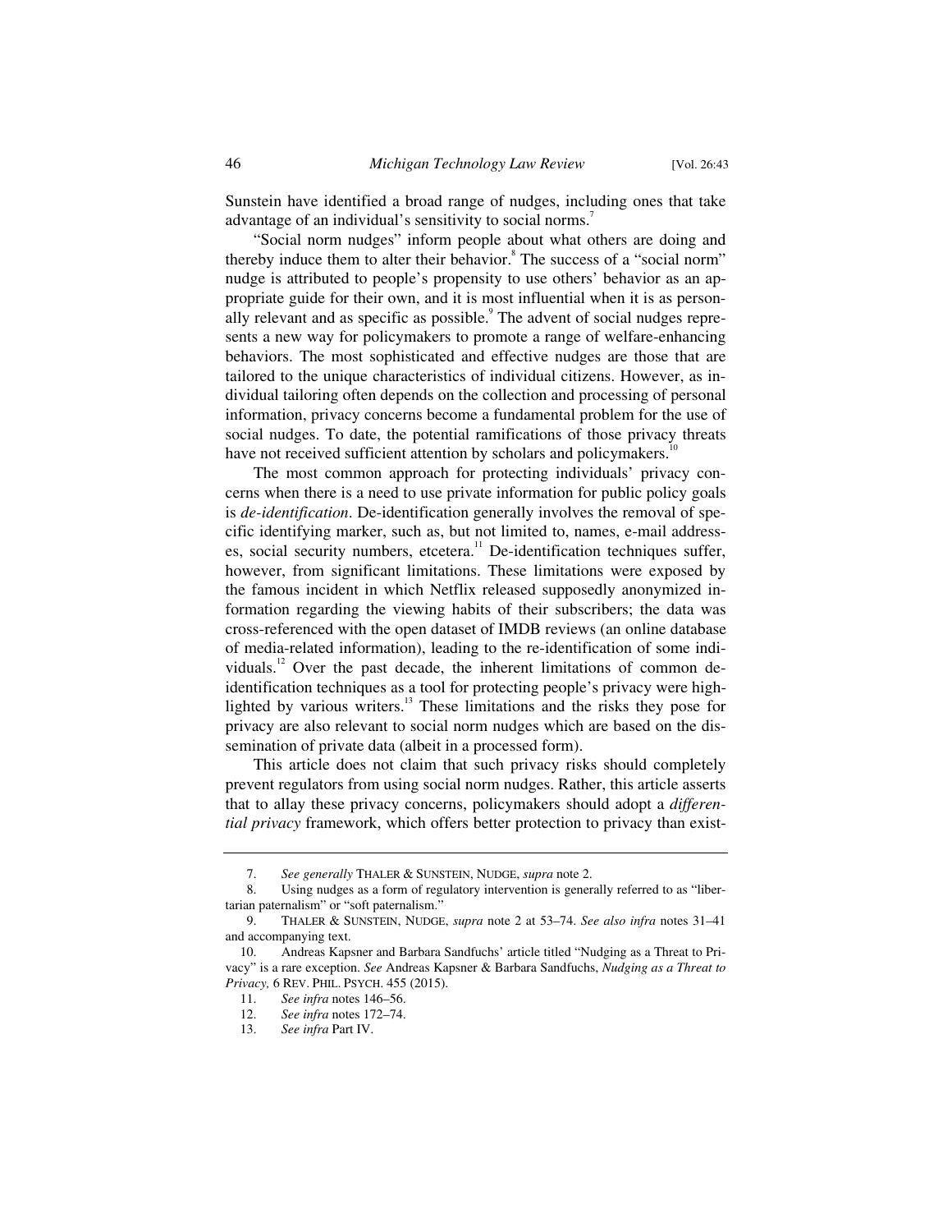Sunstein have identified a broad range of nudges, including ones that take advantage of an individual's sensitivity to social norms.[7]

"Social norm nudges" inform people about what others are doing and thereby induce them to alter their behavior.[8] The success of a "social norm" nudge is attributed to people's propensity to use others' behavior as an appropriate guide for their own, and it is most influential when it is as personally relevant and as specific as possible.[9] The advent of social nudges represents a new way for policymakers to promote a range of welfare-enhancing behaviors. The most sophisticated and effective nudges are those that are tailored to the unique characteristics of individual citizens. However, as individual tailoring often depends on the collection and processing of personal information, privacy concerns become a fundamental problem for the use of social nudges. To date, the potential ramifications of those privacy threats have not received sufficient attention by scholars and policymakers.[10]

The most common approach for protecting individuals' privacy concerns when there is a need to use private information for public policy goals is *de-identification*. De-identification generally involves the removal of specific identifying marker, such as, but not limited to, names, e-mail addresses, social security numbers, etcetera.[11] De-identification techniques suffer, however, from significant limitations. These limitations were exposed by the famous incident in which Netflix released supposedly anonymized information regarding the viewing habits of their subscribers; the data was cross-referenced with the open dataset of IMDB reviews (an online database of media-related information), leading to the re-identification of some individuals.[12] Over the past decade, the inherent limitations of common de-identification techniques as a tool for protecting people's privacy were highlighted by various writers.[13] These limitations and the risks they pose for privacy are also relevant to social norm nudges which are based on the dissemination of private data (albeit in a processed form).

This article does not claim that such privacy risks should completely prevent regulators from using social norm nudges. Rather, this article asserts that to allay these privacy concerns, policymakers should adopt a *differential privacy* framework, which offers better protection to privacy than exist-

---

7. *See generally* THALER & SUNSTEIN, NUDGE, *supra* note 2.

8. Using nudges as a form of regulatory intervention is generally referred to as "libertarian paternalism" or "soft paternalism."

9. THALER & SUNSTEIN, NUDGE, *supra* note 2 at 53–74. *See also infra* notes 31–41 and accompanying text.

10. Andreas Kapsner and Barbara Sandfuchs' article titled "Nudging as a Threat to Privacy" is a rare exception. *See* Andreas Kapsner & Barbara Sandfuchs, *Nudging as a Threat to Privacy,* 6 REV. PHIL. PSYCH. 455 (2015).

11. *See infra* notes 146–56.

12. *See infra* notes 172–74.

13. *See infra* Part IV.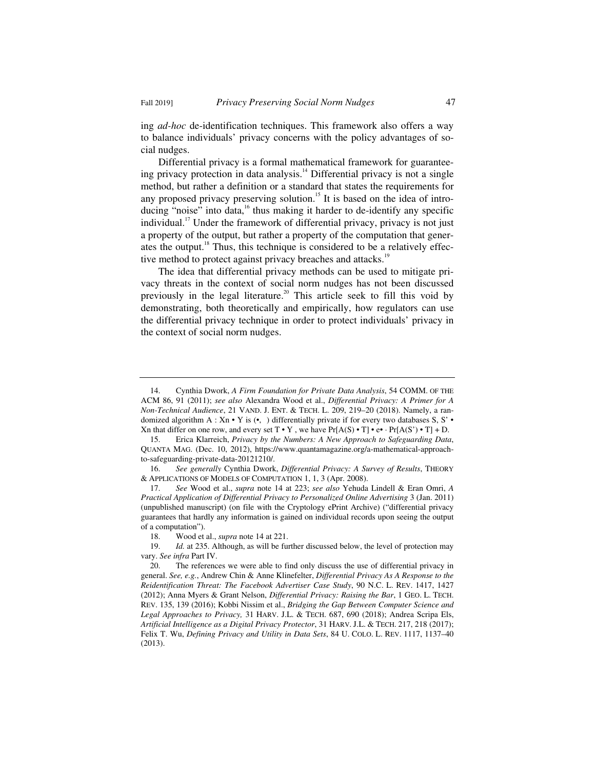ing *ad-hoc* de-identification techniques. This framework also offers a way to balance individuals' privacy concerns with the policy advantages of social nudges.

Differential privacy is a formal mathematical framework for guaranteeing privacy protection in data analysis.[14] Differential privacy is not a single method, but rather a definition or a standard that states the requirements for any proposed privacy preserving solution.[15] It is based on the idea of introducing "noise" into data,[16] thus making it harder to de-identify any specific individual.[17] Under the framework of differential privacy, privacy is not just a property of the output, but rather a property of the computation that generates the output.[18] Thus, this technique is considered to be a relatively effective method to protect against privacy breaches and attacks.[19]

The idea that differential privacy methods can be used to mitigate privacy threats in the context of social norm nudges has not been discussed previously in the legal literature.[20] This article seek to fill this void by demonstrating, both theoretically and empirically, how regulators can use the differential privacy technique in order to protect individuals' privacy in the context of social norm nudges.

---

14. Cynthia Dwork, *A Firm Foundation for Private Data Analysis*, 54 COMM. OF THE ACM 86, 91 (2011); *see also* Alexandra Wood et al., *Differential Privacy: A Primer for A Non-Technical Audience*, 21 VAND. J. ENT. & TECH. L. 209, 219–20 (2018). Namely, a randomized algorithm A : Xn • Y is (•, ) differentially private if for every two databases S, S' • Xn that differ on one row, and every set T • Y , we have Pr[A(S) • T] • e• · Pr[A(S') • T] + D.

15. Erica Klarreich, *Privacy by the Numbers: A New Approach to Safeguarding Data*, QUANTA MAG. (Dec. 10, 2012), https://www.quantamagazine.org/a-mathematical-approach-to-safeguarding-private-data-20121210/.

16. *See generally* Cynthia Dwork, *Differential Privacy: A Survey of Results*, THEORY & APPLICATIONS OF MODELS OF COMPUTATION 1, 1, 3 (Apr. 2008).

17. *See* Wood et al., *supra* note 14 at 223; *see also* Yehuda Lindell & Eran Omri, *A Practical Application of Differential Privacy to Personalized Online Advertising* 3 (Jan. 2011) (unpublished manuscript) (on file with the Cryptology ePrint Archive) ("differential privacy guarantees that hardly any information is gained on individual records upon seeing the output of a computation").

18. Wood et al., *supra* note 14 at 221.

19. *Id.* at 235. Although, as will be further discussed below, the level of protection may vary. *See infra* Part IV.

20. The references we were able to find only discuss the use of differential privacy in general. *See, e.g.*, Andrew Chin & Anne Klinefelter, *Differential Privacy As A Response to the Reidentification Threat: The Facebook Advertiser Case Study*, 90 N.C. L. REV. 1417, 1427 (2012); Anna Myers & Grant Nelson, *Differential Privacy: Raising the Bar*, 1 GEO. L. TECH. REV. 135, 139 (2016); Kobbi Nissim et al., *Bridging the Gap Between Computer Science and Legal Approaches to Privacy,* 31 HARV. J.L. & TECH. 687, 690 (2018); Andrea Scripa Els, *Artificial Intelligence as a Digital Privacy Protector*, 31 HARV. J.L. & TECH. 217, 218 (2017); Felix T. Wu, *Defining Privacy and Utility in Data Sets*, 84 U. COLO. L. REV. 1117, 1137–40 (2013).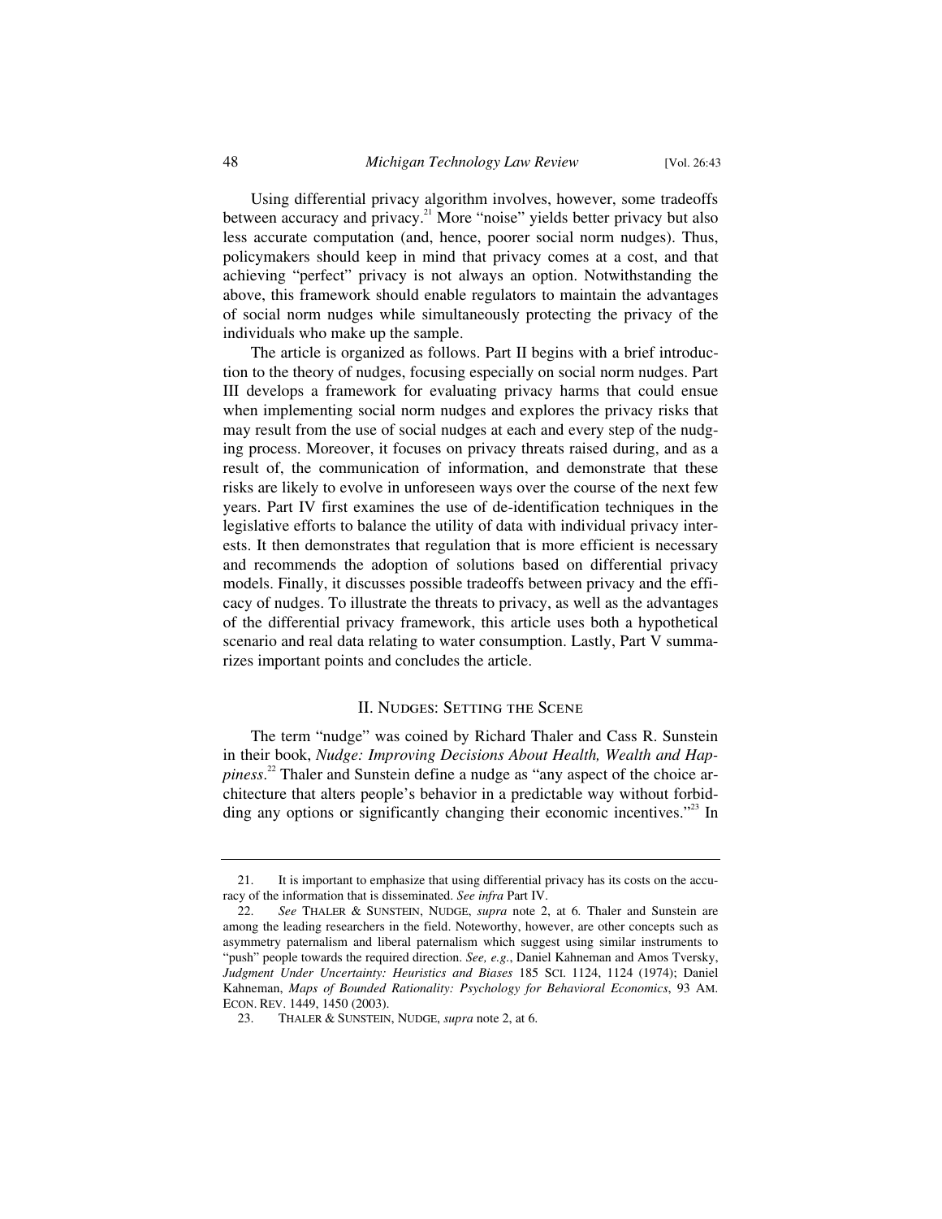Using differential privacy algorithm involves, however, some tradeoffs between accuracy and privacy.[21] More "noise" yields better privacy but also less accurate computation (and, hence, poorer social norm nudges). Thus, policymakers should keep in mind that privacy comes at a cost, and that achieving "perfect" privacy is not always an option. Notwithstanding the above, this framework should enable regulators to maintain the advantages of social norm nudges while simultaneously protecting the privacy of the individuals who make up the sample.

The article is organized as follows. Part II begins with a brief introduction to the theory of nudges, focusing especially on social norm nudges. Part III develops a framework for evaluating privacy harms that could ensue when implementing social norm nudges and explores the privacy risks that may result from the use of social nudges at each and every step of the nudging process. Moreover, it focuses on privacy threats raised during, and as a result of, the communication of information, and demonstrate that these risks are likely to evolve in unforeseen ways over the course of the next few years. Part IV first examines the use of de-identification techniques in the legislative efforts to balance the utility of data with individual privacy interests. It then demonstrates that regulation that is more efficient is necessary and recommends the adoption of solutions based on differential privacy models. Finally, it discusses possible tradeoffs between privacy and the efficacy of nudges. To illustrate the threats to privacy, as well as the advantages of the differential privacy framework, this article uses both a hypothetical scenario and real data relating to water consumption. Lastly, Part V summarizes important points and concludes the article.

## II. Nudges: Setting the Scene

The term "nudge" was coined by Richard Thaler and Cass R. Sunstein in their book, *Nudge: Improving Decisions About Health, Wealth and Happiness*.[22] Thaler and Sunstein define a nudge as "any aspect of the choice architecture that alters people's behavior in a predictable way without forbidding any options or significantly changing their economic incentives."[23] In

---

21. It is important to emphasize that using differential privacy has its costs on the accuracy of the information that is disseminated. *See infra* Part IV.

22. *See* Thaler & Sunstein, Nudge, *supra* note 2, at 6. Thaler and Sunstein are among the leading researchers in the field. Noteworthy, however, are other concepts such as asymmetry paternalism and liberal paternalism which suggest using similar instruments to "push" people towards the required direction. *See, e.g.*, Daniel Kahneman and Amos Tversky, *Judgment Under Uncertainty: Heuristics and Biases* 185 Sci. 1124, 1124 (1974); Daniel Kahneman, *Maps of Bounded Rationality: Psychology for Behavioral Economics*, 93 Am. Econ. Rev. 1449, 1450 (2003).

23. Thaler & Sunstein, Nudge, *supra* note 2, at 6.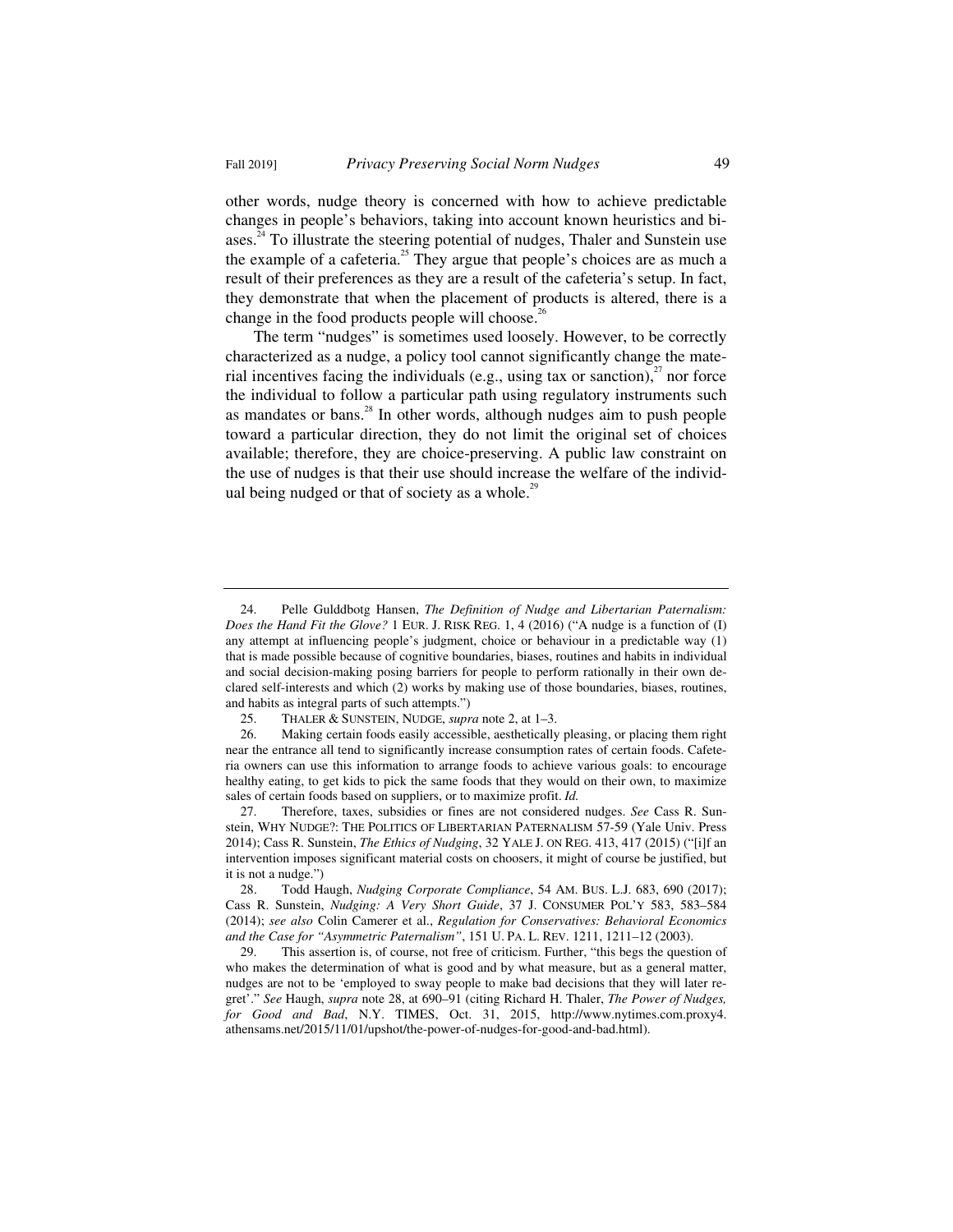other words, nudge theory is concerned with how to achieve predictable changes in people's behaviors, taking into account known heuristics and biases.[24] To illustrate the steering potential of nudges, Thaler and Sunstein use the example of a cafeteria.[25] They argue that people's choices are as much a result of their preferences as they are a result of the cafeteria's setup. In fact, they demonstrate that when the placement of products is altered, there is a change in the food products people will choose.[26]

The term "nudges" is sometimes used loosely. However, to be correctly characterized as a nudge, a policy tool cannot significantly change the material incentives facing the individuals (e.g., using tax or sanction),[27] nor force the individual to follow a particular path using regulatory instruments such as mandates or bans.[28] In other words, although nudges aim to push people toward a particular direction, they do not limit the original set of choices available; therefore, they are choice-preserving. A public law constraint on the use of nudges is that their use should increase the welfare of the individual being nudged or that of society as a whole.[29]

---

24. Pelle Gulddbotg Hansen, *The Definition of Nudge and Libertarian Paternalism: Does the Hand Fit the Glove?* 1 EUR. J. RISK REG. 1, 4 (2016) ("A nudge is a function of (I) any attempt at influencing people's judgment, choice or behaviour in a predictable way (1) that is made possible because of cognitive boundaries, biases, routines and habits in individual and social decision-making posing barriers for people to perform rationally in their own declared self-interests and which (2) works by making use of those boundaries, biases, routines, and habits as integral parts of such attempts.")

25. THALER & SUNSTEIN, NUDGE, *supra* note 2, at 1–3.

26. Making certain foods easily accessible, aesthetically pleasing, or placing them right near the entrance all tend to significantly increase consumption rates of certain foods. Cafeteria owners can use this information to arrange foods to achieve various goals: to encourage healthy eating, to get kids to pick the same foods that they would on their own, to maximize sales of certain foods based on suppliers, or to maximize profit. *Id.*

27. Therefore, taxes, subsidies or fines are not considered nudges. *See* Cass R. Sunstein, WHY NUDGE?: THE POLITICS OF LIBERTARIAN PATERNALISM 57-59 (Yale Univ. Press 2014); Cass R. Sunstein, *The Ethics of Nudging*, 32 YALE J. ON REG. 413, 417 (2015) ("[i]f an intervention imposes significant material costs on choosers, it might of course be justified, but it is not a nudge.")

28. Todd Haugh, *Nudging Corporate Compliance*, 54 AM. BUS. L.J. 683, 690 (2017); Cass R. Sunstein, *Nudging: A Very Short Guide*, 37 J. CONSUMER POL'Y 583, 583–584 (2014); *see also* Colin Camerer et al., *Regulation for Conservatives: Behavioral Economics and the Case for "Asymmetric Paternalism"*, 151 U. PA. L. REV. 1211, 1211–12 (2003).

29. This assertion is, of course, not free of criticism. Further, "this begs the question of who makes the determination of what is good and by what measure, but as a general matter, nudges are not to be 'employed to sway people to make bad decisions that they will later regret'." *See* Haugh, *supra* note 28, at 690–91 (citing Richard H. Thaler, *The Power of Nudges, for Good and Bad*, N.Y. TIMES, Oct. 31, 2015, http://www.nytimes.com.proxy4.athensams.net/2015/11/01/upshot/the-power-of-nudges-for-good-and-bad.html).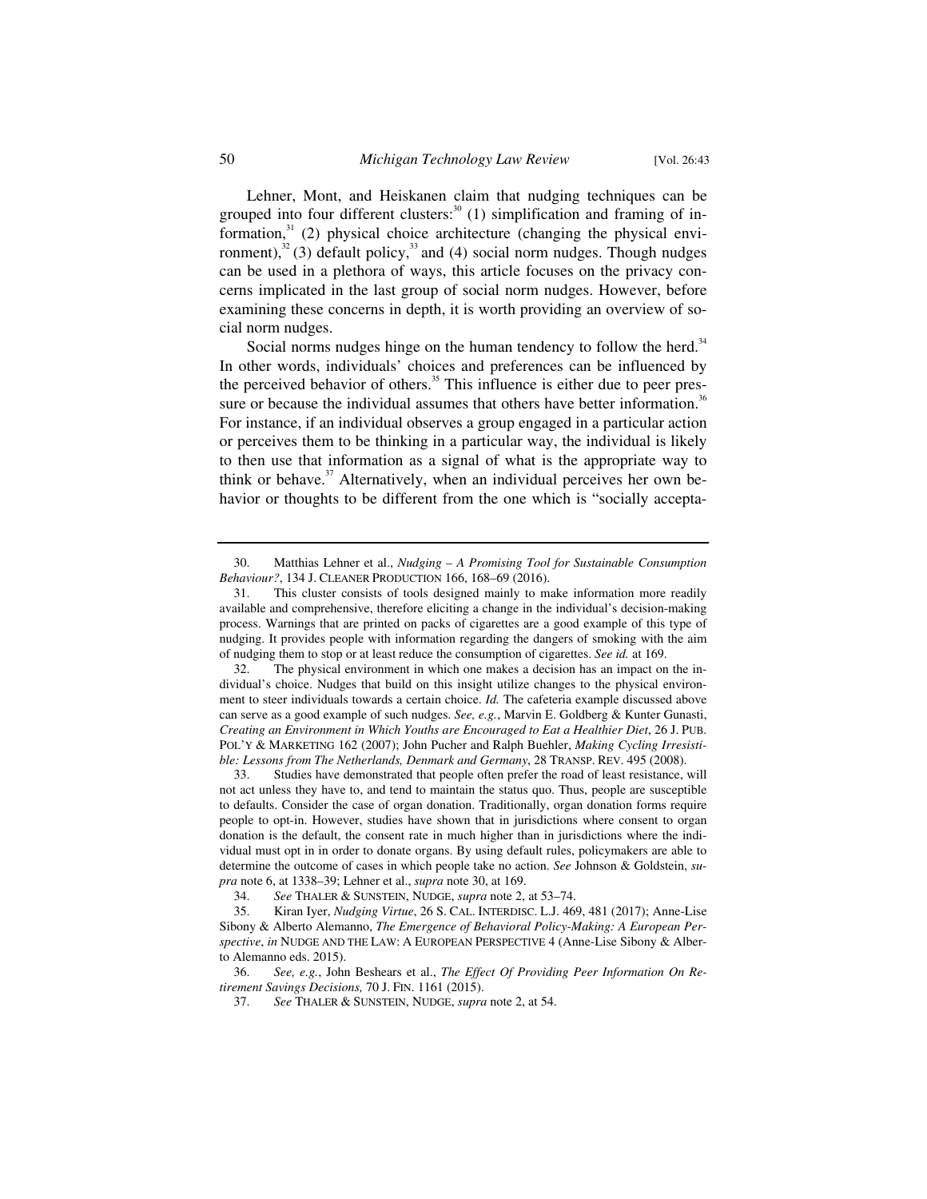Lehner, Mont, and Heiskanen claim that nudging techniques can be grouped into four different clusters:[30] (1) simplification and framing of information,[31] (2) physical choice architecture (changing the physical environment),[32] (3) default policy,[33] and (4) social norm nudges. Though nudges can be used in a plethora of ways, this article focuses on the privacy concerns implicated in the last group of social norm nudges. However, before examining these concerns in depth, it is worth providing an overview of social norm nudges.

Social norms nudges hinge on the human tendency to follow the herd.[34] In other words, individuals' choices and preferences can be influenced by the perceived behavior of others.[35] This influence is either due to peer pressure or because the individual assumes that others have better information.[36] For instance, if an individual observes a group engaged in a particular action or perceives them to be thinking in a particular way, the individual is likely to then use that information as a signal of what is the appropriate way to think or behave.[37] Alternatively, when an individual perceives her own behavior or thoughts to be different from the one which is "socially accepta-

---

30. Matthias Lehner et al., *Nudging – A Promising Tool for Sustainable Consumption Behaviour?*, 134 J. CLEANER PRODUCTION 166, 168–69 (2016).

31. This cluster consists of tools designed mainly to make information more readily available and comprehensive, therefore eliciting a change in the individual's decision-making process. Warnings that are printed on packs of cigarettes are a good example of this type of nudging. It provides people with information regarding the dangers of smoking with the aim of nudging them to stop or at least reduce the consumption of cigarettes. *See id.* at 169.

32. The physical environment in which one makes a decision has an impact on the individual's choice. Nudges that build on this insight utilize changes to the physical environment to steer individuals towards a certain choice. *Id.* The cafeteria example discussed above can serve as a good example of such nudges. *See, e.g.*, Marvin E. Goldberg & Kunter Gunasti, *Creating an Environment in Which Youths are Encouraged to Eat a Healthier Diet*, 26 J. PUB. POL'Y & MARKETING 162 (2007); John Pucher and Ralph Buehler, *Making Cycling Irresistible: Lessons from The Netherlands, Denmark and Germany*, 28 TRANSP. REV. 495 (2008).

33. Studies have demonstrated that people often prefer the road of least resistance, will not act unless they have to, and tend to maintain the status quo. Thus, people are susceptible to defaults. Consider the case of organ donation. Traditionally, organ donation forms require people to opt-in. However, studies have shown that in jurisdictions where consent to organ donation is the default, the consent rate in much higher than in jurisdictions where the individual must opt in in order to donate organs. By using default rules, policymakers are able to determine the outcome of cases in which people take no action. *See* Johnson & Goldstein, *supra* note 6, at 1338–39; Lehner et al., *supra* note 30, at 169.

34. *See* THALER & SUNSTEIN, NUDGE, *supra* note 2, at 53–74.

35. Kiran Iyer, *Nudging Virtue*, 26 S. CAL. INTERDISC. L.J. 469, 481 (2017); Anne-Lise Sibony & Alberto Alemanno, *The Emergence of Behavioral Policy-Making: A European Perspective*, *in* NUDGE AND THE LAW: A EUROPEAN PERSPECTIVE 4 (Anne-Lise Sibony & Alberto Alemanno eds. 2015).

36. *See, e.g.*, John Beshears et al., *The Effect Of Providing Peer Information On Retirement Savings Decisions,* 70 J. FIN. 1161 (2015).

37. *See* THALER & SUNSTEIN, NUDGE, *supra* note 2, at 54.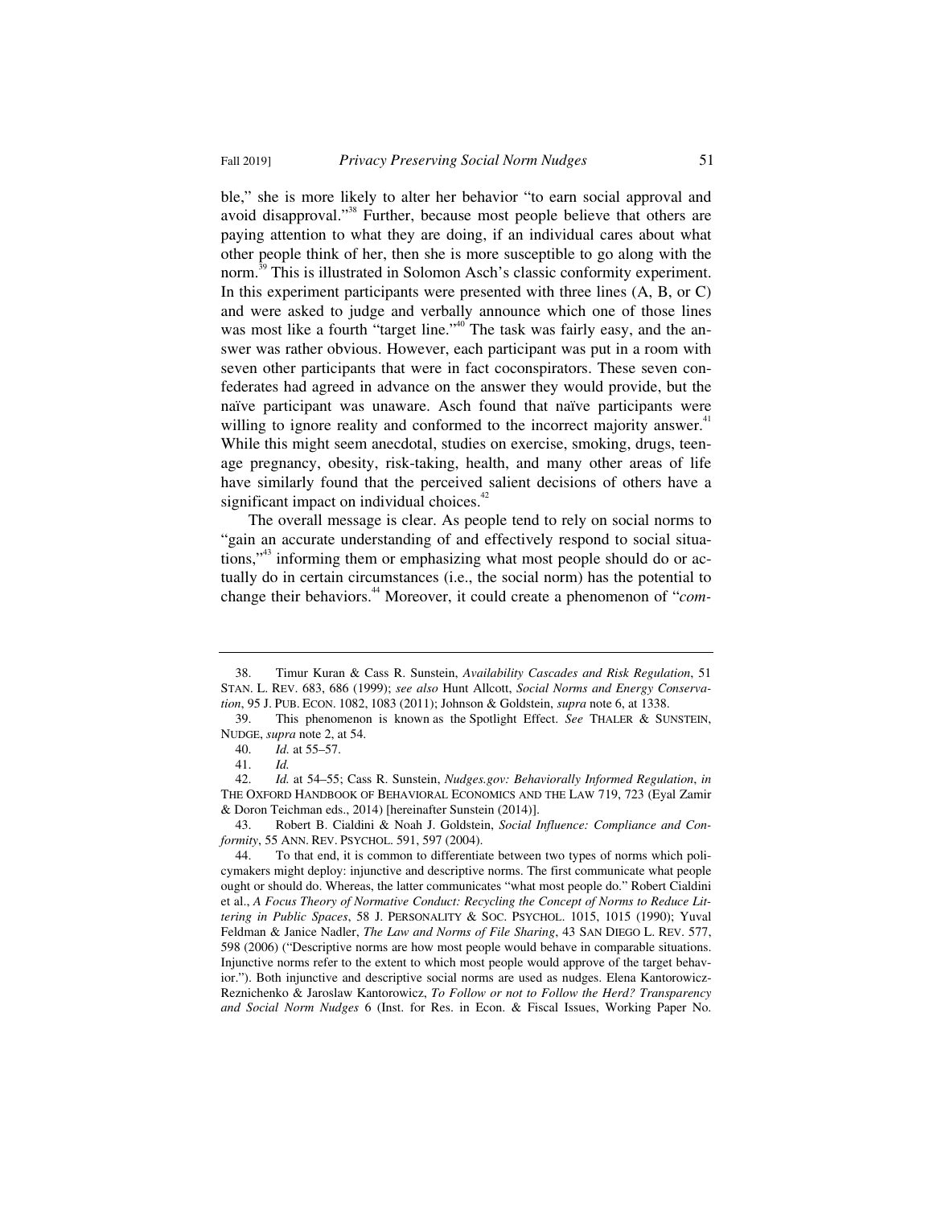ble," she is more likely to alter her behavior "to earn social approval and avoid disapproval."[38] Further, because most people believe that others are paying attention to what they are doing, if an individual cares about what other people think of her, then she is more susceptible to go along with the norm.[39] This is illustrated in Solomon Asch's classic conformity experiment. In this experiment participants were presented with three lines (A, B, or C) and were asked to judge and verbally announce which one of those lines was most like a fourth "target line."[40] The task was fairly easy, and the answer was rather obvious. However, each participant was put in a room with seven other participants that were in fact coconspirators. These seven confederates had agreed in advance on the answer they would provide, but the naïve participant was unaware. Asch found that naïve participants were willing to ignore reality and conformed to the incorrect majority answer.[41] While this might seem anecdotal, studies on exercise, smoking, drugs, teenage pregnancy, obesity, risk-taking, health, and many other areas of life have similarly found that the perceived salient decisions of others have a significant impact on individual choices.[42]

The overall message is clear. As people tend to rely on social norms to "gain an accurate understanding of and effectively respond to social situations,"[43] informing them or emphasizing what most people should do or actually do in certain circumstances (i.e., the social norm) has the potential to change their behaviors.[44] Moreover, it could create a phenomenon of "*com-*

---

38. Timur Kuran & Cass R. Sunstein, *Availability Cascades and Risk Regulation*, 51 STAN. L. REV. 683, 686 (1999); *see also* Hunt Allcott, *Social Norms and Energy Conservation*, 95 J. PUB. ECON. 1082, 1083 (2011); Johnson & Goldstein, *supra* note 6, at 1338.

39. This phenomenon is known as the Spotlight Effect. *See* THALER & SUNSTEIN, NUDGE, *supra* note 2, at 54.

40. *Id.* at 55–57.

41. *Id.*

42. *Id.* at 54–55; Cass R. Sunstein, *Nudges.gov: Behaviorally Informed Regulation*, *in* THE OXFORD HANDBOOK OF BEHAVIORAL ECONOMICS AND THE LAW 719, 723 (Eyal Zamir & Doron Teichman eds., 2014) [hereinafter Sunstein (2014)].

43. Robert B. Cialdini & Noah J. Goldstein, *Social Influence: Compliance and Conformity*, 55 ANN. REV. PSYCHOL. 591, 597 (2004).

44. To that end, it is common to differentiate between two types of norms which policymakers might deploy: injunctive and descriptive norms. The first communicate what people ought or should do. Whereas, the latter communicates "what most people do." Robert Cialdini et al., *A Focus Theory of Normative Conduct: Recycling the Concept of Norms to Reduce Littering in Public Spaces*, 58 J. PERSONALITY & SOC. PSYCHOL. 1015, 1015 (1990); Yuval Feldman & Janice Nadler, *The Law and Norms of File Sharing*, 43 SAN DIEGO L. REV. 577, 598 (2006) ("Descriptive norms are how most people would behave in comparable situations. Injunctive norms refer to the extent to which most people would approve of the target behavior."). Both injunctive and descriptive social norms are used as nudges. Elena Kantorowicz-Reznichenko & Jaroslaw Kantorowicz, *To Follow or not to Follow the Herd? Transparency and Social Norm Nudges* 6 (Inst. for Res. in Econ. & Fiscal Issues, Working Paper No.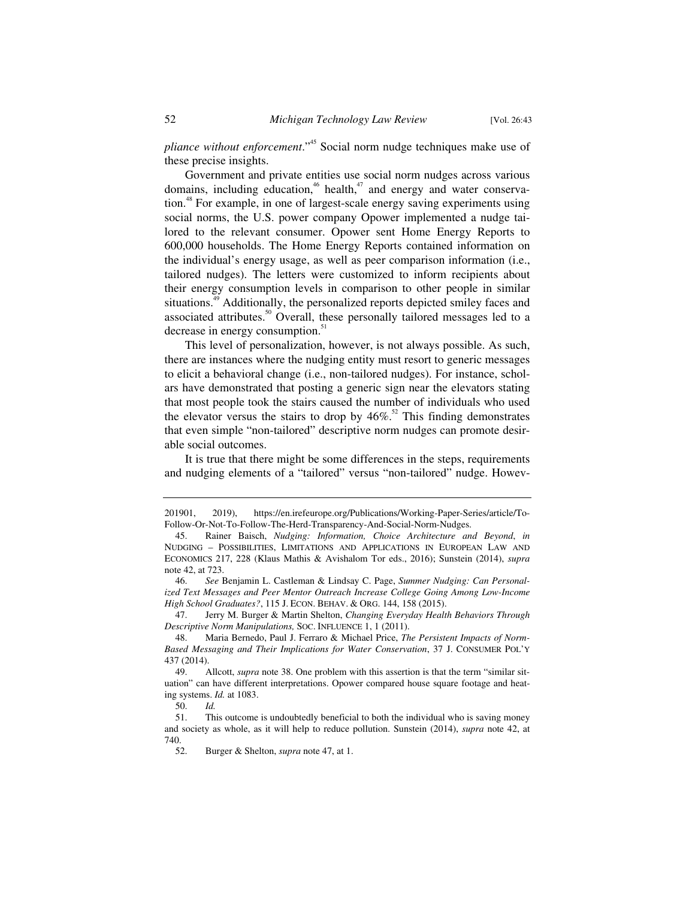*pliance without enforcement*."[45] Social norm nudge techniques make use of these precise insights.

Government and private entities use social norm nudges across various domains, including education,[46] health,[47] and energy and water conservation.[48] For example, in one of largest-scale energy saving experiments using social norms, the U.S. power company Opower implemented a nudge tailored to the relevant consumer. Opower sent Home Energy Reports to 600,000 households. The Home Energy Reports contained information on the individual's energy usage, as well as peer comparison information (i.e., tailored nudges). The letters were customized to inform recipients about their energy consumption levels in comparison to other people in similar situations.[49] Additionally, the personalized reports depicted smiley faces and associated attributes.[50] Overall, these personally tailored messages led to a decrease in energy consumption.[51]

This level of personalization, however, is not always possible. As such, there are instances where the nudging entity must resort to generic messages to elicit a behavioral change (i.e., non-tailored nudges). For instance, scholars have demonstrated that posting a generic sign near the elevators stating that most people took the stairs caused the number of individuals who used the elevator versus the stairs to drop by 46%.[52] This finding demonstrates that even simple "non-tailored" descriptive norm nudges can promote desirable social outcomes.

It is true that there might be some differences in the steps, requirements and nudging elements of a "tailored" versus "non-tailored" nudge. Howev-

---

201901, 2019), https://en.irefeurope.org/Publications/Working-Paper-Series/article/To-Follow-Or-Not-To-Follow-The-Herd-Transparency-And-Social-Norm-Nudges.

45. Rainer Baisch, *Nudging: Information, Choice Architecture and Beyond*, *in* NUDGING – POSSIBILITIES, LIMITATIONS AND APPLICATIONS IN EUROPEAN LAW AND ECONOMICS 217, 228 (Klaus Mathis & Avishalom Tor eds., 2016); Sunstein (2014), *supra* note 42, at 723.

46. *See* Benjamin L. Castleman & Lindsay C. Page, *Summer Nudging: Can Personalized Text Messages and Peer Mentor Outreach Increase College Going Among Low-Income High School Graduates?*, 115 J. ECON. BEHAV. & ORG. 144, 158 (2015).

47. Jerry M. Burger & Martin Shelton, *Changing Everyday Health Behaviors Through Descriptive Norm Manipulations,* SOC. INFLUENCE 1, 1 (2011).

48. Maria Bernedo, Paul J. Ferraro & Michael Price, *The Persistent Impacts of Norm-Based Messaging and Their Implications for Water Conservation*, 37 J. CONSUMER POL'Y 437 (2014).

49. Allcott, *supra* note 38. One problem with this assertion is that the term "similar situation" can have different interpretations. Opower compared house square footage and heating systems. *Id.* at 1083.

50. *Id.*

51. This outcome is undoubtedly beneficial to both the individual who is saving money and society as whole, as it will help to reduce pollution. Sunstein (2014), *supra* note 42, at 740.

52. Burger & Shelton, *supra* note 47, at 1.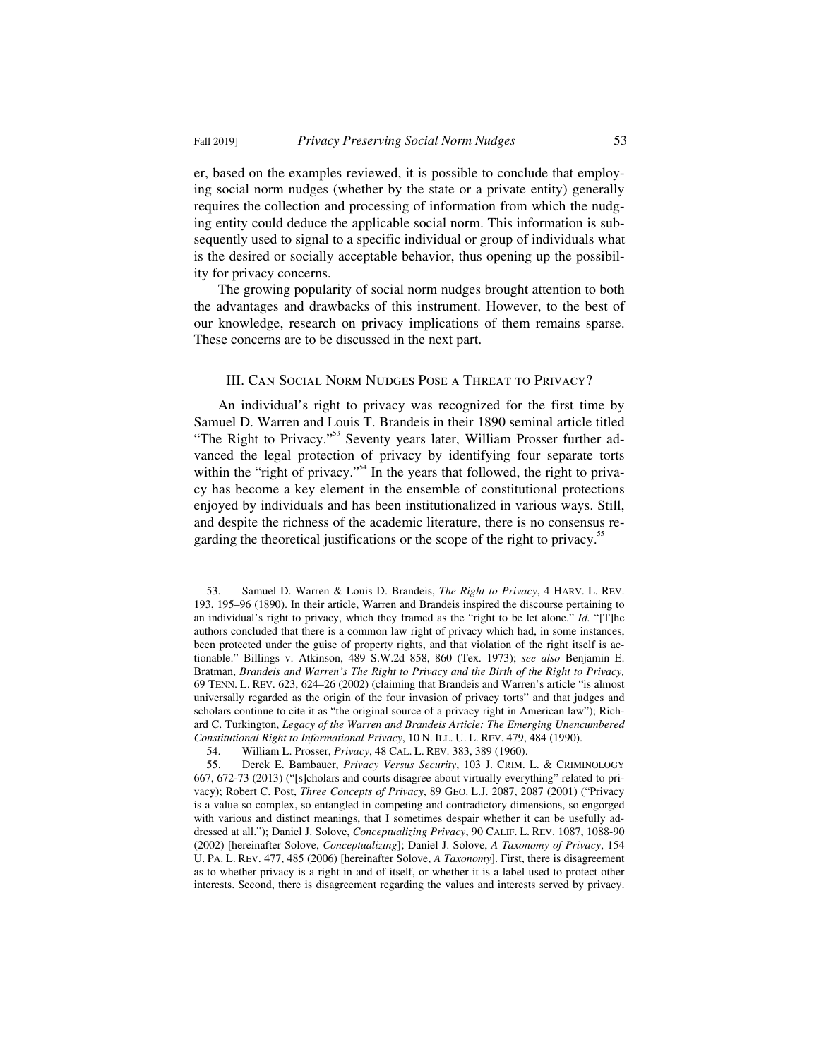er, based on the examples reviewed, it is possible to conclude that employing social norm nudges (whether by the state or a private entity) generally requires the collection and processing of information from which the nudging entity could deduce the applicable social norm. This information is subsequently used to signal to a specific individual or group of individuals what is the desired or socially acceptable behavior, thus opening up the possibility for privacy concerns.

The growing popularity of social norm nudges brought attention to both the advantages and drawbacks of this instrument. However, to the best of our knowledge, research on privacy implications of them remains sparse. These concerns are to be discussed in the next part.

## III. Can Social Norm Nudges Pose a Threat to Privacy?

An individual's right to privacy was recognized for the first time by Samuel D. Warren and Louis T. Brandeis in their 1890 seminal article titled "The Right to Privacy."[53] Seventy years later, William Prosser further advanced the legal protection of privacy by identifying four separate torts within the "right of privacy."[54] In the years that followed, the right to privacy has become a key element in the ensemble of constitutional protections enjoyed by individuals and has been institutionalized in various ways. Still, and despite the richness of the academic literature, there is no consensus regarding the theoretical justifications or the scope of the right to privacy.[55]

---

53. Samuel D. Warren & Louis D. Brandeis, *The Right to Privacy*, 4 HARV. L. REV. 193, 195–96 (1890). In their article, Warren and Brandeis inspired the discourse pertaining to an individual's right to privacy, which they framed as the "right to be let alone." *Id.* "[T]he authors concluded that there is a common law right of privacy which had, in some instances, been protected under the guise of property rights, and that violation of the right itself is actionable." Billings v. Atkinson, 489 S.W.2d 858, 860 (Tex. 1973); *see also* Benjamin E. Bratman, *Brandeis and Warren's The Right to Privacy and the Birth of the Right to Privacy,* 69 TENN. L. REV. 623, 624–26 (2002) (claiming that Brandeis and Warren's article "is almost universally regarded as the origin of the four invasion of privacy torts" and that judges and scholars continue to cite it as "the original source of a privacy right in American law"); Richard C. Turkington, *Legacy of the Warren and Brandeis Article: The Emerging Unencumbered Constitutional Right to Informational Privacy*, 10 N. ILL. U. L. REV. 479, 484 (1990).

54. William L. Prosser, *Privacy*, 48 CAL. L. REV. 383, 389 (1960).

55. Derek E. Bambauer, *Privacy Versus Security*, 103 J. CRIM. L. & CRIMINOLOGY 667, 672-73 (2013) ("[s]cholars and courts disagree about virtually everything" related to privacy); Robert C. Post, *Three Concepts of Privacy*, 89 GEO. L.J. 2087, 2087 (2001) ("Privacy is a value so complex, so entangled in competing and contradictory dimensions, so engorged with various and distinct meanings, that I sometimes despair whether it can be usefully addressed at all."); Daniel J. Solove, *Conceptualizing Privacy*, 90 CALIF. L. REV. 1087, 1088-90 (2002) [hereinafter Solove, *Conceptualizing*]; Daniel J. Solove, *A Taxonomy of Privacy*, 154 U. PA. L. REV. 477, 485 (2006) [hereinafter Solove, *A Taxonomy*]. First, there is disagreement as to whether privacy is a right in and of itself, or whether it is a label used to protect other interests. Second, there is disagreement regarding the values and interests served by privacy.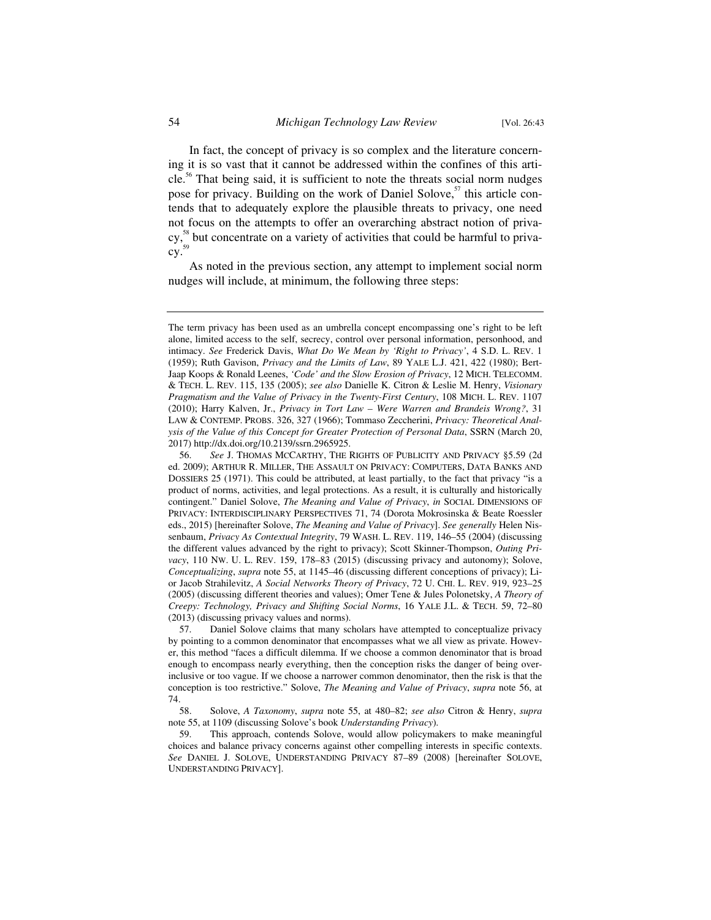In fact, the concept of privacy is so complex and the literature concerning it is so vast that it cannot be addressed within the confines of this article.[56] That being said, it is sufficient to note the threats social norm nudges pose for privacy. Building on the work of Daniel Solove,[57] this article contends that to adequately explore the plausible threats to privacy, one need not focus on the attempts to offer an overarching abstract notion of privacy,[58] but concentrate on a variety of activities that could be harmful to privacy.[59]

As noted in the previous section, any attempt to implement social norm nudges will include, at minimum, the following three steps:

---

The term privacy has been used as an umbrella concept encompassing one's right to be left alone, limited access to the self, secrecy, control over personal information, personhood, and intimacy. *See* Frederick Davis, *What Do We Mean by 'Right to Privacy'*, 4 S.D. L. REV. 1 (1959); Ruth Gavison, *Privacy and the Limits of Law*, 89 YALE L.J. 421, 422 (1980); Bert-Jaap Koops & Ronald Leenes, *'Code' and the Slow Erosion of Privacy*, 12 MICH. TELECOMM. & TECH. L. REV. 115, 135 (2005); *see also* Danielle K. Citron & Leslie M. Henry, *Visionary Pragmatism and the Value of Privacy in the Twenty-First Century*, 108 MICH. L. REV. 1107 (2010); Harry Kalven, Jr., *Privacy in Tort Law – Were Warren and Brandeis Wrong?*, 31 LAW & CONTEMP. PROBS. 326, 327 (1966); Tommaso Zeccherini, *Privacy: Theoretical Analysis of the Value of this Concept for Greater Protection of Personal Data*, SSRN (March 20, 2017) http://dx.doi.org/10.2139/ssrn.2965925.

56. *See* J. THOMAS MCCARTHY, THE RIGHTS OF PUBLICITY AND PRIVACY §5.59 (2d ed. 2009); ARTHUR R. MILLER, THE ASSAULT ON PRIVACY: COMPUTERS, DATA BANKS AND DOSSIERS 25 (1971). This could be attributed, at least partially, to the fact that privacy "is a product of norms, activities, and legal protections. As a result, it is culturally and historically contingent." Daniel Solove, *The Meaning and Value of Privacy*, *in* SOCIAL DIMENSIONS OF PRIVACY: INTERDISCIPLINARY PERSPECTIVES 71, 74 (Dorota Mokrosinska & Beate Roessler eds., 2015) [hereinafter Solove, *The Meaning and Value of Privacy*]. *See generally* Helen Nissenbaum, *Privacy As Contextual Integrity*, 79 WASH. L. REV. 119, 146–55 (2004) (discussing the different values advanced by the right to privacy); Scott Skinner-Thompson, *Outing Privacy*, 110 NW. U. L. REV. 159, 178–83 (2015) (discussing privacy and autonomy); Solove, *Conceptualizing*, *supra* note 55, at 1145–46 (discussing different conceptions of privacy); Lior Jacob Strahilevitz, *A Social Networks Theory of Privacy*, 72 U. CHI. L. REV. 919, 923–25 (2005) (discussing different theories and values); Omer Tene & Jules Polonetsky, *A Theory of Creepy: Technology, Privacy and Shifting Social Norms*, 16 YALE J.L. & TECH. 59, 72–80 (2013) (discussing privacy values and norms).

57. Daniel Solove claims that many scholars have attempted to conceptualize privacy by pointing to a common denominator that encompasses what we all view as private. However, this method "faces a difficult dilemma. If we choose a common denominator that is broad enough to encompass nearly everything, then the conception risks the danger of being overinclusive or too vague. If we choose a narrower common denominator, then the risk is that the conception is too restrictive." Solove, *The Meaning and Value of Privacy*, *supra* note 56, at 74.

58. Solove, *A Taxonomy*, *supra* note 55, at 480–82; *see also* Citron & Henry, *supra* note 55, at 1109 (discussing Solove's book *Understanding Privacy*).

59. This approach, contends Solove, would allow policymakers to make meaningful choices and balance privacy concerns against other compelling interests in specific contexts. *See* DANIEL J. SOLOVE, UNDERSTANDING PRIVACY 87–89 (2008) [hereinafter SOLOVE, UNDERSTANDING PRIVACY].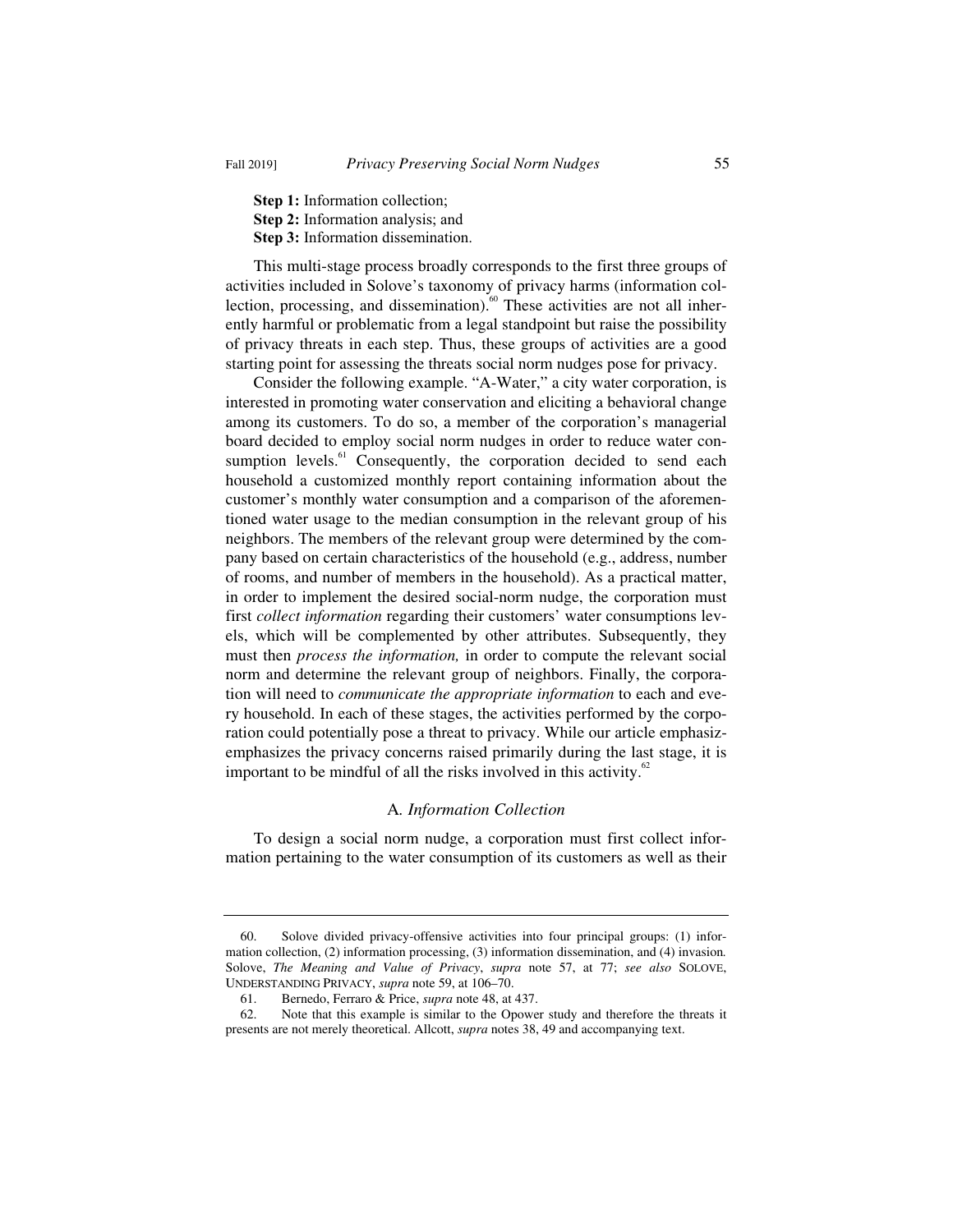**Step 1:** Information collection;
**Step 2:** Information analysis; and
**Step 3:** Information dissemination.

This multi-stage process broadly corresponds to the first three groups of activities included in Solove's taxonomy of privacy harms (information collection, processing, and dissemination).[60] These activities are not all inherently harmful or problematic from a legal standpoint but raise the possibility of privacy threats in each step. Thus, these groups of activities are a good starting point for assessing the threats social norm nudges pose for privacy.

Consider the following example. "A-Water," a city water corporation, is interested in promoting water conservation and eliciting a behavioral change among its customers. To do so, a member of the corporation's managerial board decided to employ social norm nudges in order to reduce water consumption levels.[61] Consequently, the corporation decided to send each household a customized monthly report containing information about the customer's monthly water consumption and a comparison of the aforementioned water usage to the median consumption in the relevant group of his neighbors. The members of the relevant group were determined by the company based on certain characteristics of the household (e.g., address, number of rooms, and number of members in the household). As a practical matter, in order to implement the desired social-norm nudge, the corporation must first *collect information* regarding their customers' water consumptions levels, which will be complemented by other attributes. Subsequently, they must then *process the information,* in order to compute the relevant social norm and determine the relevant group of neighbors. Finally, the corporation will need to *communicate the appropriate information* to each and every household. In each of these stages, the activities performed by the corporation could potentially pose a threat to privacy. While our article emphasizemphasizes the privacy concerns raised primarily during the last stage, it is important to be mindful of all the risks involved in this activity.[62]

### A. *Information Collection*

To design a social norm nudge, a corporation must first collect information pertaining to the water consumption of its customers as well as their

---

60. Solove divided privacy-offensive activities into four principal groups: (1) information collection, (2) information processing, (3) information dissemination, and (4) invasion. Solove, *The Meaning and Value of Privacy*, *supra* note 57, at 77; *see also* SOLOVE, UNDERSTANDING PRIVACY, *supra* note 59, at 106–70.

61. Bernedo, Ferraro & Price, *supra* note 48, at 437.

62. Note that this example is similar to the Opower study and therefore the threats it presents are not merely theoretical. Allcott, *supra* notes 38, 49 and accompanying text.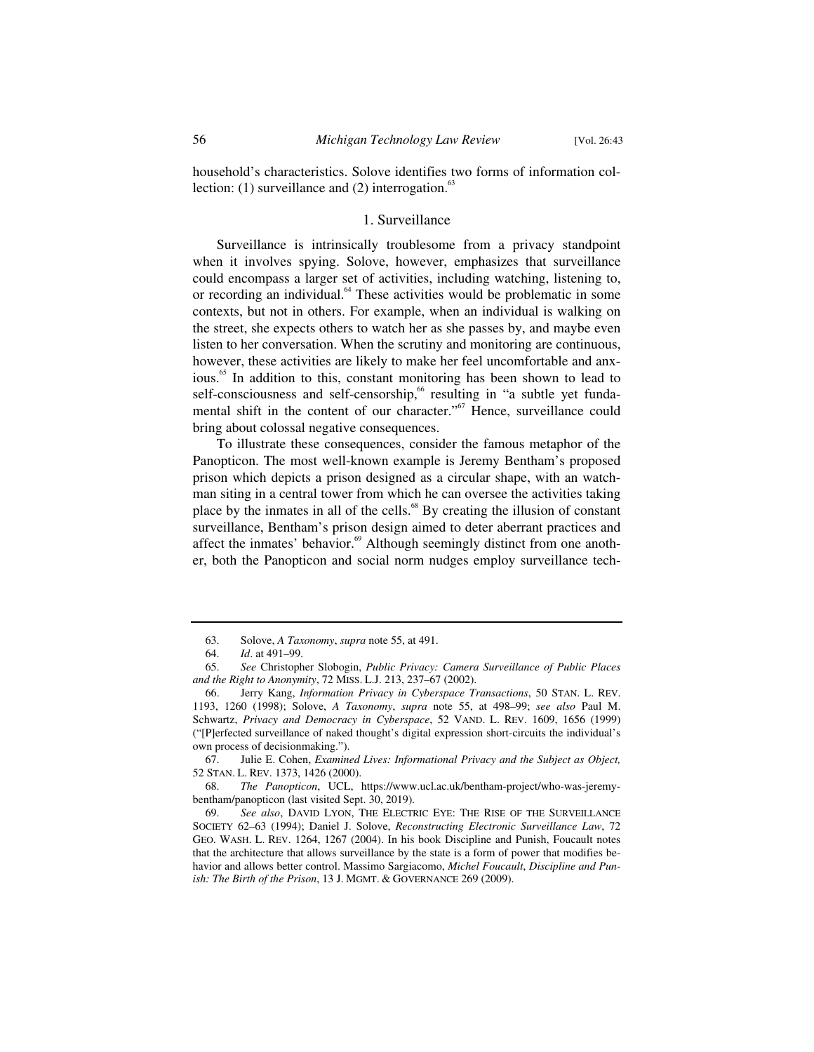household's characteristics. Solove identifies two forms of information collection: (1) surveillance and (2) interrogation.[63]

### 1. Surveillance

Surveillance is intrinsically troublesome from a privacy standpoint when it involves spying. Solove, however, emphasizes that surveillance could encompass a larger set of activities, including watching, listening to, or recording an individual.[64] These activities would be problematic in some contexts, but not in others. For example, when an individual is walking on the street, she expects others to watch her as she passes by, and maybe even listen to her conversation. When the scrutiny and monitoring are continuous, however, these activities are likely to make her feel uncomfortable and anxious.[65] In addition to this, constant monitoring has been shown to lead to self-consciousness and self-censorship,[66] resulting in "a subtle yet fundamental shift in the content of our character."[67] Hence, surveillance could bring about colossal negative consequences.

To illustrate these consequences, consider the famous metaphor of the Panopticon. The most well-known example is Jeremy Bentham's proposed prison which depicts a prison designed as a circular shape, with an watchman siting in a central tower from which he can oversee the activities taking place by the inmates in all of the cells.[68] By creating the illusion of constant surveillance, Bentham's prison design aimed to deter aberrant practices and affect the inmates' behavior.[69] Although seemingly distinct from one another, both the Panopticon and social norm nudges employ surveillance tech-

---

63. Solove, *A Taxonomy*, *supra* note 55, at 491.

64. *Id*. at 491–99.

65. *See* Christopher Slobogin, *Public Privacy: Camera Surveillance of Public Places and the Right to Anonymity*, 72 MISS. L.J. 213, 237–67 (2002).

66. Jerry Kang, *Information Privacy in Cyberspace Transactions*, 50 STAN. L. REV. 1193, 1260 (1998); Solove, *A Taxonomy*, *supra* note 55, at 498–99; *see also* Paul M. Schwartz, *Privacy and Democracy in Cyberspace*, 52 VAND. L. REV. 1609, 1656 (1999) ("[P]erfected surveillance of naked thought's digital expression short-circuits the individual's own process of decisionmaking.").

67. Julie E. Cohen, *Examined Lives: Informational Privacy and the Subject as Object,* 52 STAN. L. REV. 1373, 1426 (2000).

68. *The Panopticon*, UCL, https://www.ucl.ac.uk/bentham-project/who-was-jeremy-bentham/panopticon (last visited Sept. 30, 2019).

69. *See also*, DAVID LYON, THE ELECTRIC EYE: THE RISE OF THE SURVEILLANCE SOCIETY 62–63 (1994); Daniel J. Solove, *Reconstructing Electronic Surveillance Law*, 72 GEO. WASH. L. REV. 1264, 1267 (2004). In his book Discipline and Punish, Foucault notes that the architecture that allows surveillance by the state is a form of power that modifies behavior and allows better control. Massimo Sargiacomo, *Michel Foucault*, *Discipline and Punish: The Birth of the Prison*, 13 J. MGMT. & GOVERNANCE 269 (2009).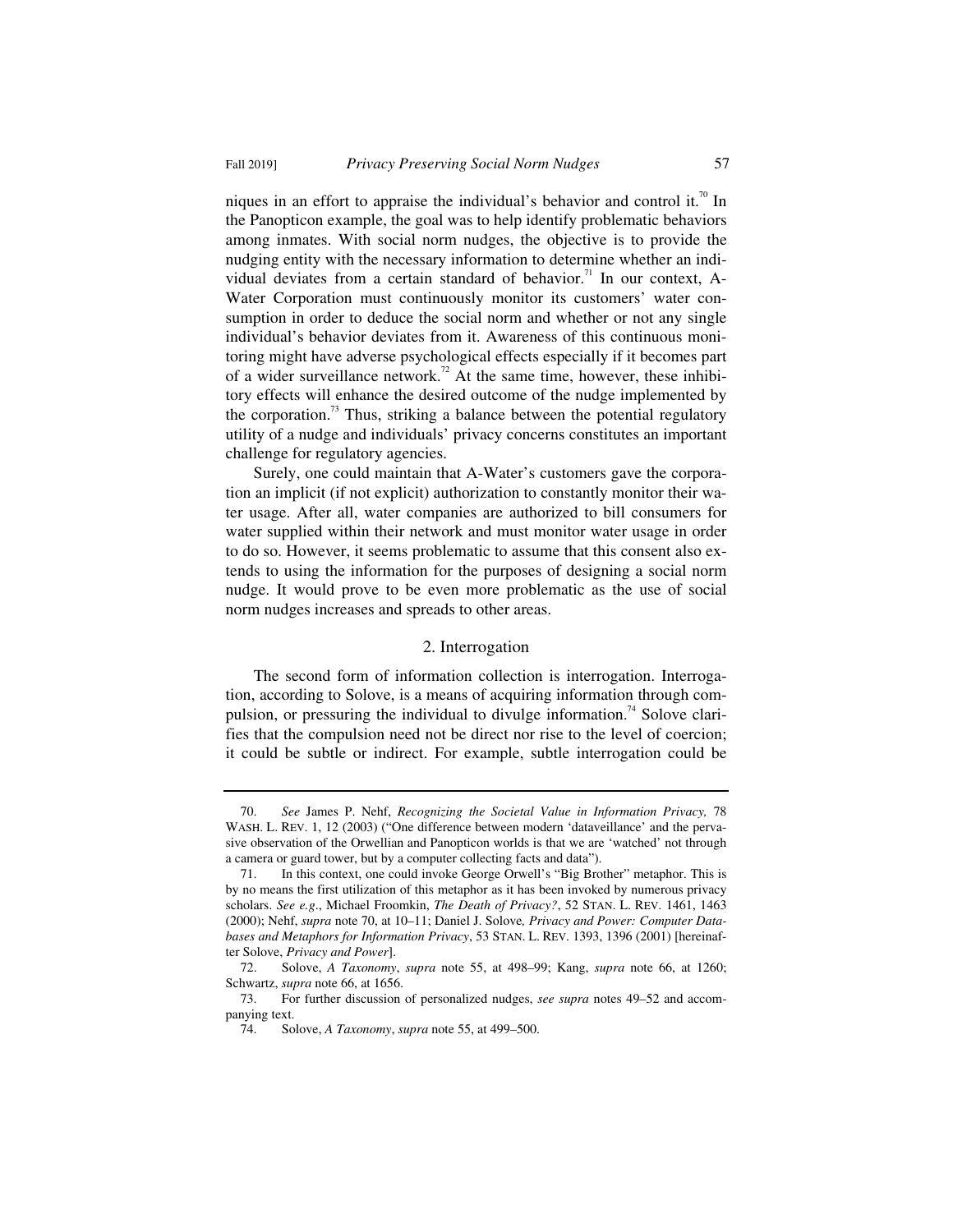niques in an effort to appraise the individual's behavior and control it.[70] In the Panopticon example, the goal was to help identify problematic behaviors among inmates. With social norm nudges, the objective is to provide the nudging entity with the necessary information to determine whether an individual deviates from a certain standard of behavior.[71] In our context, A-Water Corporation must continuously monitor its customers' water consumption in order to deduce the social norm and whether or not any single individual's behavior deviates from it. Awareness of this continuous monitoring might have adverse psychological effects especially if it becomes part of a wider surveillance network.[72] At the same time, however, these inhibitory effects will enhance the desired outcome of the nudge implemented by the corporation.[73] Thus, striking a balance between the potential regulatory utility of a nudge and individuals' privacy concerns constitutes an important challenge for regulatory agencies.

Surely, one could maintain that A-Water's customers gave the corporation an implicit (if not explicit) authorization to constantly monitor their water usage. After all, water companies are authorized to bill consumers for water supplied within their network and must monitor water usage in order to do so. However, it seems problematic to assume that this consent also extends to using the information for the purposes of designing a social norm nudge. It would prove to be even more problematic as the use of social norm nudges increases and spreads to other areas.

### 2. Interrogation

The second form of information collection is interrogation. Interrogation, according to Solove, is a means of acquiring information through compulsion, or pressuring the individual to divulge information.[74] Solove clarifies that the compulsion need not be direct nor rise to the level of coercion; it could be subtle or indirect. For example, subtle interrogation could be

---

70. *See* James P. Nehf, *Recognizing the Societal Value in Information Privacy,* 78 WASH. L. REV. 1, 12 (2003) ("One difference between modern 'dataveillance' and the pervasive observation of the Orwellian and Panopticon worlds is that we are 'watched' not through a camera or guard tower, but by a computer collecting facts and data").

71. In this context, one could invoke George Orwell's "Big Brother" metaphor. This is by no means the first utilization of this metaphor as it has been invoked by numerous privacy scholars. *See e.g*., Michael Froomkin, *The Death of Privacy?*, 52 STAN. L. REV. 1461, 1463 (2000); Nehf, *supra* note 70, at 10–11; Daniel J. Solove*, Privacy and Power: Computer Databases and Metaphors for Information Privacy*, 53 STAN. L. REV. 1393, 1396 (2001) [hereinafter Solove, *Privacy and Power*].

72. Solove, *A Taxonomy*, *supra* note 55, at 498–99; Kang, *supra* note 66, at 1260; Schwartz, *supra* note 66, at 1656.

73. For further discussion of personalized nudges, *see supra* notes 49–52 and accompanying text.

74. Solove, *A Taxonomy*, *supra* note 55, at 499–500.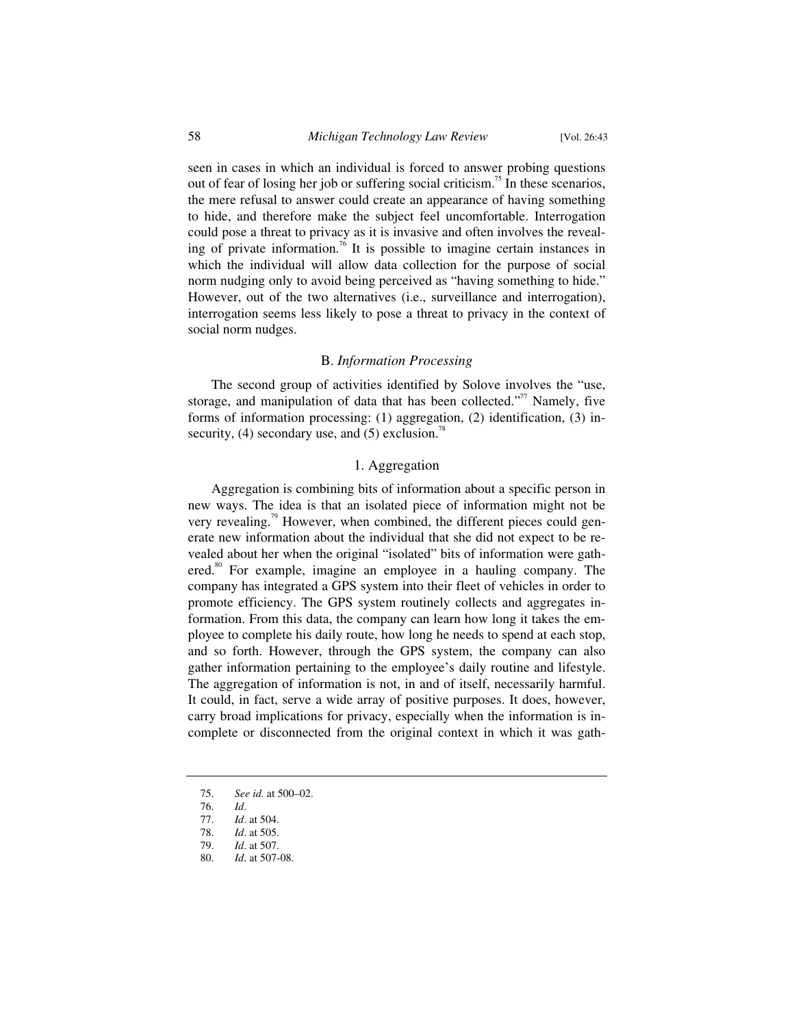seen in cases in which an individual is forced to answer probing questions out of fear of losing her job or suffering social criticism.[75] In these scenarios, the mere refusal to answer could create an appearance of having something to hide, and therefore make the subject feel uncomfortable. Interrogation could pose a threat to privacy as it is invasive and often involves the revealing of private information.[76] It is possible to imagine certain instances in which the individual will allow data collection for the purpose of social norm nudging only to avoid being perceived as "having something to hide." However, out of the two alternatives (i.e., surveillance and interrogation), interrogation seems less likely to pose a threat to privacy in the context of social norm nudges.

### B. *Information Processing*

The second group of activities identified by Solove involves the "use, storage, and manipulation of data that has been collected."[77] Namely, five forms of information processing: (1) aggregation, (2) identification, (3) insecurity, (4) secondary use, and (5) exclusion.[78]

#### 1. Aggregation

Aggregation is combining bits of information about a specific person in new ways. The idea is that an isolated piece of information might not be very revealing.[79] However, when combined, the different pieces could generate new information about the individual that she did not expect to be revealed about her when the original "isolated" bits of information were gathered.[80] For example, imagine an employee in a hauling company. The company has integrated a GPS system into their fleet of vehicles in order to promote efficiency. The GPS system routinely collects and aggregates information. From this data, the company can learn how long it takes the employee to complete his daily route, how long he needs to spend at each stop, and so forth. However, through the GPS system, the company can also gather information pertaining to the employee's daily routine and lifestyle. The aggregation of information is not, in and of itself, necessarily harmful. It could, in fact, serve a wide array of positive purposes. It does, however, carry broad implications for privacy, especially when the information is incomplete or disconnected from the original context in which it was gath-

---

75. *See id.* at 500–02.
76. *Id*.
77. *Id*. at 504.
78. *Id*. at 505.
79. *Id*. at 507.
80. *Id*. at 507-08.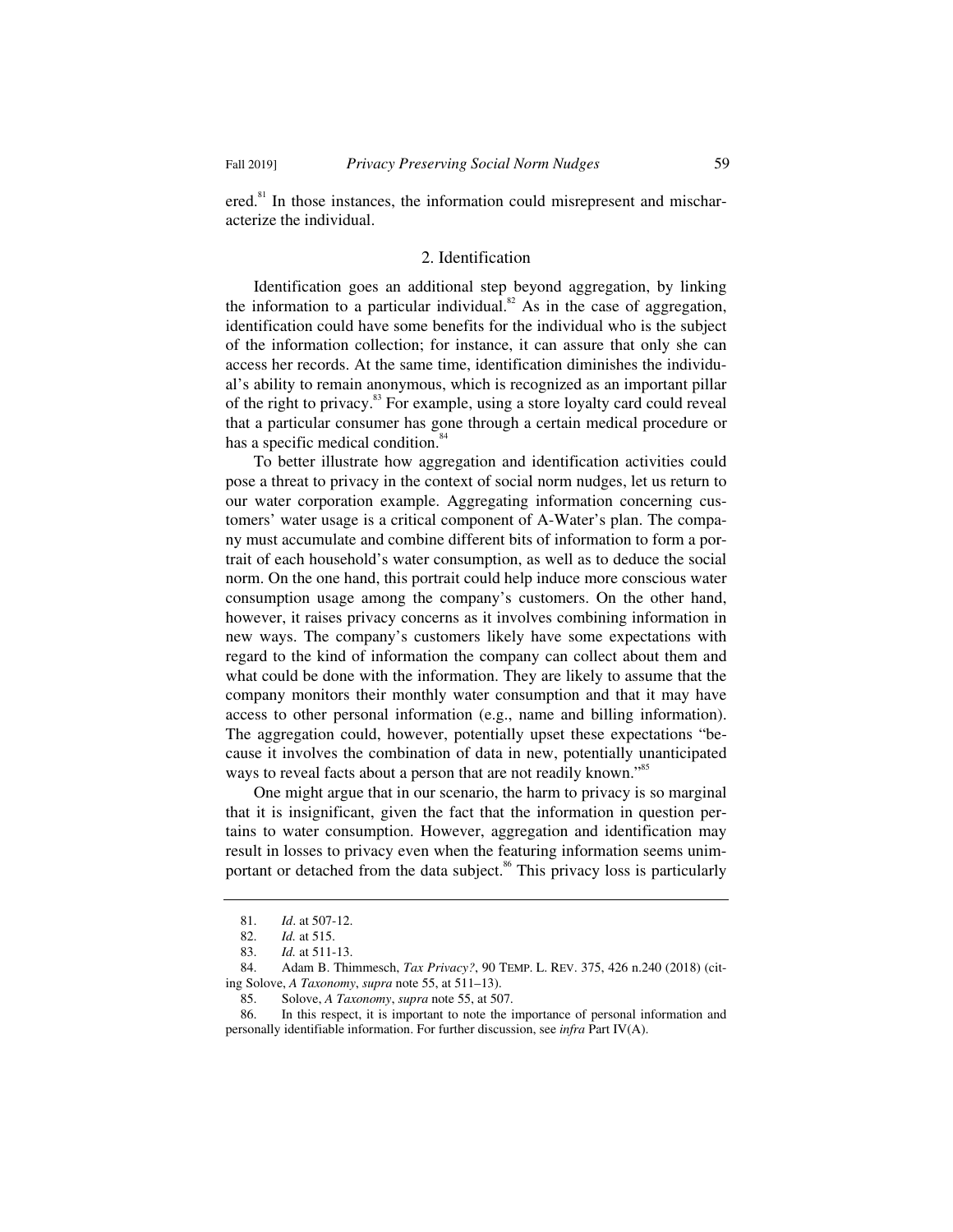ered.[81] In those instances, the information could misrepresent and mischaracterize the individual.

### 2. Identification

Identification goes an additional step beyond aggregation, by linking the information to a particular individual.[82] As in the case of aggregation, identification could have some benefits for the individual who is the subject of the information collection; for instance, it can assure that only she can access her records. At the same time, identification diminishes the individual's ability to remain anonymous, which is recognized as an important pillar of the right to privacy.[83] For example, using a store loyalty card could reveal that a particular consumer has gone through a certain medical procedure or has a specific medical condition.[84]

To better illustrate how aggregation and identification activities could pose a threat to privacy in the context of social norm nudges, let us return to our water corporation example. Aggregating information concerning customers' water usage is a critical component of A-Water's plan. The company must accumulate and combine different bits of information to form a portrait of each household's water consumption, as well as to deduce the social norm. On the one hand, this portrait could help induce more conscious water consumption usage among the company's customers. On the other hand, however, it raises privacy concerns as it involves combining information in new ways. The company's customers likely have some expectations with regard to the kind of information the company can collect about them and what could be done with the information. They are likely to assume that the company monitors their monthly water consumption and that it may have access to other personal information (e.g., name and billing information). The aggregation could, however, potentially upset these expectations "because it involves the combination of data in new, potentially unanticipated ways to reveal facts about a person that are not readily known."[85]

One might argue that in our scenario, the harm to privacy is so marginal that it is insignificant, given the fact that the information in question pertains to water consumption. However, aggregation and identification may result in losses to privacy even when the featuring information seems unimportant or detached from the data subject.[86] This privacy loss is particularly

---

81. *Id*. at 507-12.

82. *Id.* at 515.

83. *Id.* at 511-13.

84. Adam B. Thimmesch, *Tax Privacy?*, 90 TEMP. L. REV. 375, 426 n.240 (2018) (citing Solove, *A Taxonomy*, *supra* note 55, at 511–13).

85. Solove, *A Taxonomy*, *supra* note 55, at 507.

86. In this respect, it is important to note the importance of personal information and personally identifiable information. For further discussion, see *infra* Part IV(A).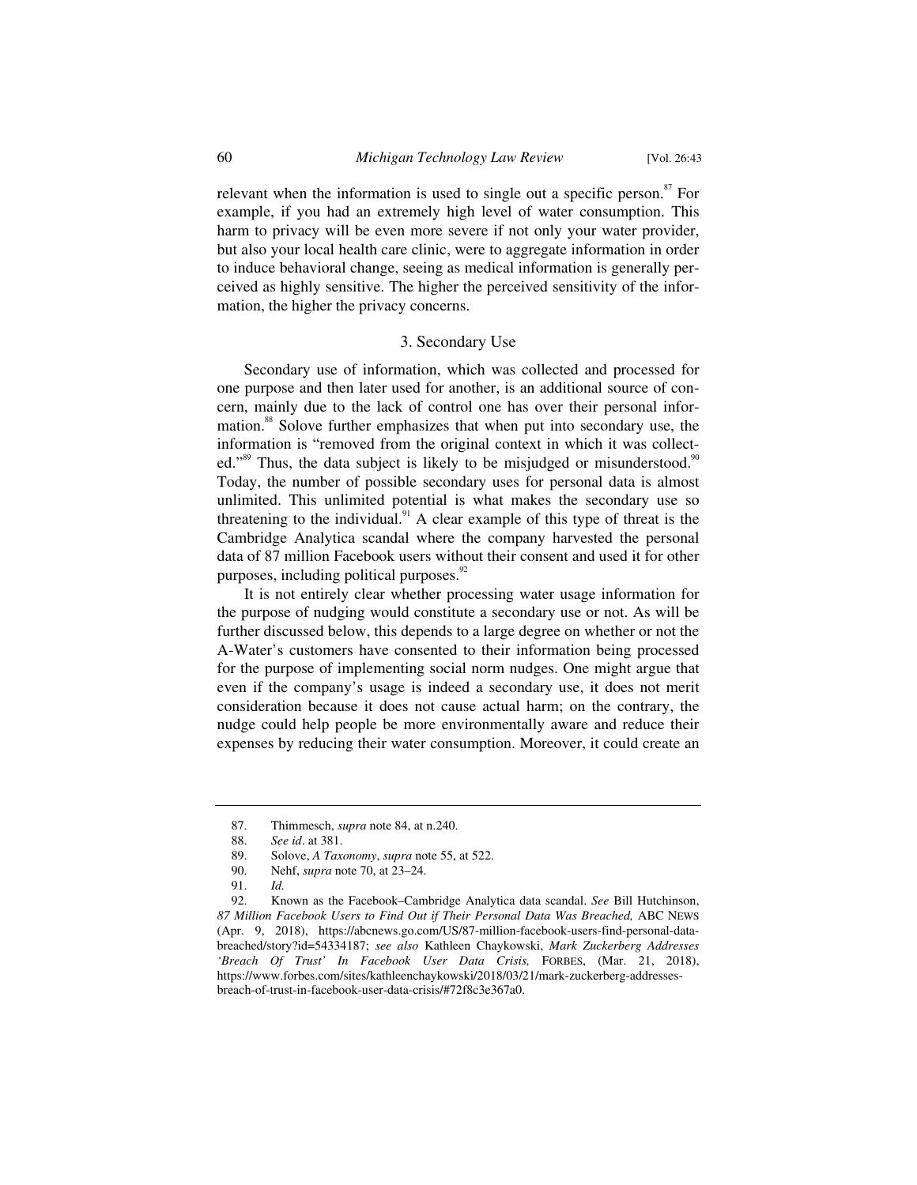relevant when the information is used to single out a specific person.[87] For example, if you had an extremely high level of water consumption. This harm to privacy will be even more severe if not only your water provider, but also your local health care clinic, were to aggregate information in order to induce behavioral change, seeing as medical information is generally perceived as highly sensitive. The higher the perceived sensitivity of the information, the higher the privacy concerns.

### 3. Secondary Use

Secondary use of information, which was collected and processed for one purpose and then later used for another, is an additional source of concern, mainly due to the lack of control one has over their personal information.[88] Solove further emphasizes that when put into secondary use, the information is "removed from the original context in which it was collected."[89] Thus, the data subject is likely to be misjudged or misunderstood.[90] Today, the number of possible secondary uses for personal data is almost unlimited. This unlimited potential is what makes the secondary use so threatening to the individual.[91] A clear example of this type of threat is the Cambridge Analytica scandal where the company harvested the personal data of 87 million Facebook users without their consent and used it for other purposes, including political purposes.[92]

It is not entirely clear whether processing water usage information for the purpose of nudging would constitute a secondary use or not. As will be further discussed below, this depends to a large degree on whether or not the A-Water's customers have consented to their information being processed for the purpose of implementing social norm nudges. One might argue that even if the company's usage is indeed a secondary use, it does not merit consideration because it does not cause actual harm; on the contrary, the nudge could help people be more environmentally aware and reduce their expenses by reducing their water consumption. Moreover, it could create an

---

87. Thimmesch, *supra* note 84, at n.240.

88. *See id*. at 381.

89. Solove, *A Taxonomy*, *supra* note 55, at 522.

90. Nehf, *supra* note 70, at 23–24.

91. *Id.*

92. Known as the Facebook–Cambridge Analytica data scandal. *See* Bill Hutchinson, *87 Million Facebook Users to Find Out if Their Personal Data Was Breached,* ABC NEWS (Apr. 9, 2018), https://abcnews.go.com/US/87-million-facebook-users-find-personal-data-breached/story?id=54334187; *see also* Kathleen Chaykowski, *Mark Zuckerberg Addresses 'Breach Of Trust' In Facebook User Data Crisis,* FORBES, (Mar. 21, 2018), https://www.forbes.com/sites/kathleenchaykowski/2018/03/21/mark-zuckerberg-addresses-breach-of-trust-in-facebook-user-data-crisis/#72f8c3e367a0.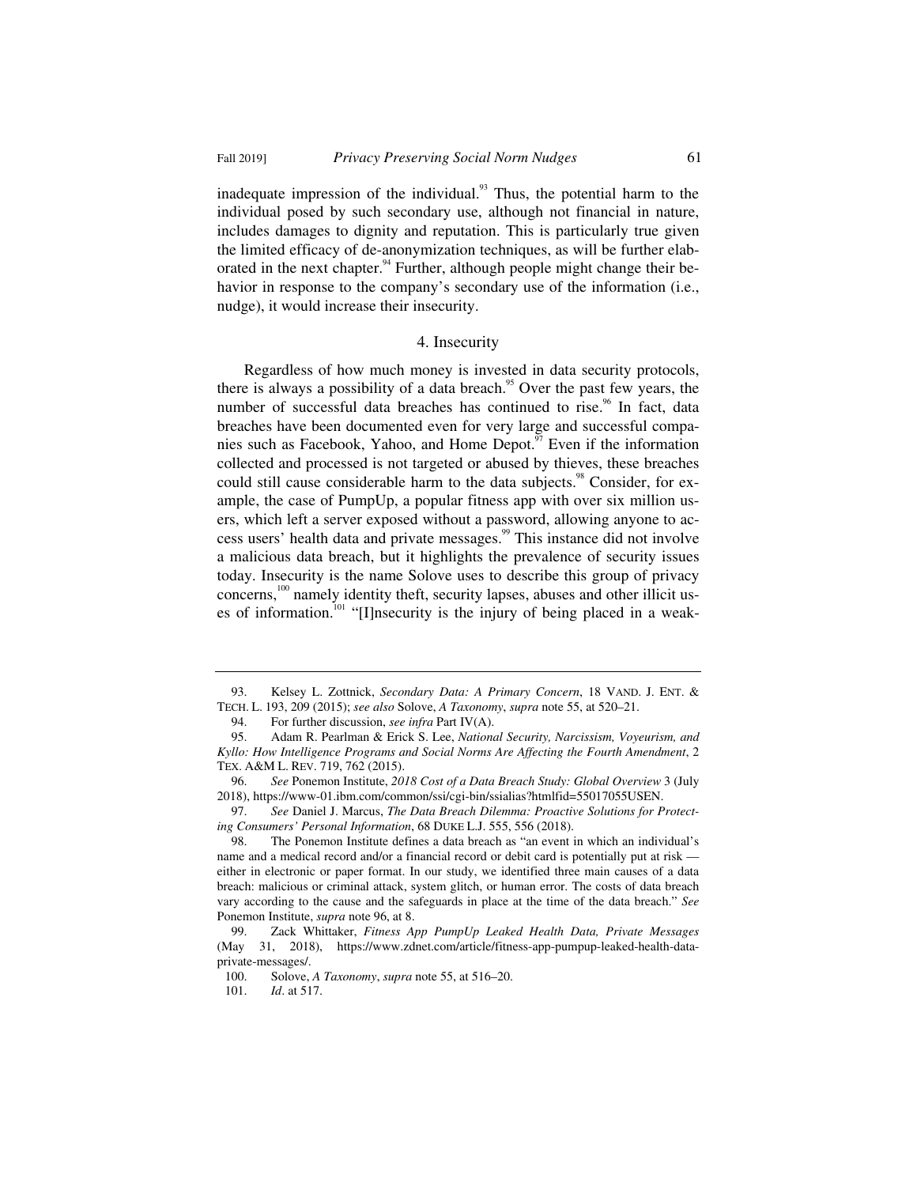inadequate impression of the individual.[93] Thus, the potential harm to the individual posed by such secondary use, although not financial in nature, includes damages to dignity and reputation. This is particularly true given the limited efficacy of de-anonymization techniques, as will be further elaborated in the next chapter.[94] Further, although people might change their behavior in response to the company's secondary use of the information (i.e., nudge), it would increase their insecurity.

#### 4. Insecurity

Regardless of how much money is invested in data security protocols, there is always a possibility of a data breach.[95] Over the past few years, the number of successful data breaches has continued to rise.[96] In fact, data breaches have been documented even for very large and successful companies such as Facebook, Yahoo, and Home Depot.[97] Even if the information collected and processed is not targeted or abused by thieves, these breaches could still cause considerable harm to the data subjects.[98] Consider, for example, the case of PumpUp, a popular fitness app with over six million users, which left a server exposed without a password, allowing anyone to access users' health data and private messages.[99] This instance did not involve a malicious data breach, but it highlights the prevalence of security issues today. Insecurity is the name Solove uses to describe this group of privacy concerns,[100] namely identity theft, security lapses, abuses and other illicit uses of information.[101] "[I]nsecurity is the injury of being placed in a weak-

---

93. Kelsey L. Zottnick, *Secondary Data: A Primary Concern*, 18 VAND. J. ENT. & TECH. L. 193, 209 (2015); *see also* Solove, *A Taxonomy*, *supra* note 55, at 520–21.

94. For further discussion, *see infra* Part IV(A).

95. Adam R. Pearlman & Erick S. Lee, *National Security, Narcissism, Voyeurism, and Kyllo: How Intelligence Programs and Social Norms Are Affecting the Fourth Amendment*, 2 TEX. A&M L. REV. 719, 762 (2015).

96. *See* Ponemon Institute, *2018 Cost of a Data Breach Study: Global Overview* 3 (July 2018), https://www-01.ibm.com/common/ssi/cgi-bin/ssialias?htmlfid=55017055USEN.

97. *See* Daniel J. Marcus, *The Data Breach Dilemma: Proactive Solutions for Protecting Consumers' Personal Information*, 68 DUKE L.J. 555, 556 (2018).

98. The Ponemon Institute defines a data breach as "an event in which an individual's name and a medical record and/or a financial record or debit card is potentially put at risk — either in electronic or paper format. In our study, we identified three main causes of a data breach: malicious or criminal attack, system glitch, or human error. The costs of data breach vary according to the cause and the safeguards in place at the time of the data breach." *See* Ponemon Institute, *supra* note 96, at 8.

99. Zack Whittaker, *Fitness App PumpUp Leaked Health Data, Private Messages* (May 31, 2018), https://www.zdnet.com/article/fitness-app-pumpup-leaked-health-data-private-messages/.

100. Solove, *A Taxonomy*, *supra* note 55, at 516–20.

101. *Id*. at 517.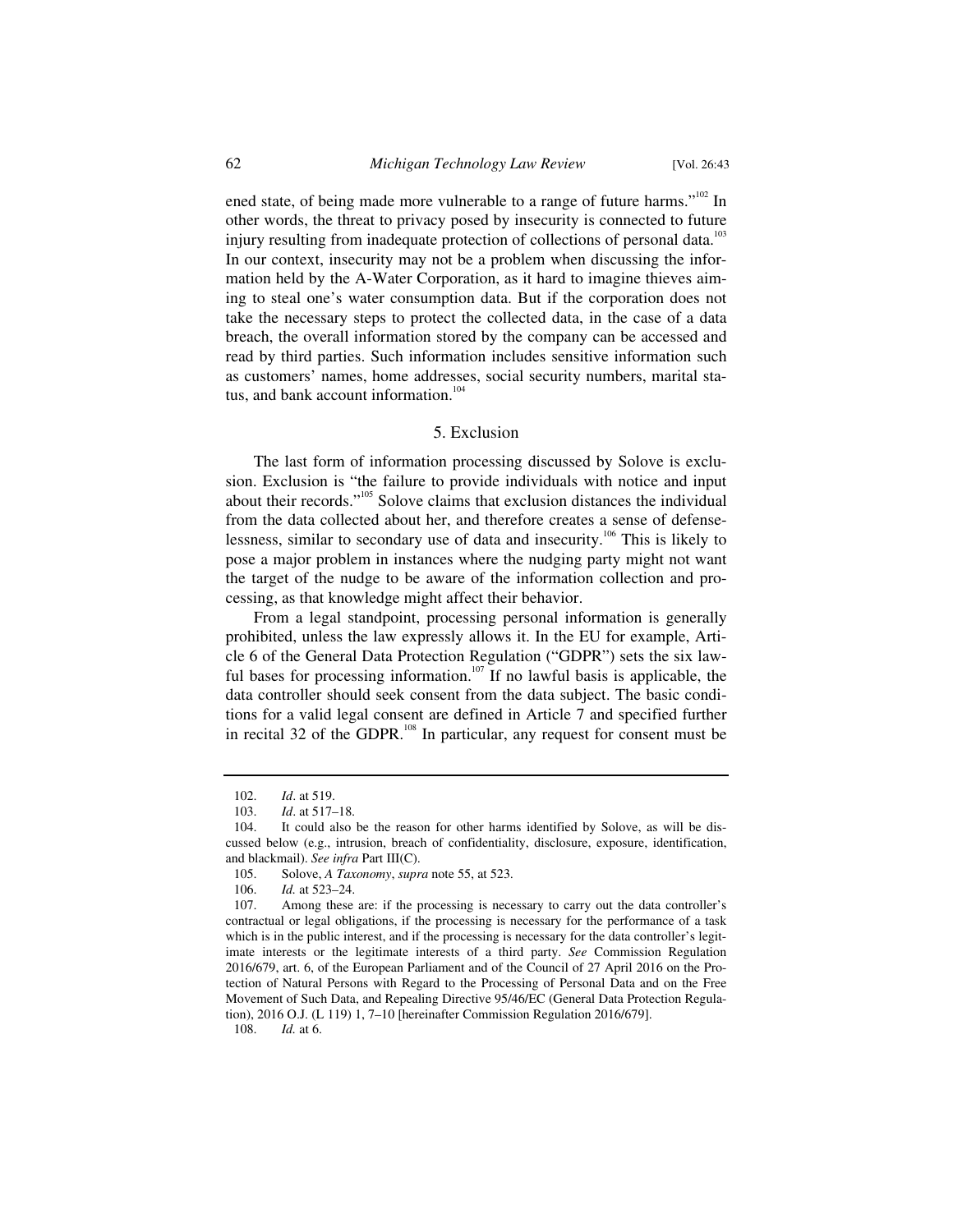ened state, of being made more vulnerable to a range of future harms."[102] In other words, the threat to privacy posed by insecurity is connected to future injury resulting from inadequate protection of collections of personal data.[103] In our context, insecurity may not be a problem when discussing the information held by the A-Water Corporation, as it hard to imagine thieves aiming to steal one's water consumption data. But if the corporation does not take the necessary steps to protect the collected data, in the case of a data breach, the overall information stored by the company can be accessed and read by third parties. Such information includes sensitive information such as customers' names, home addresses, social security numbers, marital status, and bank account information.[104]

### 5. Exclusion

The last form of information processing discussed by Solove is exclusion. Exclusion is "the failure to provide individuals with notice and input about their records."[105] Solove claims that exclusion distances the individual from the data collected about her, and therefore creates a sense of defenselessness, similar to secondary use of data and insecurity.[106] This is likely to pose a major problem in instances where the nudging party might not want the target of the nudge to be aware of the information collection and processing, as that knowledge might affect their behavior.

From a legal standpoint, processing personal information is generally prohibited, unless the law expressly allows it. In the EU for example, Article 6 of the General Data Protection Regulation ("GDPR") sets the six lawful bases for processing information.[107] If no lawful basis is applicable, the data controller should seek consent from the data subject. The basic conditions for a valid legal consent are defined in Article 7 and specified further in recital 32 of the GDPR.[108] In particular, any request for consent must be

---

102. *Id*. at 519.

103. *Id*. at 517–18.

104. It could also be the reason for other harms identified by Solove, as will be discussed below (e.g., intrusion, breach of confidentiality, disclosure, exposure, identification, and blackmail). *See infra* Part III(C).

105. Solove, *A Taxonomy*, *supra* note 55, at 523.

106. *Id.* at 523–24.

107. Among these are: if the processing is necessary to carry out the data controller's contractual or legal obligations, if the processing is necessary for the performance of a task which is in the public interest, and if the processing is necessary for the data controller's legitimate interests or the legitimate interests of a third party. *See* Commission Regulation 2016/679, art. 6, of the European Parliament and of the Council of 27 April 2016 on the Protection of Natural Persons with Regard to the Processing of Personal Data and on the Free Movement of Such Data, and Repealing Directive 95/46/EC (General Data Protection Regulation), 2016 O.J. (L 119) 1, 7–10 [hereinafter Commission Regulation 2016/679].

108. *Id.* at 6.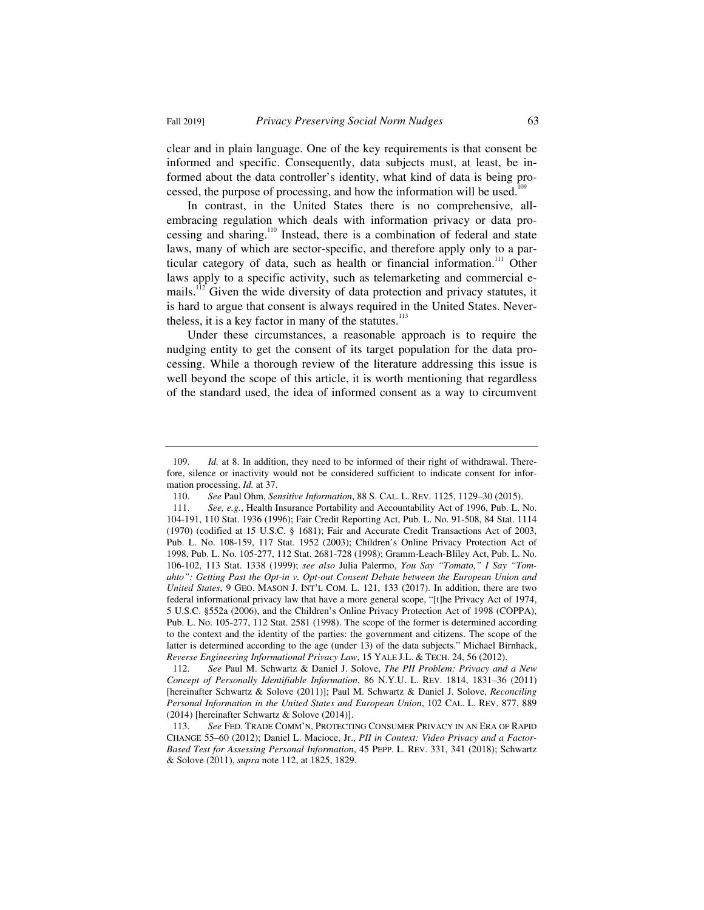clear and in plain language. One of the key requirements is that consent be informed and specific. Consequently, data subjects must, at least, be informed about the data controller's identity, what kind of data is being processed, the purpose of processing, and how the information will be used.[109]

In contrast, in the United States there is no comprehensive, all-embracing regulation which deals with information privacy or data processing and sharing.[110] Instead, there is a combination of federal and state laws, many of which are sector-specific, and therefore apply only to a particular category of data, such as health or financial information.[111] Other laws apply to a specific activity, such as telemarketing and commercial e-mails.[112] Given the wide diversity of data protection and privacy statutes, it is hard to argue that consent is always required in the United States. Nevertheless, it is a key factor in many of the statutes.[113]

Under these circumstances, a reasonable approach is to require the nudging entity to get the consent of its target population for the data processing. While a thorough review of the literature addressing this issue is well beyond the scope of this article, it is worth mentioning that regardless of the standard used, the idea of informed consent as a way to circumvent

---

109. *Id.* at 8. In addition, they need to be informed of their right of withdrawal. Therefore, silence or inactivity would not be considered sufficient to indicate consent for information processing. *Id.* at 37.

110. *See* Paul Ohm, *Sensitive Information*, 88 S. CAL. L. REV. 1125, 1129–30 (2015).

111. *See, e.g.*, Health Insurance Portability and Accountability Act of 1996, Pub. L. No. 104-191, 110 Stat. 1936 (1996); Fair Credit Reporting Act, Pub. L. No. 91-508, 84 Stat. 1114 (1970) (codified at 15 U.S.C. § 1681); Fair and Accurate Credit Transactions Act of 2003, Pub. L. No. 108-159, 117 Stat. 1952 (2003); Children's Online Privacy Protection Act of 1998, Pub. L. No. 105-277, 112 Stat. 2681-728 (1998); Gramm-Leach-Bliley Act, Pub. L. No. 106-102, 113 Stat. 1338 (1999); *see also* Julia Palermo, *You Say "Tomato," I Say "Tomahto": Getting Past the Opt-in v. Opt-out Consent Debate between the European Union and United States*, 9 GEO. MASON J. INT'L COM. L. 121, 133 (2017). In addition, there are two federal informational privacy law that have a more general scope, "[t]he Privacy Act of 1974, 5 U.S.C. §552a (2006), and the Children's Online Privacy Protection Act of 1998 (COPPA), Pub. L. No. 105-277, 112 Stat. 2581 (1998). The scope of the former is determined according to the context and the identity of the parties: the government and citizens. The scope of the latter is determined according to the age (under 13) of the data subjects." Michael Birnhack, *Reverse Engineering Informational Privacy Law*, 15 YALE J.L. & TECH. 24, 56 (2012).

112. *See* Paul M. Schwartz & Daniel J. Solove, *The PII Problem: Privacy and a New Concept of Personally Identifiable Information*, 86 N.Y.U. L. REV. 1814, 1831–36 (2011) [hereinafter Schwartz & Solove (2011)]; Paul M. Schwartz & Daniel J. Solove, *Reconciling Personal Information in the United States and European Union*, 102 CAL. L. REV. 877, 889 (2014) [hereinafter Schwartz & Solove (2014)].

113. *See* FED. TRADE COMM'N, PROTECTING CONSUMER PRIVACY IN AN ERA OF RAPID CHANGE 55–60 (2012); Daniel L. Macioce, Jr., *PII in Context: Video Privacy and a Factor-Based Test for Assessing Personal Information*, 45 PEPP. L. REV. 331, 341 (2018); Schwartz & Solove (2011), *supra* note 112, at 1825, 1829.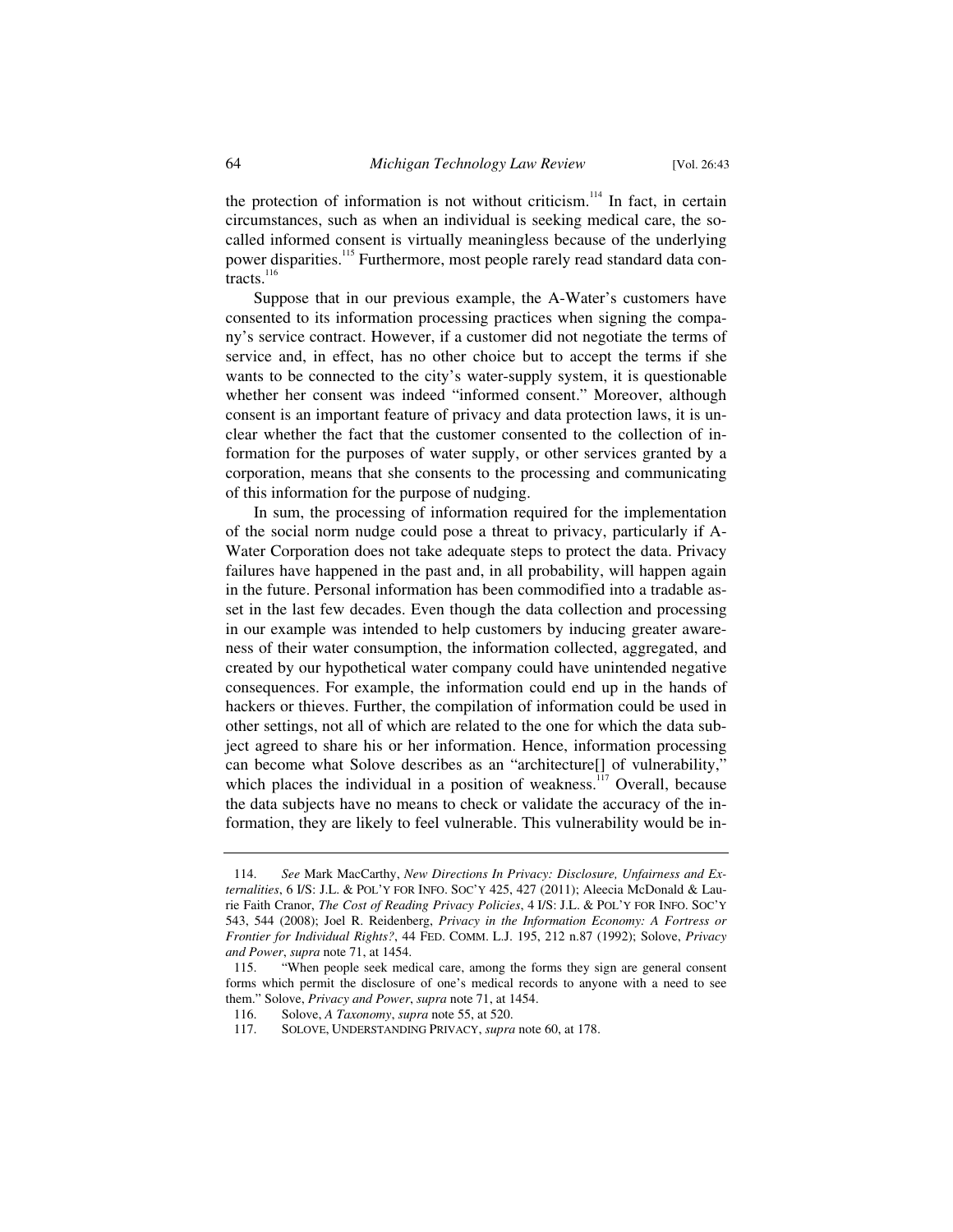the protection of information is not without criticism.[114] In fact, in certain circumstances, such as when an individual is seeking medical care, the so-called informed consent is virtually meaningless because of the underlying power disparities.[115] Furthermore, most people rarely read standard data contracts.[116]

Suppose that in our previous example, the A-Water's customers have consented to its information processing practices when signing the company's service contract. However, if a customer did not negotiate the terms of service and, in effect, has no other choice but to accept the terms if she wants to be connected to the city's water-supply system, it is questionable whether her consent was indeed "informed consent." Moreover, although consent is an important feature of privacy and data protection laws, it is unclear whether the fact that the customer consented to the collection of information for the purposes of water supply, or other services granted by a corporation, means that she consents to the processing and communicating of this information for the purpose of nudging.

In sum, the processing of information required for the implementation of the social norm nudge could pose a threat to privacy, particularly if A-Water Corporation does not take adequate steps to protect the data. Privacy failures have happened in the past and, in all probability, will happen again in the future. Personal information has been commodified into a tradable asset in the last few decades. Even though the data collection and processing in our example was intended to help customers by inducing greater awareness of their water consumption, the information collected, aggregated, and created by our hypothetical water company could have unintended negative consequences. For example, the information could end up in the hands of hackers or thieves. Further, the compilation of information could be used in other settings, not all of which are related to the one for which the data subject agreed to share his or her information. Hence, information processing can become what Solove describes as an "architecture[] of vulnerability," which places the individual in a position of weakness.[117] Overall, because the data subjects have no means to check or validate the accuracy of the information, they are likely to feel vulnerable. This vulnerability would be in-

---

114. *See* Mark MacCarthy, *New Directions In Privacy: Disclosure, Unfairness and Externalities*, 6 I/S: J.L. & POL'Y FOR INFO. SOC'Y 425, 427 (2011); Aleecia McDonald & Laurie Faith Cranor, *The Cost of Reading Privacy Policies*, 4 I/S: J.L. & POL'Y FOR INFO. SOC'Y 543, 544 (2008); Joel R. Reidenberg, *Privacy in the Information Economy: A Fortress or Frontier for Individual Rights?*, 44 FED. COMM. L.J. 195, 212 n.87 (1992); Solove, *Privacy and Power*, *supra* note 71, at 1454.

115. "When people seek medical care, among the forms they sign are general consent forms which permit the disclosure of one's medical records to anyone with a need to see them." Solove, *Privacy and Power*, *supra* note 71, at 1454.

116. Solove, *A Taxonomy*, *supra* note 55, at 520.

117. SOLOVE, UNDERSTANDING PRIVACY, *supra* note 60, at 178.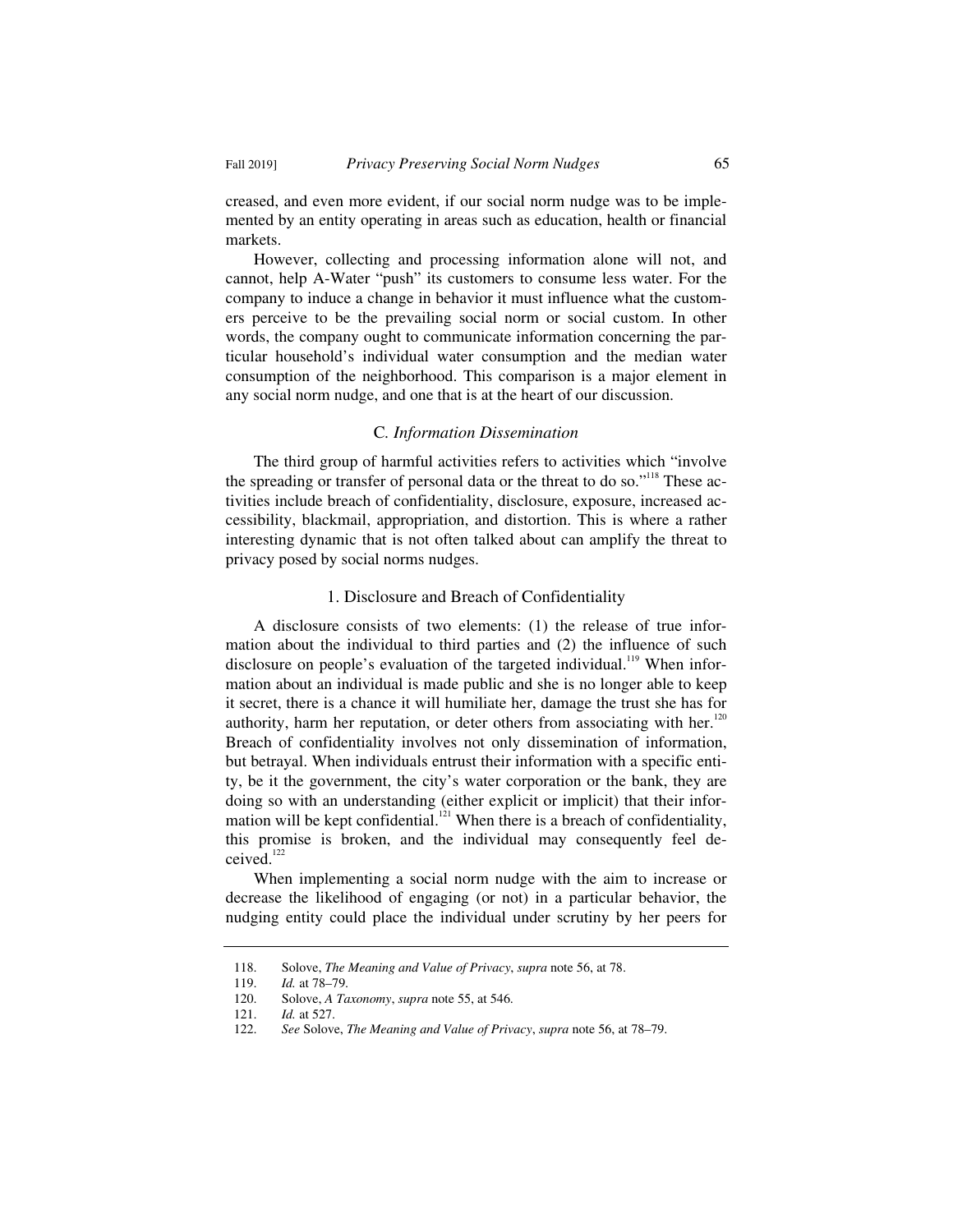creased, and even more evident, if our social norm nudge was to be implemented by an entity operating in areas such as education, health or financial markets.

However, collecting and processing information alone will not, and cannot, help A-Water "push" its customers to consume less water. For the company to induce a change in behavior it must influence what the customers perceive to be the prevailing social norm or social custom. In other words, the company ought to communicate information concerning the particular household's individual water consumption and the median water consumption of the neighborhood. This comparison is a major element in any social norm nudge, and one that is at the heart of our discussion.

### C. *Information Dissemination*

The third group of harmful activities refers to activities which "involve the spreading or transfer of personal data or the threat to do so."[118] These activities include breach of confidentiality, disclosure, exposure, increased accessibility, blackmail, appropriation, and distortion. This is where a rather interesting dynamic that is not often talked about can amplify the threat to privacy posed by social norms nudges.

#### 1. Disclosure and Breach of Confidentiality

A disclosure consists of two elements: (1) the release of true information about the individual to third parties and (2) the influence of such disclosure on people's evaluation of the targeted individual.[119] When information about an individual is made public and she is no longer able to keep it secret, there is a chance it will humiliate her, damage the trust she has for authority, harm her reputation, or deter others from associating with her.[120] Breach of confidentiality involves not only dissemination of information, but betrayal. When individuals entrust their information with a specific entity, be it the government, the city's water corporation or the bank, they are doing so with an understanding (either explicit or implicit) that their information will be kept confidential.[121] When there is a breach of confidentiality, this promise is broken, and the individual may consequently feel deceived.[122]

When implementing a social norm nudge with the aim to increase or decrease the likelihood of engaging (or not) in a particular behavior, the nudging entity could place the individual under scrutiny by her peers for

---

118. Solove, *The Meaning and Value of Privacy*, *supra* note 56, at 78.

119. *Id.* at 78–79.

120. Solove, *A Taxonomy*, *supra* note 55, at 546.

121. *Id.* at 527.

122. *See* Solove, *The Meaning and Value of Privacy*, *supra* note 56, at 78–79.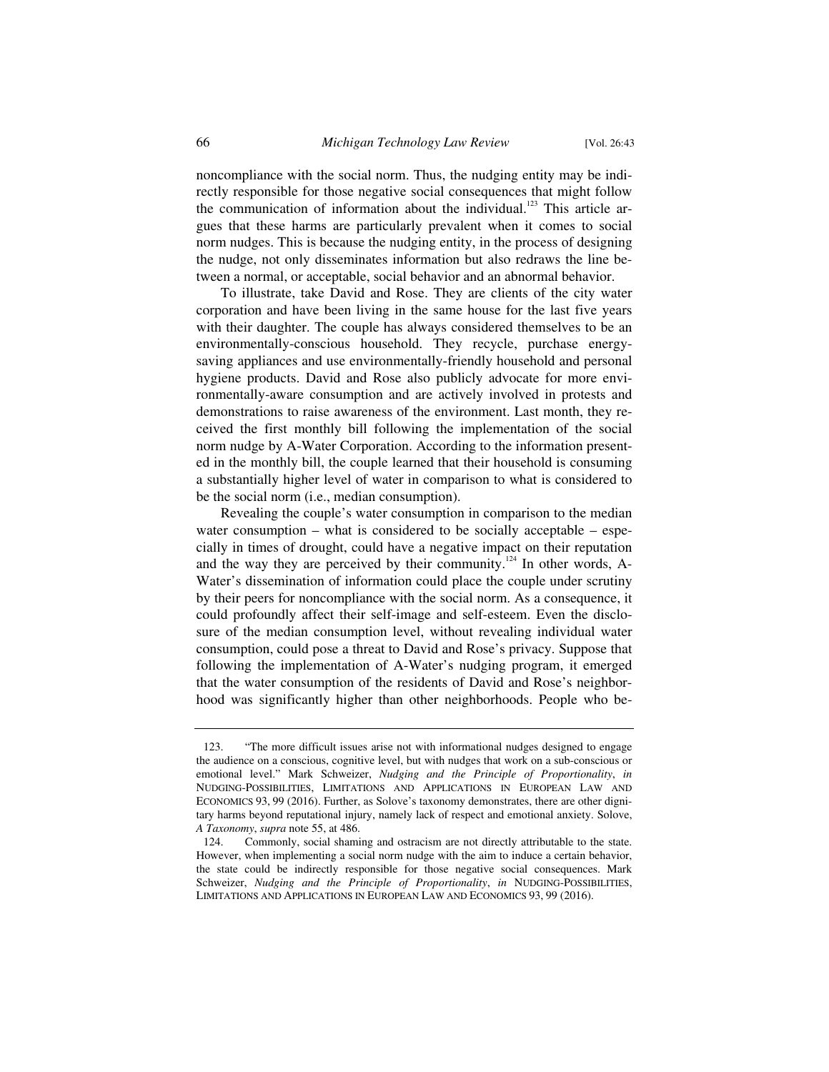noncompliance with the social norm. Thus, the nudging entity may be indirectly responsible for those negative social consequences that might follow the communication of information about the individual.[123] This article argues that these harms are particularly prevalent when it comes to social norm nudges. This is because the nudging entity, in the process of designing the nudge, not only disseminates information but also redraws the line between a normal, or acceptable, social behavior and an abnormal behavior.

To illustrate, take David and Rose. They are clients of the city water corporation and have been living in the same house for the last five years with their daughter. The couple has always considered themselves to be an environmentally-conscious household. They recycle, purchase energy-saving appliances and use environmentally-friendly household and personal hygiene products. David and Rose also publicly advocate for more environmentally-aware consumption and are actively involved in protests and demonstrations to raise awareness of the environment. Last month, they received the first monthly bill following the implementation of the social norm nudge by A-Water Corporation. According to the information presented in the monthly bill, the couple learned that their household is consuming a substantially higher level of water in comparison to what is considered to be the social norm (i.e., median consumption).

Revealing the couple's water consumption in comparison to the median water consumption – what is considered to be socially acceptable – especially in times of drought, could have a negative impact on their reputation and the way they are perceived by their community.[124] In other words, A-Water's dissemination of information could place the couple under scrutiny by their peers for noncompliance with the social norm. As a consequence, it could profoundly affect their self-image and self-esteem. Even the disclosure of the median consumption level, without revealing individual water consumption, could pose a threat to David and Rose's privacy. Suppose that following the implementation of A-Water's nudging program, it emerged that the water consumption of the residents of David and Rose's neighborhood was significantly higher than other neighborhoods. People who be-

---

123. "The more difficult issues arise not with informational nudges designed to engage the audience on a conscious, cognitive level, but with nudges that work on a sub-conscious or emotional level." Mark Schweizer, *Nudging and the Principle of Proportionality*, *in* NUDGING-POSSIBILITIES, LIMITATIONS AND APPLICATIONS IN EUROPEAN LAW AND ECONOMICS 93, 99 (2016). Further, as Solove's taxonomy demonstrates, there are other dignitary harms beyond reputational injury, namely lack of respect and emotional anxiety. Solove, *A Taxonomy*, *supra* note 55, at 486.

124. Commonly, social shaming and ostracism are not directly attributable to the state. However, when implementing a social norm nudge with the aim to induce a certain behavior, the state could be indirectly responsible for those negative social consequences. Mark Schweizer, *Nudging and the Principle of Proportionality*, *in* NUDGING-POSSIBILITIES, LIMITATIONS AND APPLICATIONS IN EUROPEAN LAW AND ECONOMICS 93, 99 (2016).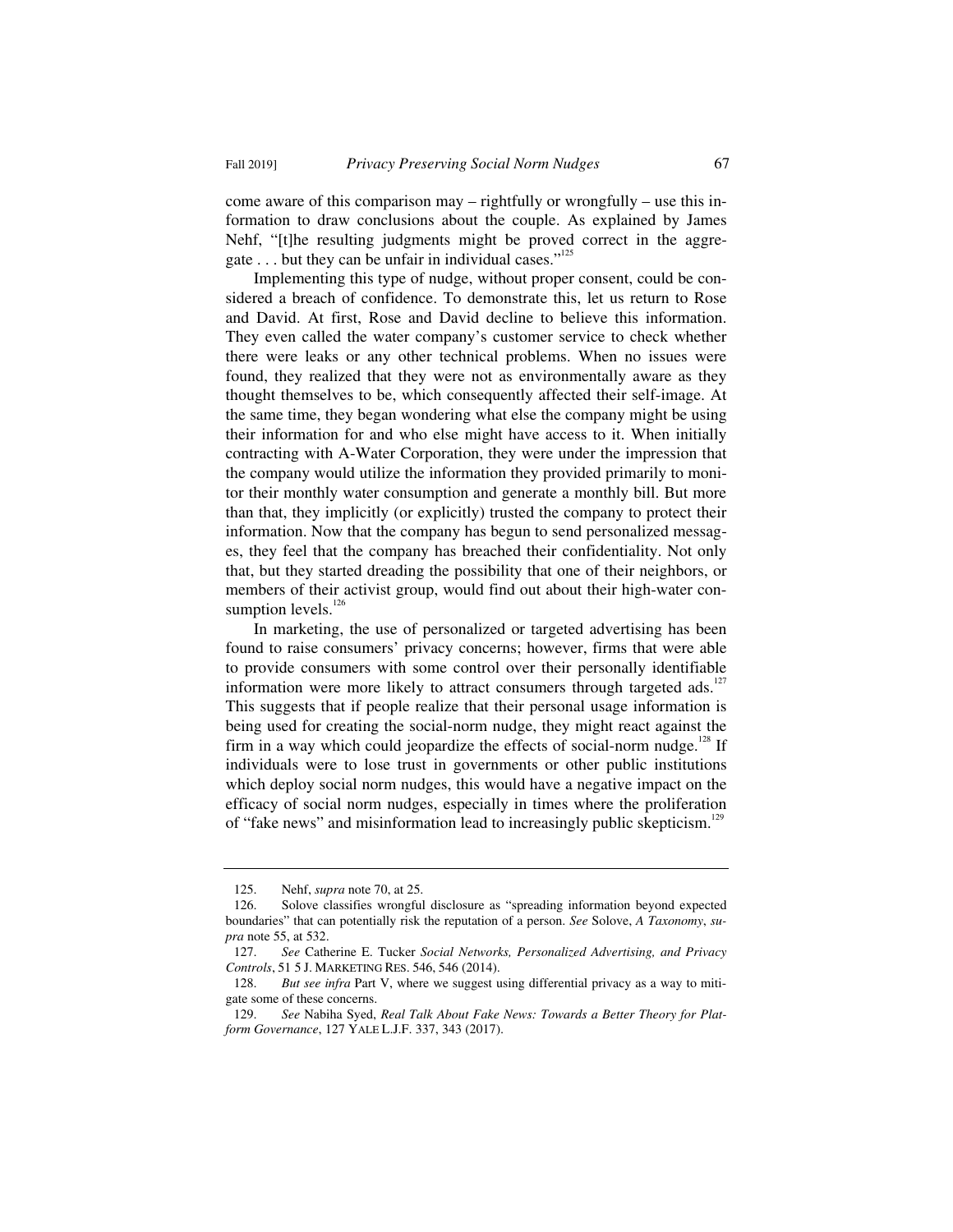come aware of this comparison may – rightfully or wrongfully – use this information to draw conclusions about the couple. As explained by James Nehf, "[t]he resulting judgments might be proved correct in the aggregate . . . but they can be unfair in individual cases."[125]

Implementing this type of nudge, without proper consent, could be considered a breach of confidence. To demonstrate this, let us return to Rose and David. At first, Rose and David decline to believe this information. They even called the water company's customer service to check whether there were leaks or any other technical problems. When no issues were found, they realized that they were not as environmentally aware as they thought themselves to be, which consequently affected their self-image. At the same time, they began wondering what else the company might be using their information for and who else might have access to it. When initially contracting with A-Water Corporation, they were under the impression that the company would utilize the information they provided primarily to monitor their monthly water consumption and generate a monthly bill. But more than that, they implicitly (or explicitly) trusted the company to protect their information. Now that the company has begun to send personalized messages, they feel that the company has breached their confidentiality. Not only that, but they started dreading the possibility that one of their neighbors, or members of their activist group, would find out about their high-water consumption levels.[126]

In marketing, the use of personalized or targeted advertising has been found to raise consumers' privacy concerns; however, firms that were able to provide consumers with some control over their personally identifiable information were more likely to attract consumers through targeted ads.[127] This suggests that if people realize that their personal usage information is being used for creating the social-norm nudge, they might react against the firm in a way which could jeopardize the effects of social-norm nudge.[128] If individuals were to lose trust in governments or other public institutions which deploy social norm nudges, this would have a negative impact on the efficacy of social norm nudges, especially in times where the proliferation of "fake news" and misinformation lead to increasingly public skepticism.[129]

---

125. Nehf, *supra* note 70, at 25.

126. Solove classifies wrongful disclosure as "spreading information beyond expected boundaries" that can potentially risk the reputation of a person. *See* Solove, *A Taxonomy*, *supra* note 55, at 532.

127. *See* Catherine E. Tucker *Social Networks, Personalized Advertising, and Privacy Controls*, 51 5 J. MARKETING RES. 546, 546 (2014).

128. *But see infra* Part V, where we suggest using differential privacy as a way to mitigate some of these concerns.

129. *See* Nabiha Syed, *Real Talk About Fake News: Towards a Better Theory for Platform Governance*, 127 YALE L.J.F. 337, 343 (2017).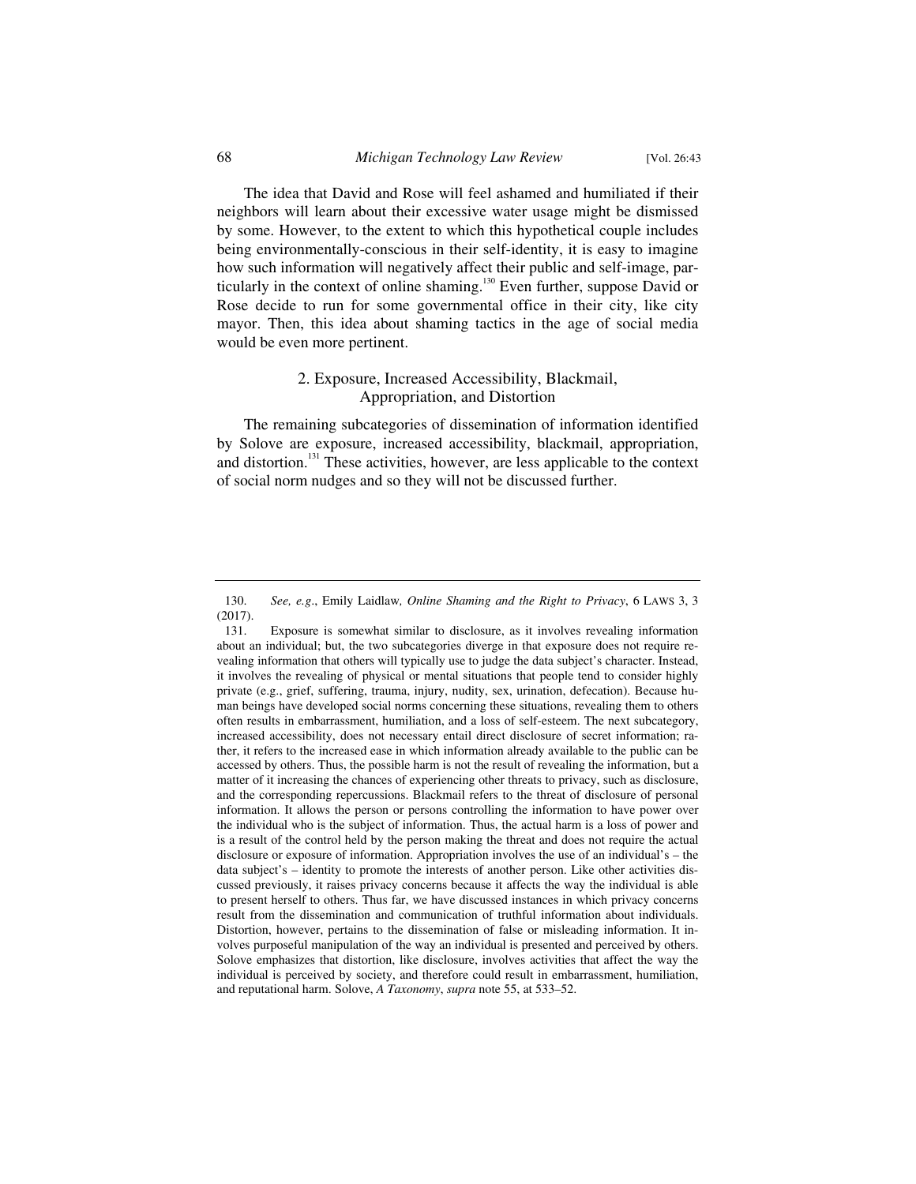The idea that David and Rose will feel ashamed and humiliated if their neighbors will learn about their excessive water usage might be dismissed by some. However, to the extent to which this hypothetical couple includes being environmentally-conscious in their self-identity, it is easy to imagine how such information will negatively affect their public and self-image, particularly in the context of online shaming.[130] Even further, suppose David or Rose decide to run for some governmental office in their city, like city mayor. Then, this idea about shaming tactics in the age of social media would be even more pertinent.

### 2. Exposure, Increased Accessibility, Blackmail, Appropriation, and Distortion

The remaining subcategories of dissemination of information identified by Solove are exposure, increased accessibility, blackmail, appropriation, and distortion.[131] These activities, however, are less applicable to the context of social norm nudges and so they will not be discussed further.

---

130. *See, e.g*., Emily Laidlaw*, Online Shaming and the Right to Privacy*, 6 LAWS 3, 3 (2017).

131. Exposure is somewhat similar to disclosure, as it involves revealing information about an individual; but, the two subcategories diverge in that exposure does not require revealing information that others will typically use to judge the data subject's character. Instead, it involves the revealing of physical or mental situations that people tend to consider highly private (e.g., grief, suffering, trauma, injury, nudity, sex, urination, defecation). Because human beings have developed social norms concerning these situations, revealing them to others often results in embarrassment, humiliation, and a loss of self-esteem. The next subcategory, increased accessibility, does not necessary entail direct disclosure of secret information; rather, it refers to the increased ease in which information already available to the public can be accessed by others. Thus, the possible harm is not the result of revealing the information, but a matter of it increasing the chances of experiencing other threats to privacy, such as disclosure, and the corresponding repercussions. Blackmail refers to the threat of disclosure of personal information. It allows the person or persons controlling the information to have power over the individual who is the subject of information. Thus, the actual harm is a loss of power and is a result of the control held by the person making the threat and does not require the actual disclosure or exposure of information. Appropriation involves the use of an individual's – the data subject's – identity to promote the interests of another person. Like other activities discussed previously, it raises privacy concerns because it affects the way the individual is able to present herself to others. Thus far, we have discussed instances in which privacy concerns result from the dissemination and communication of truthful information about individuals. Distortion, however, pertains to the dissemination of false or misleading information. It involves purposeful manipulation of the way an individual is presented and perceived by others. Solove emphasizes that distortion, like disclosure, involves activities that affect the way the individual is perceived by society, and therefore could result in embarrassment, humiliation, and reputational harm. Solove, *A Taxonomy*, *supra* note 55, at 533–52.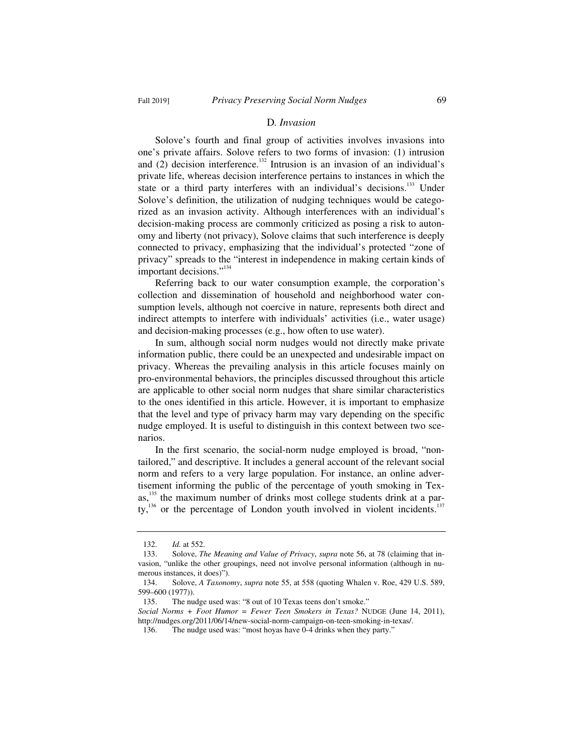### D. *Invasion*

Solove's fourth and final group of activities involves invasions into one's private affairs. Solove refers to two forms of invasion: (1) intrusion and (2) decision interference.[132] Intrusion is an invasion of an individual's private life, whereas decision interference pertains to instances in which the state or a third party interferes with an individual's decisions.[133] Under Solove's definition, the utilization of nudging techniques would be categorized as an invasion activity. Although interferences with an individual's decision-making process are commonly criticized as posing a risk to autonomy and liberty (not privacy), Solove claims that such interference is deeply connected to privacy, emphasizing that the individual's protected "zone of privacy" spreads to the "interest in independence in making certain kinds of important decisions."[134]

Referring back to our water consumption example, the corporation's collection and dissemination of household and neighborhood water consumption levels, although not coercive in nature, represents both direct and indirect attempts to interfere with individuals' activities (i.e., water usage) and decision-making processes (e.g., how often to use water).

In sum, although social norm nudges would not directly make private information public, there could be an unexpected and undesirable impact on privacy. Whereas the prevailing analysis in this article focuses mainly on pro-environmental behaviors, the principles discussed throughout this article are applicable to other social norm nudges that share similar characteristics to the ones identified in this article. However, it is important to emphasize that the level and type of privacy harm may vary depending on the specific nudge employed. It is useful to distinguish in this context between two scenarios.

In the first scenario, the social-norm nudge employed is broad, "non-tailored," and descriptive. It includes a general account of the relevant social norm and refers to a very large population. For instance, an online advertisement informing the public of the percentage of youth smoking in Texas,[135] the maximum number of drinks most college students drink at a party,[136] or the percentage of London youth involved in violent incidents.[137]

---

132. *Id.* at 552.

133. Solove, *The Meaning and Value of Privacy*, *supra* note 56, at 78 (claiming that invasion, "unlike the other groupings, need not involve personal information (although in numerous instances, it does)").

134. Solove, *A Taxonomy*, *supra* note 55, at 558 (quoting Whalen v. Roe, 429 U.S. 589, 599–600 (1977)).

135. The nudge used was: "8 out of 10 Texas teens don't smoke." *Social Norms + Foot Humor = Fewer Teen Smokers in Texas?* NUDGE (June 14, 2011), http://nudges.org/2011/06/14/new-social-norm-campaign-on-teen-smoking-in-texas/.

136. The nudge used was: "most hoyas have 0-4 drinks when they party."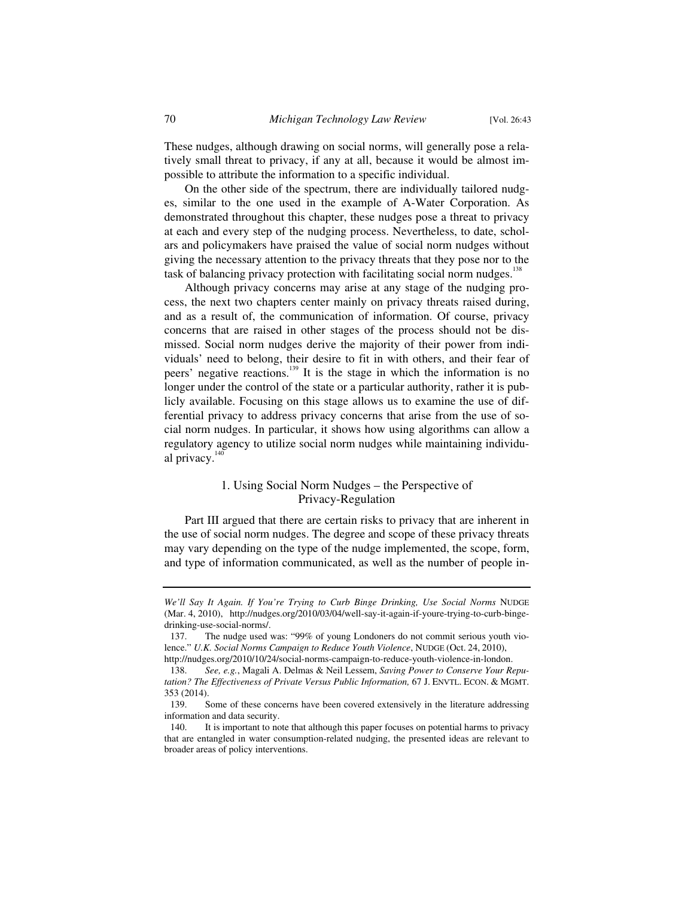These nudges, although drawing on social norms, will generally pose a relatively small threat to privacy, if any at all, because it would be almost impossible to attribute the information to a specific individual.

On the other side of the spectrum, there are individually tailored nudges, similar to the one used in the example of A-Water Corporation. As demonstrated throughout this chapter, these nudges pose a threat to privacy at each and every step of the nudging process. Nevertheless, to date, scholars and policymakers have praised the value of social norm nudges without giving the necessary attention to the privacy threats that they pose nor to the task of balancing privacy protection with facilitating social norm nudges.[138]

Although privacy concerns may arise at any stage of the nudging process, the next two chapters center mainly on privacy threats raised during, and as a result of, the communication of information. Of course, privacy concerns that are raised in other stages of the process should not be dismissed. Social norm nudges derive the majority of their power from individuals' need to belong, their desire to fit in with others, and their fear of peers' negative reactions.[139] It is the stage in which the information is no longer under the control of the state or a particular authority, rather it is publicly available. Focusing on this stage allows us to examine the use of differential privacy to address privacy concerns that arise from the use of social norm nudges. In particular, it shows how using algorithms can allow a regulatory agency to utilize social norm nudges while maintaining individual privacy.[140]

### 1. Using Social Norm Nudges – the Perspective of Privacy-Regulation

Part III argued that there are certain risks to privacy that are inherent in the use of social norm nudges. The degree and scope of these privacy threats may vary depending on the type of the nudge implemented, the scope, form, and type of information communicated, as well as the number of people in-

---

*We'll Say It Again. If You're Trying to Curb Binge Drinking, Use Social Norms* NUDGE (Mar. 4, 2010), http://nudges.org/2010/03/04/well-say-it-again-if-youre-trying-to-curb-binge-drinking-use-social-norms/.

137. The nudge used was: "99% of young Londoners do not commit serious youth violence." *U.K. Social Norms Campaign to Reduce Youth Violence*, NUDGE (Oct. 24, 2010), http://nudges.org/2010/10/24/social-norms-campaign-to-reduce-youth-violence-in-london.

138. *See, e.g.*, Magali A. Delmas & Neil Lessem, *Saving Power to Conserve Your Reputation? The Effectiveness of Private Versus Public Information,* 67 J. ENVTL. ECON. & MGMT. 353 (2014).

139. Some of these concerns have been covered extensively in the literature addressing information and data security.

140. It is important to note that although this paper focuses on potential harms to privacy that are entangled in water consumption-related nudging, the presented ideas are relevant to broader areas of policy interventions.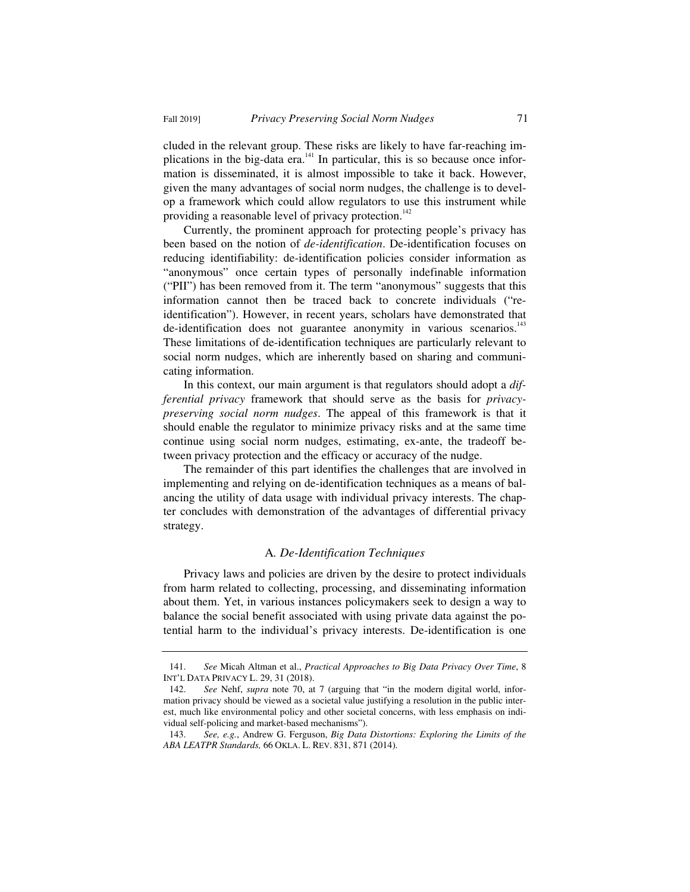cluded in the relevant group. These risks are likely to have far-reaching implications in the big-data era.[141] In particular, this is so because once information is disseminated, it is almost impossible to take it back. However, given the many advantages of social norm nudges, the challenge is to develop a framework which could allow regulators to use this instrument while providing a reasonable level of privacy protection.[142]

Currently, the prominent approach for protecting people's privacy has been based on the notion of *de-identification*. De-identification focuses on reducing identifiability: de-identification policies consider information as "anonymous" once certain types of personally indefinable information ("PII") has been removed from it. The term "anonymous" suggests that this information cannot then be traced back to concrete individuals ("re-identification"). However, in recent years, scholars have demonstrated that de-identification does not guarantee anonymity in various scenarios.[143] These limitations of de-identification techniques are particularly relevant to social norm nudges, which are inherently based on sharing and communicating information.

In this context, our main argument is that regulators should adopt a *differential privacy* framework that should serve as the basis for *privacy-preserving social norm nudges*. The appeal of this framework is that it should enable the regulator to minimize privacy risks and at the same time continue using social norm nudges, estimating, ex-ante, the tradeoff between privacy protection and the efficacy or accuracy of the nudge.

The remainder of this part identifies the challenges that are involved in implementing and relying on de-identification techniques as a means of balancing the utility of data usage with individual privacy interests. The chapter concludes with demonstration of the advantages of differential privacy strategy.

### A. *De-Identification Techniques*

Privacy laws and policies are driven by the desire to protect individuals from harm related to collecting, processing, and disseminating information about them. Yet, in various instances policymakers seek to design a way to balance the social benefit associated with using private data against the potential harm to the individual's privacy interests. De-identification is one

---

141. *See* Micah Altman et al., *Practical Approaches to Big Data Privacy Over Time*, 8 INT'L DATA PRIVACY L. 29, 31 (2018).

142. *See* Nehf, *supra* note 70, at 7 (arguing that "in the modern digital world, information privacy should be viewed as a societal value justifying a resolution in the public interest, much like environmental policy and other societal concerns, with less emphasis on individual self-policing and market-based mechanisms").

143. *See, e.g.*, Andrew G. Ferguson, *Big Data Distortions: Exploring the Limits of the ABA LEATPR Standards,* 66 OKLA. L. REV. 831, 871 (2014).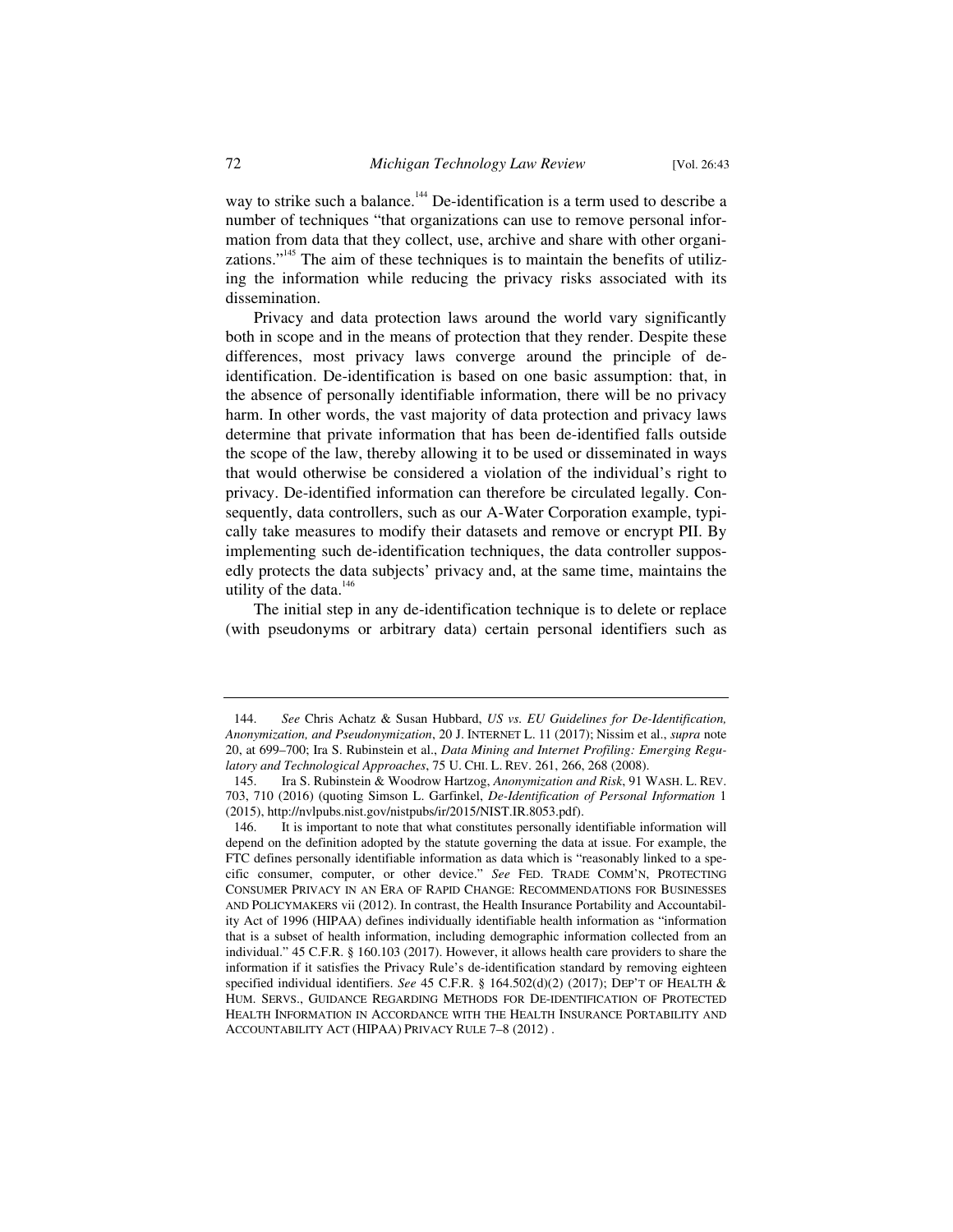way to strike such a balance.[144] De-identification is a term used to describe a number of techniques "that organizations can use to remove personal information from data that they collect, use, archive and share with other organizations."[145] The aim of these techniques is to maintain the benefits of utilizing the information while reducing the privacy risks associated with its dissemination.

Privacy and data protection laws around the world vary significantly both in scope and in the means of protection that they render. Despite these differences, most privacy laws converge around the principle of de-identification. De-identification is based on one basic assumption: that, in the absence of personally identifiable information, there will be no privacy harm. In other words, the vast majority of data protection and privacy laws determine that private information that has been de-identified falls outside the scope of the law, thereby allowing it to be used or disseminated in ways that would otherwise be considered a violation of the individual's right to privacy. De-identified information can therefore be circulated legally. Consequently, data controllers, such as our A-Water Corporation example, typically take measures to modify their datasets and remove or encrypt PII. By implementing such de-identification techniques, the data controller supposedly protects the data subjects' privacy and, at the same time, maintains the utility of the data.[146]

The initial step in any de-identification technique is to delete or replace (with pseudonyms or arbitrary data) certain personal identifiers such as

---

144. *See* Chris Achatz & Susan Hubbard, *US vs. EU Guidelines for De-Identification, Anonymization, and Pseudonymization*, 20 J. INTERNET L. 11 (2017); Nissim et al., *supra* note 20, at 699–700; Ira S. Rubinstein et al., *Data Mining and Internet Profiling: Emerging Regulatory and Technological Approaches*, 75 U. CHI. L. REV. 261, 266, 268 (2008).

145. Ira S. Rubinstein & Woodrow Hartzog, *Anonymization and Risk*, 91 WASH. L. REV. 703, 710 (2016) (quoting Simson L. Garfinkel, *De-Identification of Personal Information* 1 (2015), http://nvlpubs.nist.gov/nistpubs/ir/2015/NIST.IR.8053.pdf).

146. It is important to note that what constitutes personally identifiable information will depend on the definition adopted by the statute governing the data at issue. For example, the FTC defines personally identifiable information as data which is "reasonably linked to a specific consumer, computer, or other device." *See* FED. TRADE COMM'N, PROTECTING CONSUMER PRIVACY IN AN ERA OF RAPID CHANGE: RECOMMENDATIONS FOR BUSINESSES AND POLICYMAKERS vii (2012). In contrast, the Health Insurance Portability and Accountability Act of 1996 (HIPAA) defines individually identifiable health information as "information that is a subset of health information, including demographic information collected from an individual." 45 C.F.R. § 160.103 (2017). However, it allows health care providers to share the information if it satisfies the Privacy Rule's de-identification standard by removing eighteen specified individual identifiers. *See* 45 C.F.R. § 164.502(d)(2) (2017); DEP'T OF HEALTH & HUM. SERVS., GUIDANCE REGARDING METHODS FOR DE-IDENTIFICATION OF PROTECTED HEALTH INFORMATION IN ACCORDANCE WITH THE HEALTH INSURANCE PORTABILITY AND ACCOUNTABILITY ACT (HIPAA) PRIVACY RULE 7–8 (2012) .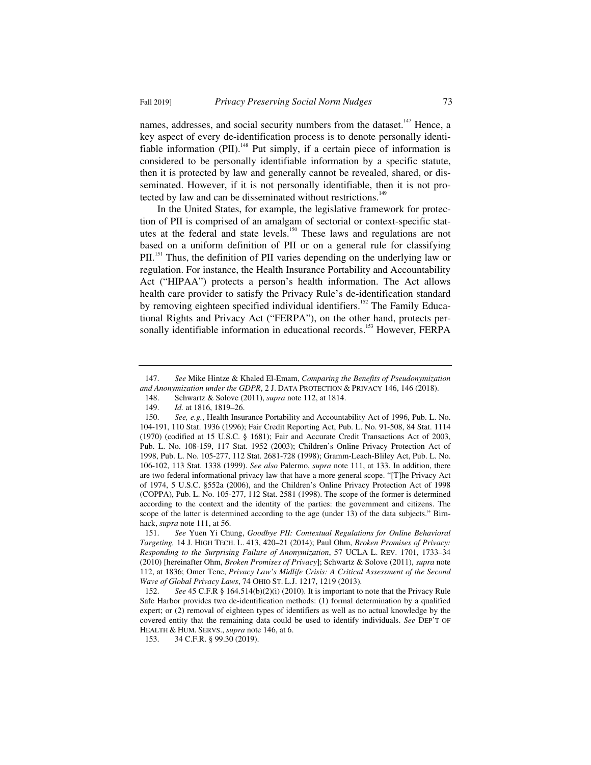names, addresses, and social security numbers from the dataset.[147] Hence, a key aspect of every de-identification process is to denote personally identifiable information (PII).[148] Put simply, if a certain piece of information is considered to be personally identifiable information by a specific statute, then it is protected by law and generally cannot be revealed, shared, or disseminated. However, if it is not personally identifiable, then it is not protected by law and can be disseminated without restrictions.[149]

In the United States, for example, the legislative framework for protection of PII is comprised of an amalgam of sectorial or context-specific statutes at the federal and state levels.[150] These laws and regulations are not based on a uniform definition of PII or on a general rule for classifying PII.[151] Thus, the definition of PII varies depending on the underlying law or regulation. For instance, the Health Insurance Portability and Accountability Act ("HIPAA") protects a person's health information. The Act allows health care provider to satisfy the Privacy Rule's de-identification standard by removing eighteen specified individual identifiers.[152] The Family Educational Rights and Privacy Act ("FERPA"), on the other hand, protects personally identifiable information in educational records.[153] However, FERPA

---

147. *See* Mike Hintze & Khaled El-Emam, *Comparing the Benefits of Pseudonymization and Anonymization under the GDPR*, 2 J. DATA PROTECTION & PRIVACY 146, 146 (2018).

148. Schwartz & Solove (2011), *supra* note 112, at 1814.

149. *Id.* at 1816, 1819–26.

150. *See, e.g.*, Health Insurance Portability and Accountability Act of 1996, Pub. L. No. 104-191, 110 Stat. 1936 (1996); Fair Credit Reporting Act, Pub. L. No. 91-508, 84 Stat. 1114 (1970) (codified at 15 U.S.C. § 1681); Fair and Accurate Credit Transactions Act of 2003, Pub. L. No. 108-159, 117 Stat. 1952 (2003); Children's Online Privacy Protection Act of 1998, Pub. L. No. 105-277, 112 Stat. 2681-728 (1998); Gramm-Leach-Bliley Act, Pub. L. No. 106-102, 113 Stat. 1338 (1999). *See also* Palermo, *supra* note 111, at 133. In addition, there are two federal informational privacy law that have a more general scope. "[T]he Privacy Act of 1974, 5 U.S.C. §552a (2006), and the Children's Online Privacy Protection Act of 1998 (COPPA), Pub. L. No. 105-277, 112 Stat. 2581 (1998). The scope of the former is determined according to the context and the identity of the parties: the government and citizens. The scope of the latter is determined according to the age (under 13) of the data subjects." Birnhack, *supra* note 111, at 56.

151. *See* Yuen Yi Chung, *Goodbye PII: Contextual Regulations for Online Behavioral Targeting,* 14 J. HIGH TECH. L. 413, 420–21 (2014); Paul Ohm, *Broken Promises of Privacy: Responding to the Surprising Failure of Anonymization*, 57 UCLA L. REV. 1701, 1733–34 (2010) [hereinafter Ohm, *Broken Promises of Privacy*]; Schwartz & Solove (2011), *supra* note 112, at 1836; Omer Tene, *Privacy Law's Midlife Crisis: A Critical Assessment of the Second Wave of Global Privacy Laws*, 74 OHIO ST. L.J. 1217, 1219 (2013).

152. *See* 45 C.F.R § 164.514(b)(2)(i) (2010). It is important to note that the Privacy Rule Safe Harbor provides two de-identification methods: (1) formal determination by a qualified expert; or (2) removal of eighteen types of identifiers as well as no actual knowledge by the covered entity that the remaining data could be used to identify individuals. *See* DEP'T OF HEALTH & HUM. SERVS., *supra* note 146, at 6.

153. 34 C.F.R. § 99.30 (2019).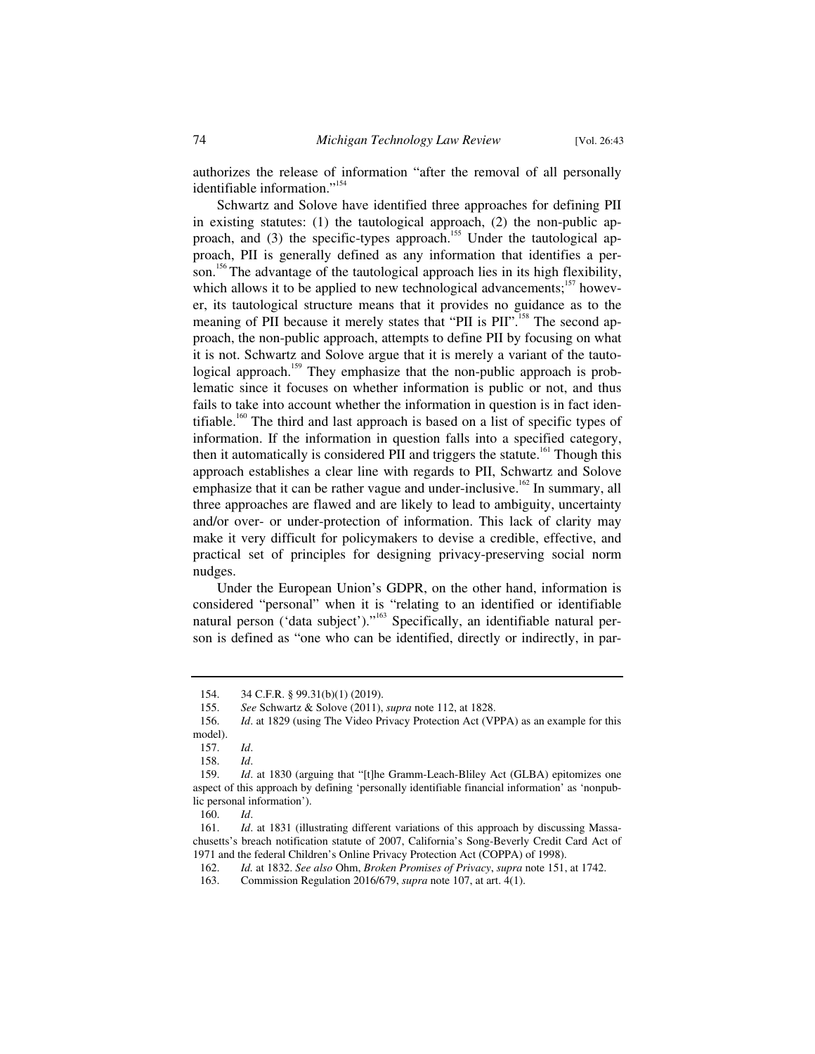authorizes the release of information "after the removal of all personally identifiable information."[154]

Schwartz and Solove have identified three approaches for defining PII in existing statutes: (1) the tautological approach, (2) the non-public approach, and (3) the specific-types approach.[155] Under the tautological approach, PII is generally defined as any information that identifies a person.[156] The advantage of the tautological approach lies in its high flexibility, which allows it to be applied to new technological advancements;[157] however, its tautological structure means that it provides no guidance as to the meaning of PII because it merely states that "PII is PII".[158] The second approach, the non-public approach, attempts to define PII by focusing on what it is not. Schwartz and Solove argue that it is merely a variant of the tautological approach.[159] They emphasize that the non-public approach is problematic since it focuses on whether information is public or not, and thus fails to take into account whether the information in question is in fact identifiable.[160] The third and last approach is based on a list of specific types of information. If the information in question falls into a specified category, then it automatically is considered PII and triggers the statute.[161] Though this approach establishes a clear line with regards to PII, Schwartz and Solove emphasize that it can be rather vague and under-inclusive.[162] In summary, all three approaches are flawed and are likely to lead to ambiguity, uncertainty and/or over- or under-protection of information. This lack of clarity may make it very difficult for policymakers to devise a credible, effective, and practical set of principles for designing privacy-preserving social norm nudges.

Under the European Union's GDPR, on the other hand, information is considered "personal" when it is "relating to an identified or identifiable natural person ('data subject')."[163] Specifically, an identifiable natural person is defined as "one who can be identified, directly or indirectly, in par-

---

154. 34 C.F.R. § 99.31(b)(1) (2019).

155. *See* Schwartz & Solove (2011), *supra* note 112, at 1828.

156. *Id*. at 1829 (using The Video Privacy Protection Act (VPPA) as an example for this model).

157. *Id*.

158. *Id*.

159. *Id*. at 1830 (arguing that "[t]he Gramm-Leach-Bliley Act (GLBA) epitomizes one aspect of this approach by defining 'personally identifiable financial information' as 'nonpublic personal information').

160. *Id*.

161. *Id*. at 1831 (illustrating different variations of this approach by discussing Massachusetts's breach notification statute of 2007, California's Song-Beverly Credit Card Act of 1971 and the federal Children's Online Privacy Protection Act (COPPA) of 1998).

162. *Id.* at 1832. *See also* Ohm, *Broken Promises of Privacy*, *supra* note 151, at 1742.

163. Commission Regulation 2016/679, *supra* note 107, at art. 4(1).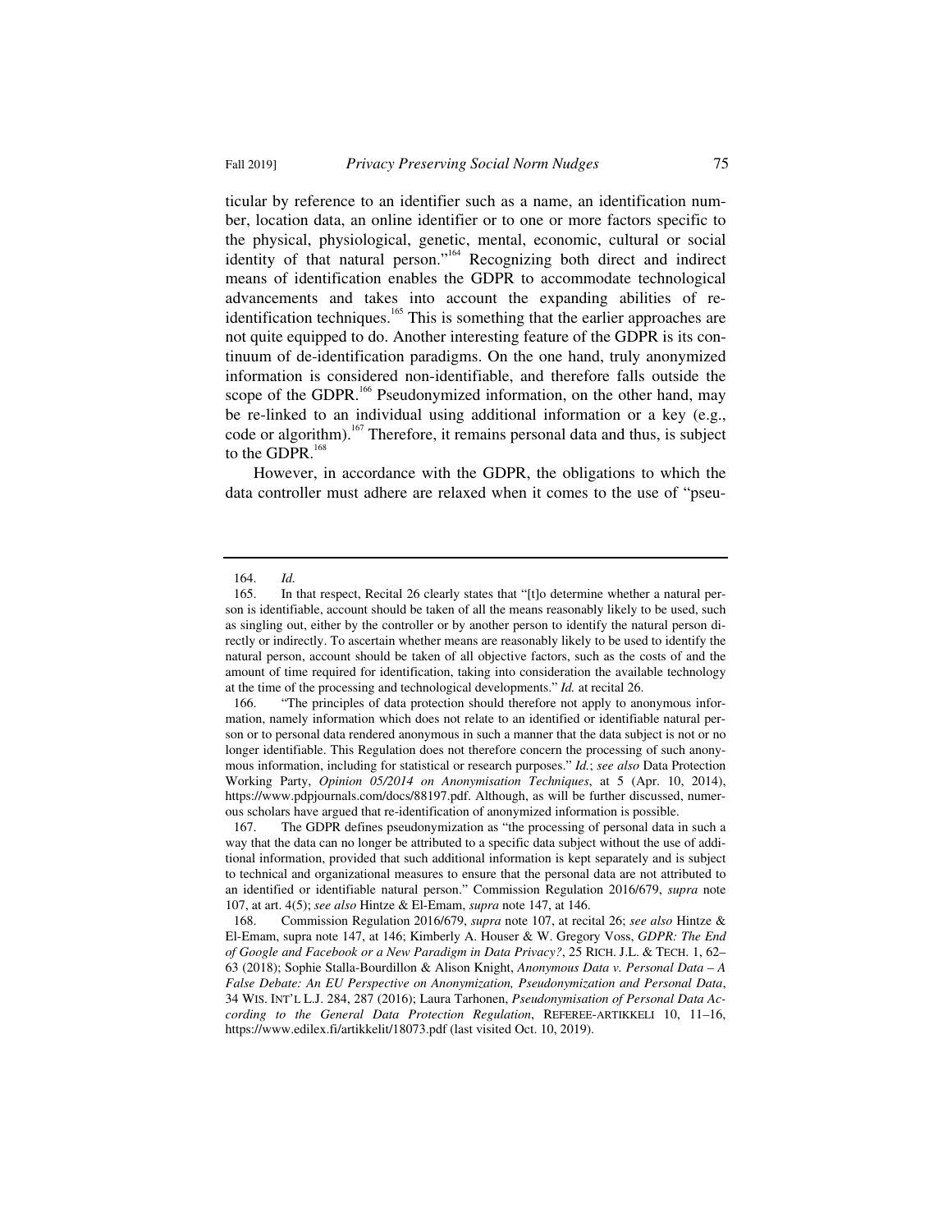ticular by reference to an identifier such as a name, an identification number, location data, an online identifier or to one or more factors specific to the physical, physiological, genetic, mental, economic, cultural or social identity of that natural person."[164] Recognizing both direct and indirect means of identification enables the GDPR to accommodate technological advancements and takes into account the expanding abilities of re-identification techniques.[165] This is something that the earlier approaches are not quite equipped to do. Another interesting feature of the GDPR is its continuum of de-identification paradigms. On the one hand, truly anonymized information is considered non-identifiable, and therefore falls outside the scope of the GDPR.[166] Pseudonymized information, on the other hand, may be re-linked to an individual using additional information or a key (e.g., code or algorithm).[167] Therefore, it remains personal data and thus, is subject to the GDPR.[168]

However, in accordance with the GDPR, the obligations to which the data controller must adhere are relaxed when it comes to the use of "pseu-

---

164. *Id.*

165. In that respect, Recital 26 clearly states that "[t]o determine whether a natural person is identifiable, account should be taken of all the means reasonably likely to be used, such as singling out, either by the controller or by another person to identify the natural person directly or indirectly. To ascertain whether means are reasonably likely to be used to identify the natural person, account should be taken of all objective factors, such as the costs of and the amount of time required for identification, taking into consideration the available technology at the time of the processing and technological developments." *Id.* at recital 26.

166. "The principles of data protection should therefore not apply to anonymous information, namely information which does not relate to an identified or identifiable natural person or to personal data rendered anonymous in such a manner that the data subject is not or no longer identifiable. This Regulation does not therefore concern the processing of such anonymous information, including for statistical or research purposes." *Id.*; *see also* Data Protection Working Party, *Opinion 05/2014 on Anonymisation Techniques*, at 5 (Apr. 10, 2014), https://www.pdpjournals.com/docs/88197.pdf. Although, as will be further discussed, numerous scholars have argued that re-identification of anonymized information is possible.

167. The GDPR defines pseudonymization as "the processing of personal data in such a way that the data can no longer be attributed to a specific data subject without the use of additional information, provided that such additional information is kept separately and is subject to technical and organizational measures to ensure that the personal data are not attributed to an identified or identifiable natural person." Commission Regulation 2016/679, *supra* note 107, at art. 4(5); *see also* Hintze & El-Emam, *supra* note 147, at 146.

168. Commission Regulation 2016/679, *supra* note 107, at recital 26; *see also* Hintze & El-Emam, supra note 147, at 146; Kimberly A. Houser & W. Gregory Voss, *GDPR: The End of Google and Facebook or a New Paradigm in Data Privacy?*, 25 RICH. J.L. & TECH. 1, 62–63 (2018); Sophie Stalla-Bourdillon & Alison Knight, *Anonymous Data v. Personal Data – A False Debate: An EU Perspective on Anonymization, Pseudonymization and Personal Data*, 34 WIS. INT'L L.J. 284, 287 (2016); Laura Tarhonen, *Pseudonymisation of Personal Data According to the General Data Protection Regulation*, REFEREE-ARTIKKELI 10, 11–16, https://www.edilex.fi/artikkelit/18073.pdf (last visited Oct. 10, 2019).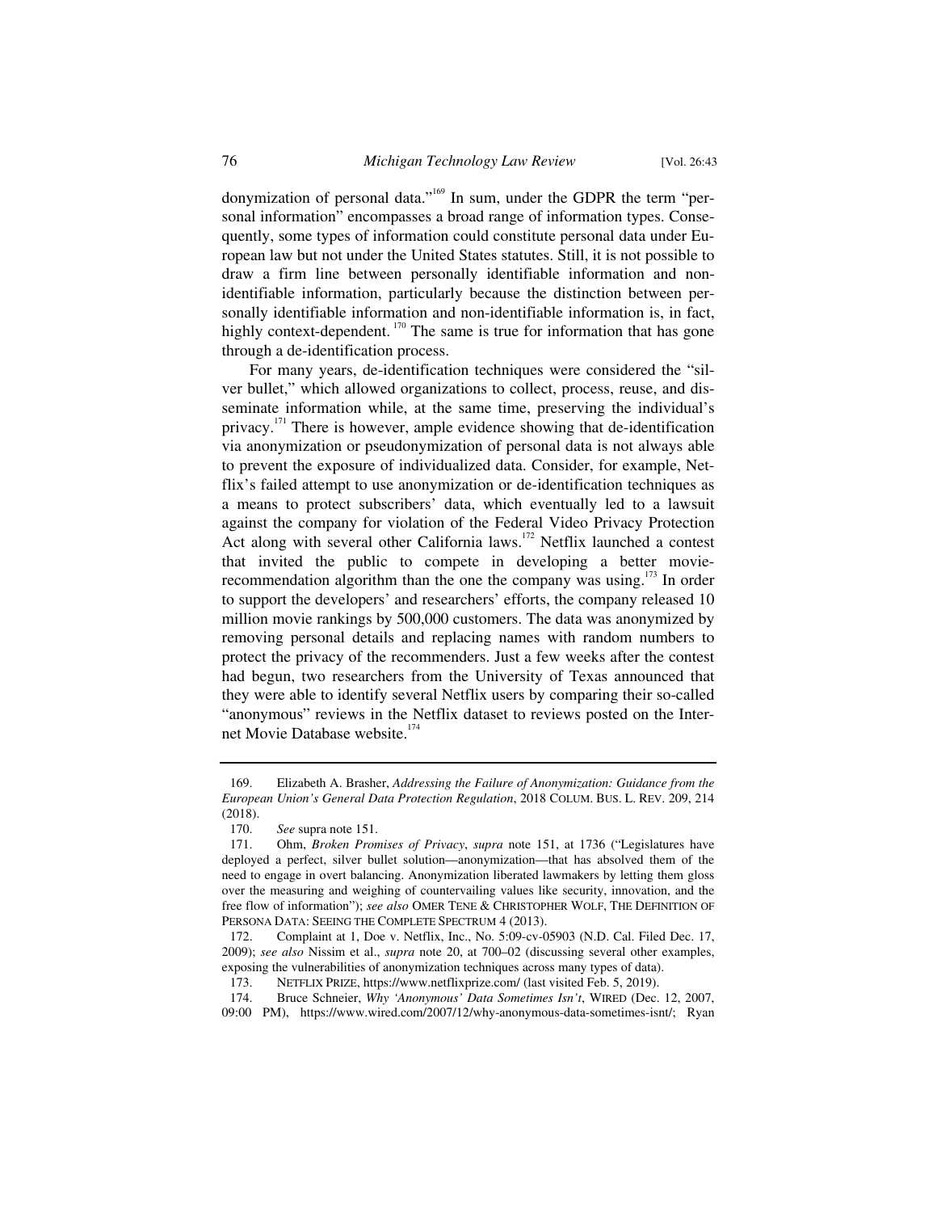donymization of personal data."[169] In sum, under the GDPR the term "personal information" encompasses a broad range of information types. Consequently, some types of information could constitute personal data under European law but not under the United States statutes. Still, it is not possible to draw a firm line between personally identifiable information and non-identifiable information, particularly because the distinction between personally identifiable information and non-identifiable information is, in fact, highly context-dependent.[170] The same is true for information that has gone through a de-identification process.

For many years, de-identification techniques were considered the "silver bullet," which allowed organizations to collect, process, reuse, and disseminate information while, at the same time, preserving the individual's privacy.[171] There is however, ample evidence showing that de-identification via anonymization or pseudonymization of personal data is not always able to prevent the exposure of individualized data. Consider, for example, Netflix's failed attempt to use anonymization or de-identification techniques as a means to protect subscribers' data, which eventually led to a lawsuit against the company for violation of the Federal Video Privacy Protection Act along with several other California laws.[172] Netflix launched a contest that invited the public to compete in developing a better movie-recommendation algorithm than the one the company was using.[173] In order to support the developers' and researchers' efforts, the company released 10 million movie rankings by 500,000 customers. The data was anonymized by removing personal details and replacing names with random numbers to protect the privacy of the recommenders. Just a few weeks after the contest had begun, two researchers from the University of Texas announced that they were able to identify several Netflix users by comparing their so-called "anonymous" reviews in the Netflix dataset to reviews posted on the Internet Movie Database website.[174]

---

169. Elizabeth A. Brasher, *Addressing the Failure of Anonymization: Guidance from the European Union's General Data Protection Regulation*, 2018 COLUM. BUS. L. REV. 209, 214 (2018).

170. *See* supra note 151.

171. Ohm, *Broken Promises of Privacy*, *supra* note 151, at 1736 ("Legislatures have deployed a perfect, silver bullet solution—anonymization—that has absolved them of the need to engage in overt balancing. Anonymization liberated lawmakers by letting them gloss over the measuring and weighing of countervailing values like security, innovation, and the free flow of information"); *see also* OMER TENE & CHRISTOPHER WOLF, THE DEFINITION OF PERSONA DATA: SEEING THE COMPLETE SPECTRUM 4 (2013).

172. Complaint at 1, Doe v. Netflix, Inc., No. 5:09-cv-05903 (N.D. Cal. Filed Dec. 17, 2009); *see also* Nissim et al., *supra* note 20, at 700–02 (discussing several other examples, exposing the vulnerabilities of anonymization techniques across many types of data).

173. NETFLIX PRIZE, https://www.netflixprize.com/ (last visited Feb. 5, 2019).

174. Bruce Schneier, *Why 'Anonymous' Data Sometimes Isn't*, WIRED (Dec. 12, 2007, 09:00 PM), https://www.wired.com/2007/12/why-anonymous-data-sometimes-isnt/; Ryan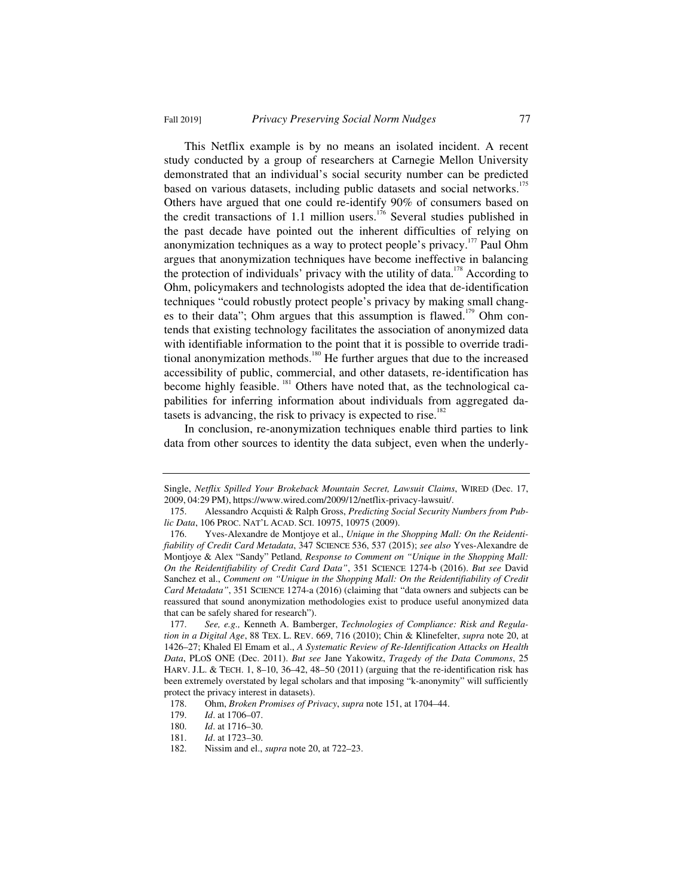This Netflix example is by no means an isolated incident. A recent study conducted by a group of researchers at Carnegie Mellon University demonstrated that an individual's social security number can be predicted based on various datasets, including public datasets and social networks.[175] Others have argued that one could re-identify 90% of consumers based on the credit transactions of 1.1 million users.[176] Several studies published in the past decade have pointed out the inherent difficulties of relying on anonymization techniques as a way to protect people's privacy.[177] Paul Ohm argues that anonymization techniques have become ineffective in balancing the protection of individuals' privacy with the utility of data.[178] According to Ohm, policymakers and technologists adopted the idea that de-identification techniques "could robustly protect people's privacy by making small changes to their data"; Ohm argues that this assumption is flawed.[179] Ohm contends that existing technology facilitates the association of anonymized data with identifiable information to the point that it is possible to override traditional anonymization methods.[180] He further argues that due to the increased accessibility of public, commercial, and other datasets, re-identification has become highly feasible.[181] Others have noted that, as the technological capabilities for inferring information about individuals from aggregated datasets is advancing, the risk to privacy is expected to rise.[182]

In conclusion, re-anonymization techniques enable third parties to link data from other sources to identity the data subject, even when the underly-

---

Single, *Netflix Spilled Your Brokeback Mountain Secret, Lawsuit Claims*, WIRED (Dec. 17, 2009, 04:29 PM), https://www.wired.com/2009/12/netflix-privacy-lawsuit/.

175. Alessandro Acquisti & Ralph Gross, *Predicting Social Security Numbers from Public Data*, 106 PROC. NAT'L ACAD. SCI. 10975, 10975 (2009).

176. Yves-Alexandre de Montjoye et al., *Unique in the Shopping Mall: On the Reidentifiability of Credit Card Metadata*, 347 SCIENCE 536, 537 (2015); *see also* Yves-Alexandre de Montjoye & Alex "Sandy" Petland, *Response to Comment on "Unique in the Shopping Mall: On the Reidentifiability of Credit Card Data"*, 351 SCIENCE 1274-b (2016). *But see* David Sanchez et al., *Comment on "Unique in the Shopping Mall: On the Reidentifiability of Credit Card Metadata"*, 351 SCIENCE 1274-a (2016) (claiming that "data owners and subjects can be reassured that sound anonymization methodologies exist to produce useful anonymized data that can be safely shared for research").

177. *See, e.g.,* Kenneth A. Bamberger, *Technologies of Compliance: Risk and Regulation in a Digital Age*, 88 TEX. L. REV. 669, 716 (2010); Chin & Klinefelter, *supra* note 20, at 1426–27; Khaled El Emam et al., *A Systematic Review of Re-Identification Attacks on Health Data*, PLOS ONE (Dec. 2011). *But see* Jane Yakowitz, *Tragedy of the Data Commons*, 25 HARV. J.L. & TECH. 1, 8–10, 36–42, 48–50 (2011) (arguing that the re-identification risk has been extremely overstated by legal scholars and that imposing "k-anonymity" will sufficiently protect the privacy interest in datasets).

178. Ohm, *Broken Promises of Privacy*, *supra* note 151, at 1704–44.

179. *Id*. at 1706–07.

180. *Id*. at 1716–30.

181. *Id*. at 1723–30.

182. Nissim and el., *supra* note 20, at 722–23.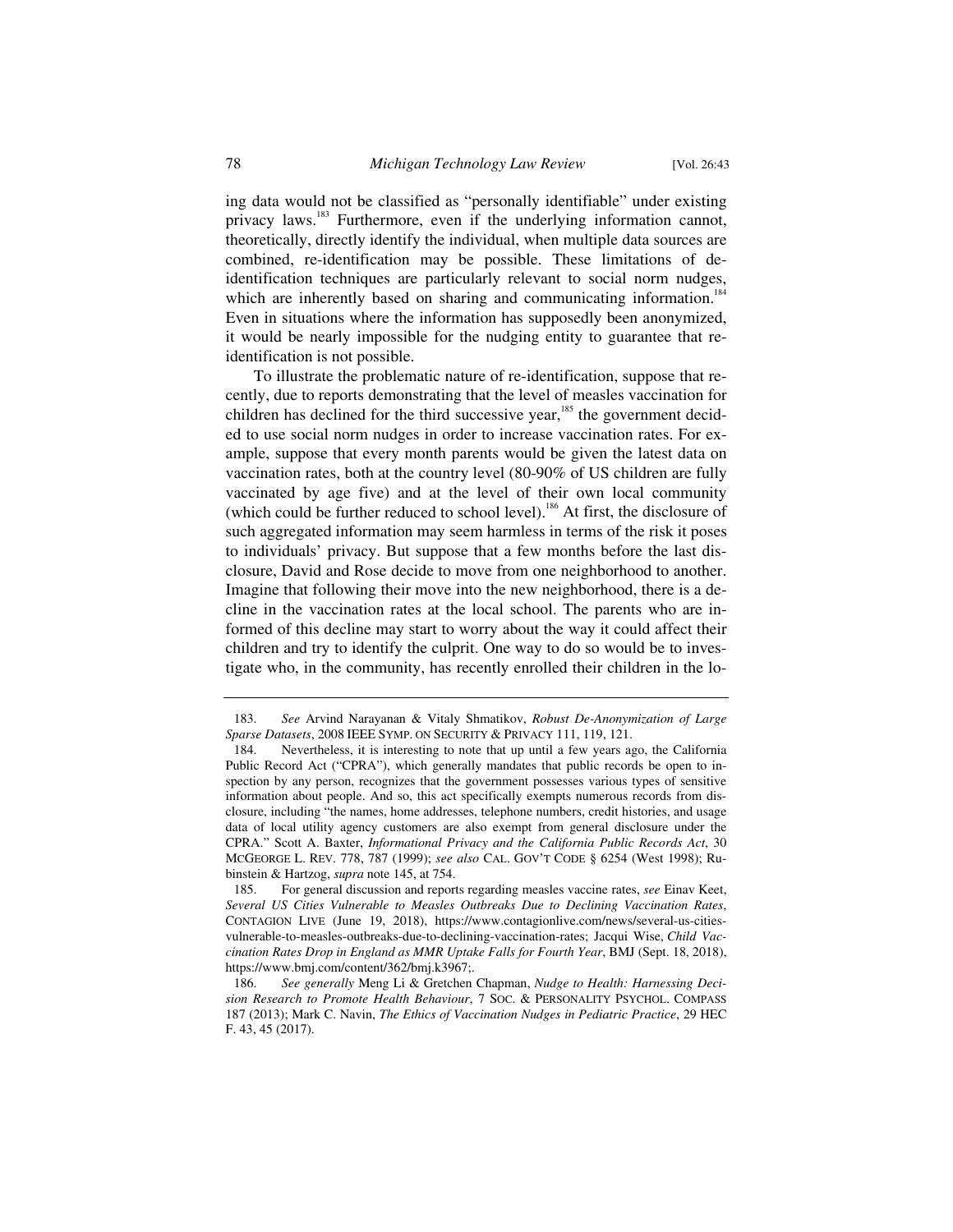ing data would not be classified as "personally identifiable" under existing privacy laws.[183] Furthermore, even if the underlying information cannot, theoretically, directly identify the individual, when multiple data sources are combined, re-identification may be possible. These limitations of de-identification techniques are particularly relevant to social norm nudges, which are inherently based on sharing and communicating information.[184] Even in situations where the information has supposedly been anonymized, it would be nearly impossible for the nudging entity to guarantee that re-identification is not possible.

To illustrate the problematic nature of re-identification, suppose that recently, due to reports demonstrating that the level of measles vaccination for children has declined for the third successive year,[185] the government decided to use social norm nudges in order to increase vaccination rates. For example, suppose that every month parents would be given the latest data on vaccination rates, both at the country level (80-90% of US children are fully vaccinated by age five) and at the level of their own local community (which could be further reduced to school level).[186] At first, the disclosure of such aggregated information may seem harmless in terms of the risk it poses to individuals' privacy. But suppose that a few months before the last disclosure, David and Rose decide to move from one neighborhood to another. Imagine that following their move into the new neighborhood, there is a decline in the vaccination rates at the local school. The parents who are informed of this decline may start to worry about the way it could affect their children and try to identify the culprit. One way to do so would be to investigate who, in the community, has recently enrolled their children in the lo-

---

183. *See* Arvind Narayanan & Vitaly Shmatikov, *Robust De-Anonymization of Large Sparse Datasets*, 2008 IEEE SYMP. ON SECURITY & PRIVACY 111, 119, 121.

184. Nevertheless, it is interesting to note that up until a few years ago, the California Public Record Act ("CPRA"), which generally mandates that public records be open to inspection by any person, recognizes that the government possesses various types of sensitive information about people. And so, this act specifically exempts numerous records from disclosure, including "the names, home addresses, telephone numbers, credit histories, and usage data of local utility agency customers are also exempt from general disclosure under the CPRA." Scott A. Baxter, *Informational Privacy and the California Public Records Act*, 30 MCGEORGE L. REV. 778, 787 (1999); *see also* CAL. GOV'T CODE § 6254 (West 1998); Rubinstein & Hartzog, *supra* note 145, at 754.

185. For general discussion and reports regarding measles vaccine rates, *see* Einav Keet, *Several US Cities Vulnerable to Measles Outbreaks Due to Declining Vaccination Rates*, CONTAGION LIVE (June 19, 2018), https://www.contagionlive.com/news/several-us-cities-vulnerable-to-measles-outbreaks-due-to-declining-vaccination-rates; Jacqui Wise, *Child Vaccination Rates Drop in England as MMR Uptake Falls for Fourth Year*, BMJ (Sept. 18, 2018), https://www.bmj.com/content/362/bmj.k3967;.

186. *See generally* Meng Li & Gretchen Chapman, *Nudge to Health: Harnessing Decision Research to Promote Health Behaviour*, 7 SOC. & PERSONALITY PSYCHOL. COMPASS 187 (2013); Mark C. Navin, *The Ethics of Vaccination Nudges in Pediatric Practice*, 29 HEC F. 43, 45 (2017).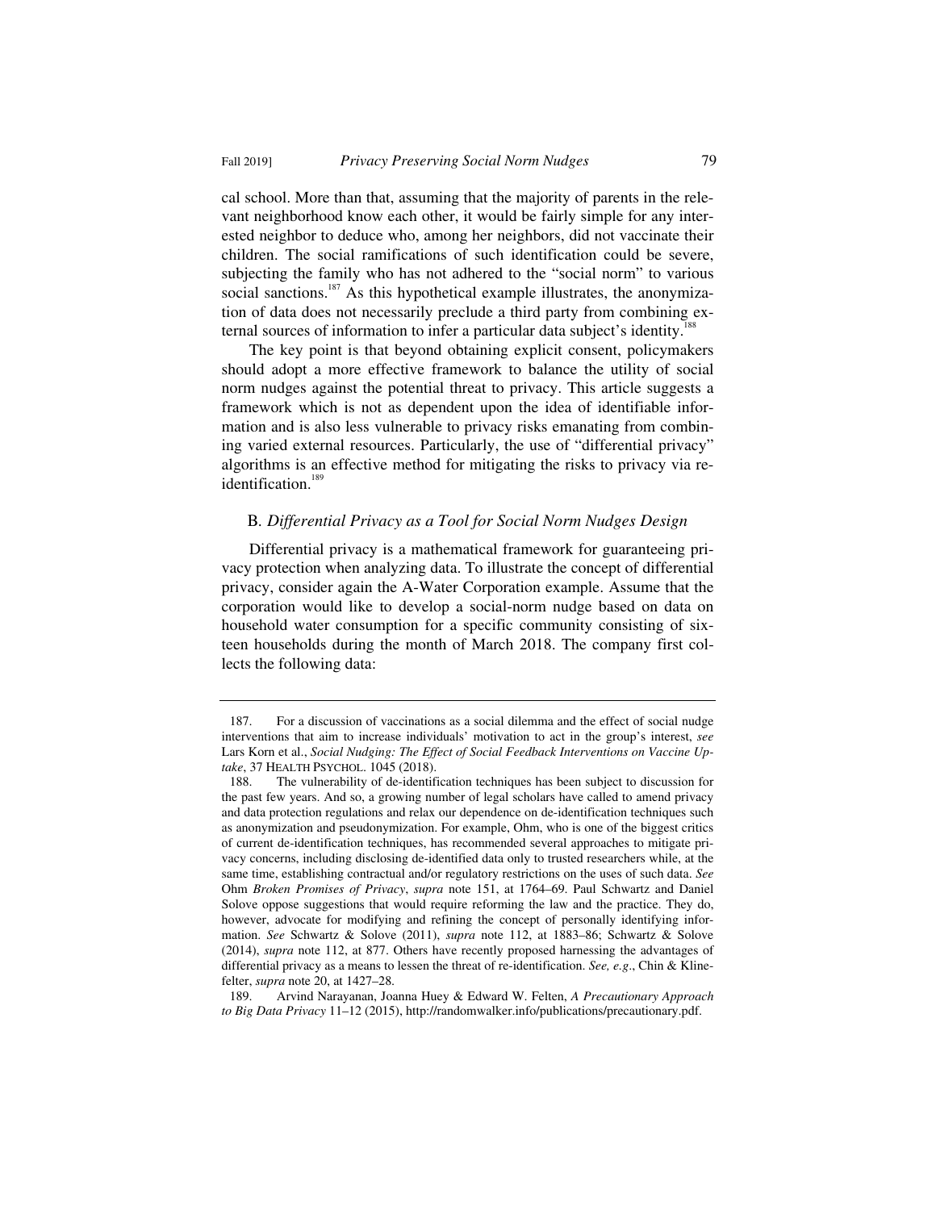cal school. More than that, assuming that the majority of parents in the relevant neighborhood know each other, it would be fairly simple for any interested neighbor to deduce who, among her neighbors, did not vaccinate their children. The social ramifications of such identification could be severe, subjecting the family who has not adhered to the "social norm" to various social sanctions.[187] As this hypothetical example illustrates, the anonymization of data does not necessarily preclude a third party from combining external sources of information to infer a particular data subject's identity.[188]

The key point is that beyond obtaining explicit consent, policymakers should adopt a more effective framework to balance the utility of social norm nudges against the potential threat to privacy. This article suggests a framework which is not as dependent upon the idea of identifiable information and is also less vulnerable to privacy risks emanating from combining varied external resources. Particularly, the use of "differential privacy" algorithms is an effective method for mitigating the risks to privacy via re-identification.[189]

### B. *Differential Privacy as a Tool for Social Norm Nudges Design*

Differential privacy is a mathematical framework for guaranteeing privacy protection when analyzing data. To illustrate the concept of differential privacy, consider again the A-Water Corporation example. Assume that the corporation would like to develop a social-norm nudge based on data on household water consumption for a specific community consisting of sixteen households during the month of March 2018. The company first collects the following data:

---

187. For a discussion of vaccinations as a social dilemma and the effect of social nudge interventions that aim to increase individuals' motivation to act in the group's interest, *see* Lars Korn et al., *Social Nudging: The Effect of Social Feedback Interventions on Vaccine Uptake*, 37 HEALTH PSYCHOL. 1045 (2018).

188. The vulnerability of de-identification techniques has been subject to discussion for the past few years. And so, a growing number of legal scholars have called to amend privacy and data protection regulations and relax our dependence on de-identification techniques such as anonymization and pseudonymization. For example, Ohm, who is one of the biggest critics of current de-identification techniques, has recommended several approaches to mitigate privacy concerns, including disclosing de-identified data only to trusted researchers while, at the same time, establishing contractual and/or regulatory restrictions on the uses of such data. *See* Ohm *Broken Promises of Privacy*, *supra* note 151, at 1764–69. Paul Schwartz and Daniel Solove oppose suggestions that would require reforming the law and the practice. They do, however, advocate for modifying and refining the concept of personally identifying information. *See* Schwartz & Solove (2011), *supra* note 112, at 1883–86; Schwartz & Solove (2014), *supra* note 112, at 877. Others have recently proposed harnessing the advantages of differential privacy as a means to lessen the threat of re-identification. *See, e.g*., Chin & Klinefelter, *supra* note 20, at 1427–28.

189. Arvind Narayanan, Joanna Huey & Edward W. Felten, *A Precautionary Approach to Big Data Privacy* 11–12 (2015), http://randomwalker.info/publications/precautionary.pdf.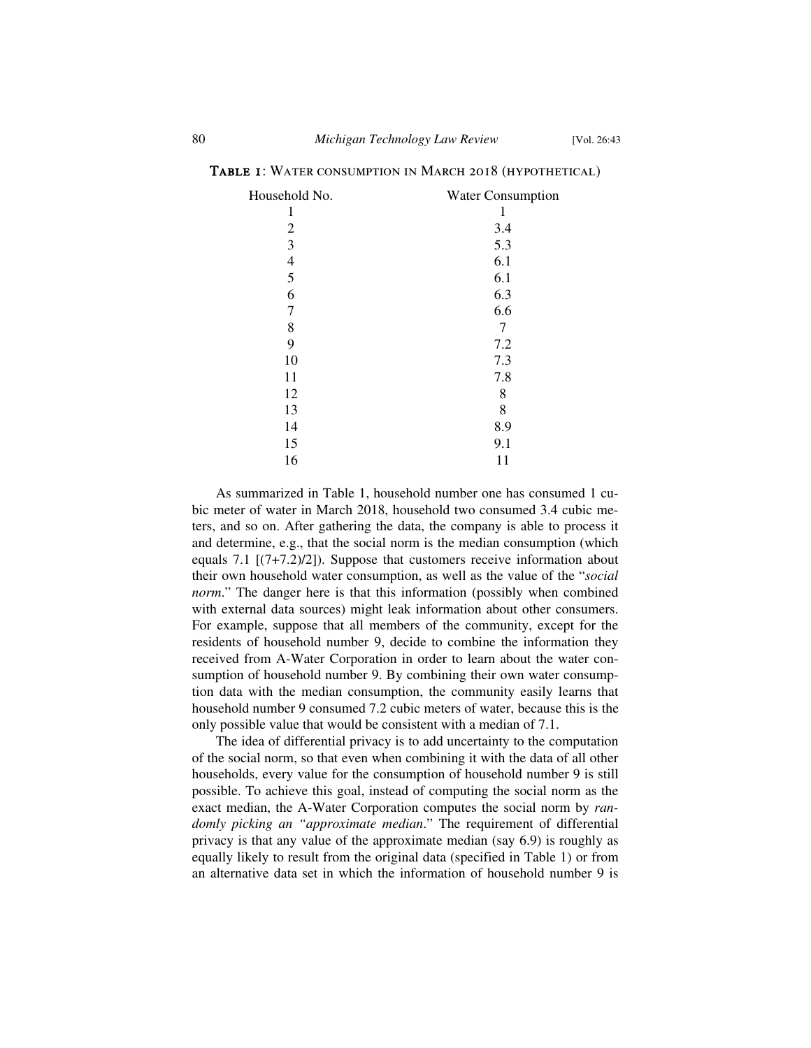**Table 1**: Water consumption in March 2018 (hypothetical)

| Household No. | Water Consumption |
| --- | --- |
| 1 | 1 |
| 2 | 3.4 |
| 3 | 5.3 |
| 4 | 6.1 |
| 5 | 6.1 |
| 6 | 6.3 |
| 7 | 6.6 |
| 8 | 7 |
| 9 | 7.2 |
| 10 | 7.3 |
| 11 | 7.8 |
| 12 | 8 |
| 13 | 8 |
| 14 | 8.9 |
| 15 | 9.1 |
| 16 | 11 |

As summarized in Table 1, household number one has consumed 1 cubic meter of water in March 2018, household two consumed 3.4 cubic meters, and so on. After gathering the data, the company is able to process it and determine, e.g., that the social norm is the median consumption (which equals 7.1 [(7+7.2)/2]). Suppose that customers receive information about their own household water consumption, as well as the value of the "*social norm*." The danger here is that this information (possibly when combined with external data sources) might leak information about other consumers. For example, suppose that all members of the community, except for the residents of household number 9, decide to combine the information they received from A-Water Corporation in order to learn about the water consumption of household number 9. By combining their own water consumption data with the median consumption, the community easily learns that household number 9 consumed 7.2 cubic meters of water, because this is the only possible value that would be consistent with a median of 7.1.

The idea of differential privacy is to add uncertainty to the computation of the social norm, so that even when combining it with the data of all other households, every value for the consumption of household number 9 is still possible. To achieve this goal, instead of computing the social norm as the exact median, the A-Water Corporation computes the social norm by *randomly picking an "approximate median*." The requirement of differential privacy is that any value of the approximate median (say 6.9) is roughly as equally likely to result from the original data (specified in Table 1) or from an alternative data set in which the information of household number 9 is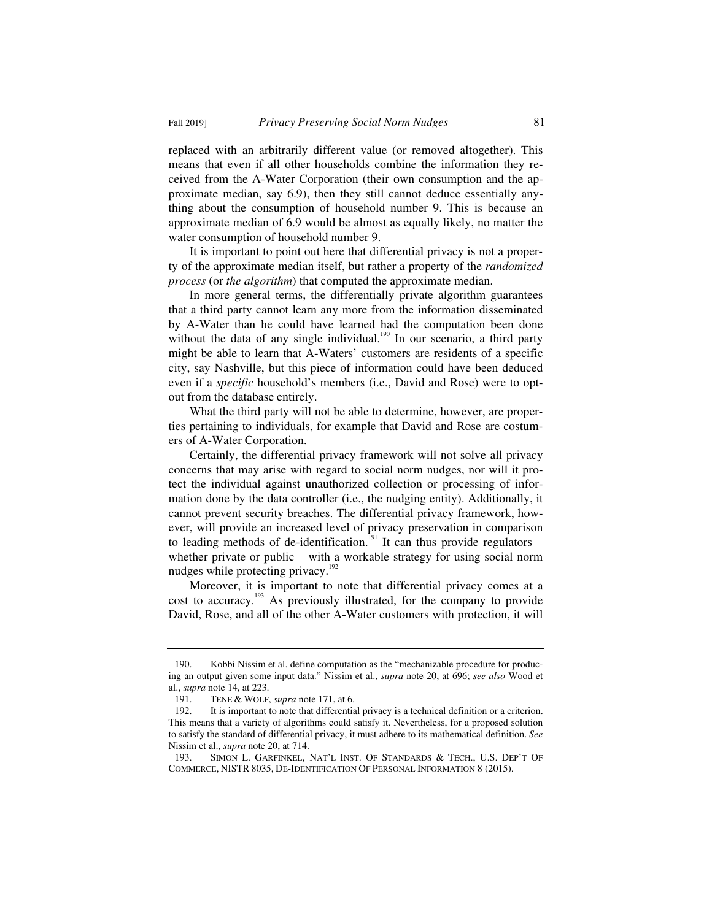replaced with an arbitrarily different value (or removed altogether). This means that even if all other households combine the information they received from the A-Water Corporation (their own consumption and the approximate median, say 6.9), then they still cannot deduce essentially anything about the consumption of household number 9. This is because an approximate median of 6.9 would be almost as equally likely, no matter the water consumption of household number 9.

It is important to point out here that differential privacy is not a property of the approximate median itself, but rather a property of the *randomized process* (or *the algorithm*) that computed the approximate median.

In more general terms, the differentially private algorithm guarantees that a third party cannot learn any more from the information disseminated by A-Water than he could have learned had the computation been done without the data of any single individual.[190] In our scenario, a third party might be able to learn that A-Waters' customers are residents of a specific city, say Nashville, but this piece of information could have been deduced even if a *specific* household's members (i.e., David and Rose) were to opt-out from the database entirely.

What the third party will not be able to determine, however, are properties pertaining to individuals, for example that David and Rose are costumers of A-Water Corporation.

Certainly, the differential privacy framework will not solve all privacy concerns that may arise with regard to social norm nudges, nor will it protect the individual against unauthorized collection or processing of information done by the data controller (i.e., the nudging entity). Additionally, it cannot prevent security breaches. The differential privacy framework, however, will provide an increased level of privacy preservation in comparison to leading methods of de-identification.[191] It can thus provide regulators – whether private or public – with a workable strategy for using social norm nudges while protecting privacy.[192]

Moreover, it is important to note that differential privacy comes at a cost to accuracy.[193] As previously illustrated, for the company to provide David, Rose, and all of the other A-Water customers with protection, it will

---

190. Kobbi Nissim et al. define computation as the "mechanizable procedure for producing an output given some input data." Nissim et al., *supra* note 20, at 696; *see also* Wood et al., *supra* note 14, at 223.

191. TENE & WOLF, *supra* note 171, at 6.

192. It is important to note that differential privacy is a technical definition or a criterion. This means that a variety of algorithms could satisfy it. Nevertheless, for a proposed solution to satisfy the standard of differential privacy, it must adhere to its mathematical definition. *See* Nissim et al., *supra* note 20, at 714.

193. SIMON L. GARFINKEL, NAT'L INST. OF STANDARDS & TECH., U.S. DEP'T OF COMMERCE, NISTR 8035, DE-IDENTIFICATION OF PERSONAL INFORMATION 8 (2015).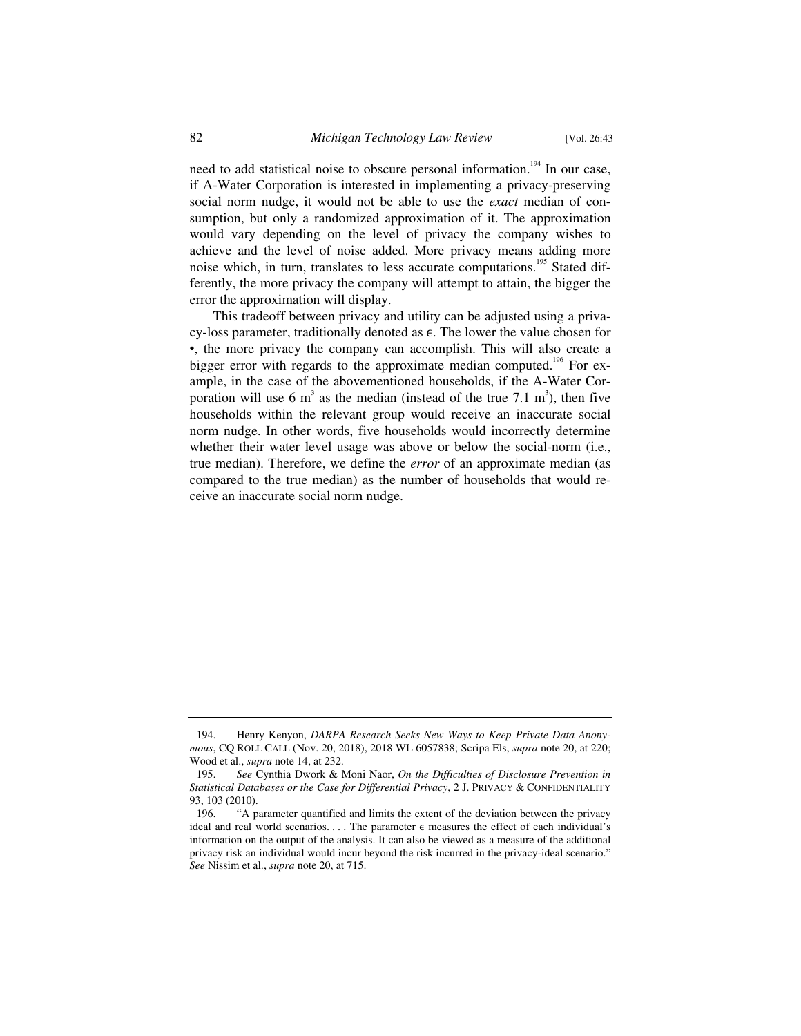need to add statistical noise to obscure personal information.[194] In our case, if A-Water Corporation is interested in implementing a privacy-preserving social norm nudge, it would not be able to use the *exact* median of consumption, but only a randomized approximation of it. The approximation would vary depending on the level of privacy the company wishes to achieve and the level of noise added. More privacy means adding more noise which, in turn, translates to less accurate computations.[195] Stated differently, the more privacy the company will attempt to attain, the bigger the error the approximation will display.

This tradeoff between privacy and utility can be adjusted using a privacy-loss parameter, traditionally denoted as $\epsilon$. The lower the value chosen for •, the more privacy the company can accomplish. This will also create a bigger error with regards to the approximate median computed.[196] For example, in the case of the abovementioned households, if the A-Water Corporation will use 6 $m^3$ as the median (instead of the true 7.1 $m^3$), then five households within the relevant group would receive an inaccurate social norm nudge. In other words, five households would incorrectly determine whether their water level usage was above or below the social-norm (i.e., true median). Therefore, we define the *error* of an approximate median (as compared to the true median) as the number of households that would receive an inaccurate social norm nudge.

---

194. Henry Kenyon, *DARPA Research Seeks New Ways to Keep Private Data Anonymous*, CQ ROLL CALL (Nov. 20, 2018), 2018 WL 6057838; Scripa Els, *supra* note 20, at 220; Wood et al., *supra* note 14, at 232.

195. *See* Cynthia Dwork & Moni Naor, *On the Difficulties of Disclosure Prevention in Statistical Databases or the Case for Differential Privacy*, 2 J. PRIVACY & CONFIDENTIALITY 93, 103 (2010).

196. "A parameter quantified and limits the extent of the deviation between the privacy ideal and real world scenarios. . . . The parameter $\epsilon$ measures the effect of each individual's information on the output of the analysis. It can also be viewed as a measure of the additional privacy risk an individual would incur beyond the risk incurred in the privacy-ideal scenario." *See* Nissim et al., *supra* note 20, at 715.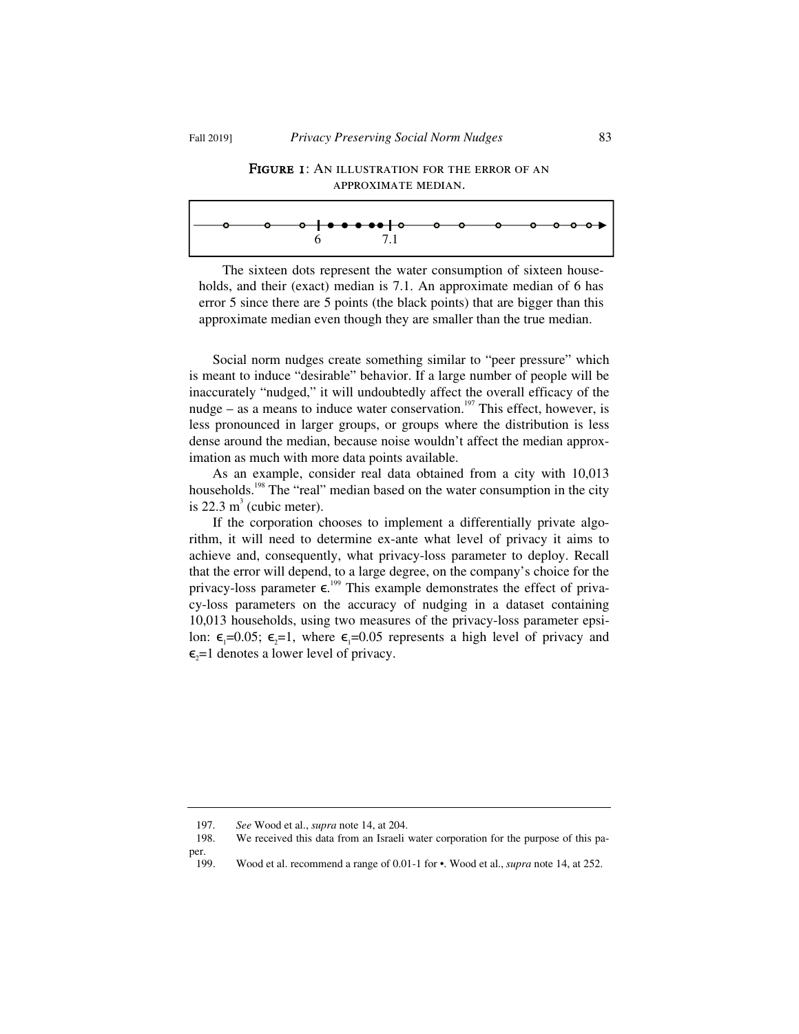**FIGURE 1**: AN ILLUSTRATION FOR THE ERROR OF AN APPROXIMATE MEDIAN.

The sixteen dots represent the water consumption of sixteen households, and their (exact) median is 7.1. An approximate median of 6 has error 5 since there are 5 points (the black points) that are bigger than this approximate median even though they are smaller than the true median.

Social norm nudges create something similar to "peer pressure" which is meant to induce "desirable" behavior. If a large number of people will be inaccurately "nudged," it will undoubtedly affect the overall efficacy of the nudge – as a means to induce water conservation.[197] This effect, however, is less pronounced in larger groups, or groups where the distribution is less dense around the median, because noise wouldn't affect the median approximation as much with more data points available.

As an example, consider real data obtained from a city with 10,013 households.[198] The "real" median based on the water consumption in the city is 22.3 $m^3$ (cubic meter).

If the corporation chooses to implement a differentially private algorithm, it will need to determine ex-ante what level of privacy it aims to achieve and, consequently, what privacy-loss parameter to deploy. Recall that the error will depend, to a large degree, on the company's choice for the privacy-loss parameter $\epsilon$.[199] This example demonstrates the effect of privacy-loss parameters on the accuracy of nudging in a dataset containing 10,013 households, using two measures of the privacy-loss parameter epsilon: $\epsilon_1$=0.05; $\epsilon_2$=1, where $\epsilon_1$=0.05 represents a high level of privacy and $\epsilon_2$=1 denotes a lower level of privacy.

---

197. *See* Wood et al., *supra* note 14, at 204.

198. We received this data from an Israeli water corporation for the purpose of this paper.

199. Wood et al. recommend a range of 0.01-1 for •. Wood et al., *supra* note 14, at 252.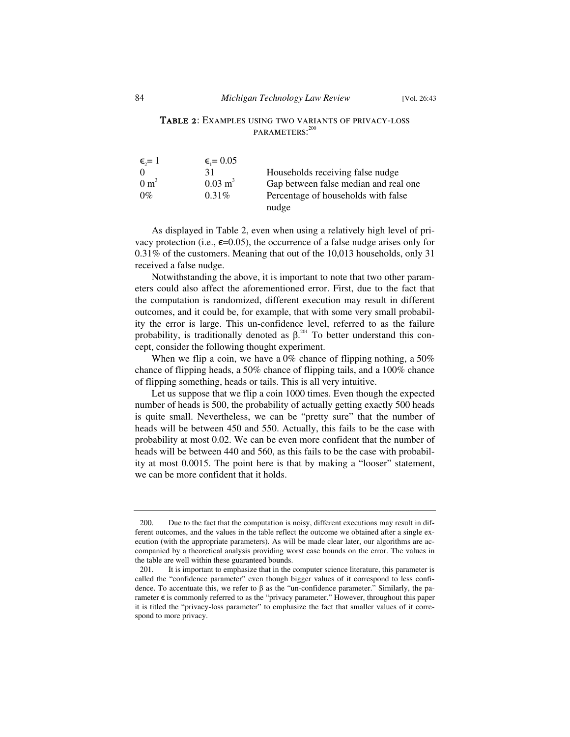**TABLE 2**: EXAMPLES USING TWO VARIANTS OF PRIVACY-LOSS PARAMETERS:[200]

| $\epsilon_2 = 1$ | $\epsilon_1 = 0.05$ | |
|---|---|---|
| 0 | 31 | Households receiving false nudge |
| 0 $m^3$ | 0.03 $m^3$ | Gap between false median and real one |
| 0% | 0.31% | Percentage of households with false nudge |

As displayed in Table 2, even when using a relatively high level of privacy protection (i.e., $\epsilon$=0.05), the occurrence of a false nudge arises only for 0.31% of the customers. Meaning that out of the 10,013 households, only 31 received a false nudge.

Notwithstanding the above, it is important to note that two other parameters could also affect the aforementioned error. First, due to the fact that the computation is randomized, different execution may result in different outcomes, and it could be, for example, that with some very small probability the error is large. This un-confidence level, referred to as the failure probability, is traditionally denoted as $\beta$.[201] To better understand this concept, consider the following thought experiment.

When we flip a coin, we have a 0% chance of flipping nothing, a 50% chance of flipping heads, a 50% chance of flipping tails, and a 100% chance of flipping something, heads or tails. This is all very intuitive.

Let us suppose that we flip a coin 1000 times. Even though the expected number of heads is 500, the probability of actually getting exactly 500 heads is quite small. Nevertheless, we can be "pretty sure" that the number of heads will be between 450 and 550. Actually, this fails to be the case with probability at most 0.02. We can be even more confident that the number of heads will be between 440 and 560, as this fails to be the case with probability at most 0.0015. The point here is that by making a "looser" statement, we can be more confident that it holds.

---

200. Due to the fact that the computation is noisy, different executions may result in different outcomes, and the values in the table reflect the outcome we obtained after a single execution (with the appropriate parameters). As will be made clear later, our algorithms are accompanied by a theoretical analysis providing worst case bounds on the error. The values in the table are well within these guaranteed bounds.

201. It is important to emphasize that in the computer science literature, this parameter is called the "confidence parameter" even though bigger values of it correspond to less confidence. To accentuate this, we refer to $\beta$ as the "un-confidence parameter." Similarly, the parameter $\epsilon$ is commonly referred to as the "privacy parameter." However, throughout this paper it is titled the "privacy-loss parameter" to emphasize the fact that smaller values of it correspond to more privacy.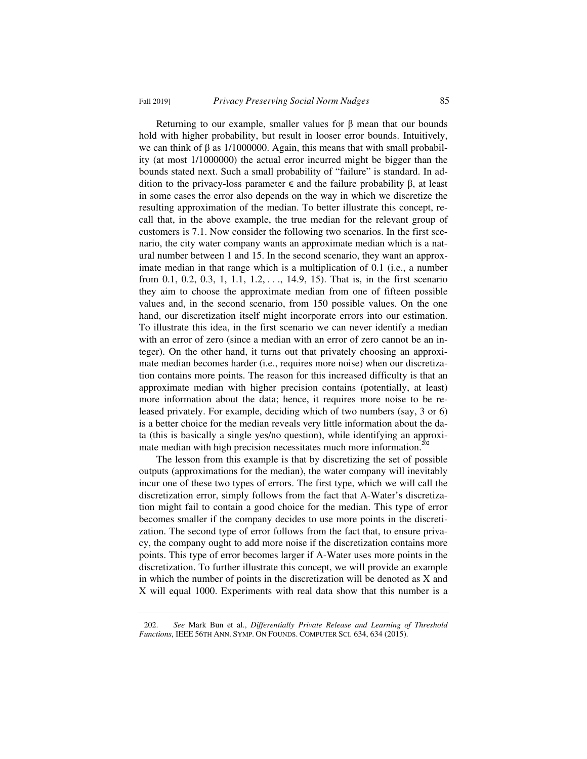Returning to our example, smaller values for $\beta$ mean that our bounds hold with higher probability, but result in looser error bounds. Intuitively, we can think of $\beta$ as 1/1000000. Again, this means that with small probability (at most 1/1000000) the actual error incurred might be bigger than the bounds stated next. Such a small probability of "failure" is standard. In addition to the privacy-loss parameter $\epsilon$ and the failure probability $\beta$, at least in some cases the error also depends on the way in which we discretize the resulting approximation of the median. To better illustrate this concept, recall that, in the above example, the true median for the relevant group of customers is 7.1. Now consider the following two scenarios. In the first scenario, the city water company wants an approximate median which is a natural number between 1 and 15. In the second scenario, they want an approximate median in that range which is a multiplication of 0.1 (i.e., a number from 0.1, 0.2, 0.3, 1, 1.1, 1.2, . . ., 14.9, 15). That is, in the first scenario they aim to choose the approximate median from one of fifteen possible values and, in the second scenario, from 150 possible values. On the one hand, our discretization itself might incorporate errors into our estimation. To illustrate this idea, in the first scenario we can never identify a median with an error of zero (since a median with an error of zero cannot be an integer). On the other hand, it turns out that privately choosing an approximate median becomes harder (i.e., requires more noise) when our discretization contains more points. The reason for this increased difficulty is that an approximate median with higher precision contains (potentially, at least) more information about the data; hence, it requires more noise to be released privately. For example, deciding which of two numbers (say, 3 or 6) is a better choice for the median reveals very little information about the data (this is basically a single yes/no question), while identifying an approximate median with high precision necessitates much more information.[202]

The lesson from this example is that by discretizing the set of possible outputs (approximations for the median), the water company will inevitably incur one of these two types of errors. The first type, which we will call the discretization error, simply follows from the fact that A-Water's discretization might fail to contain a good choice for the median. This type of error becomes smaller if the company decides to use more points in the discretization. The second type of error follows from the fact that, to ensure privacy, the company ought to add more noise if the discretization contains more points. This type of error becomes larger if A-Water uses more points in the discretization. To further illustrate this concept, we will provide an example in which the number of points in the discretization will be denoted as X and X will equal 1000. Experiments with real data show that this number is a

---

202. *See* Mark Bun et al., *Differentially Private Release and Learning of Threshold Functions*, IEEE 56TH ANN. SYMP. ON FOUNDS. COMPUTER SCI. 634, 634 (2015).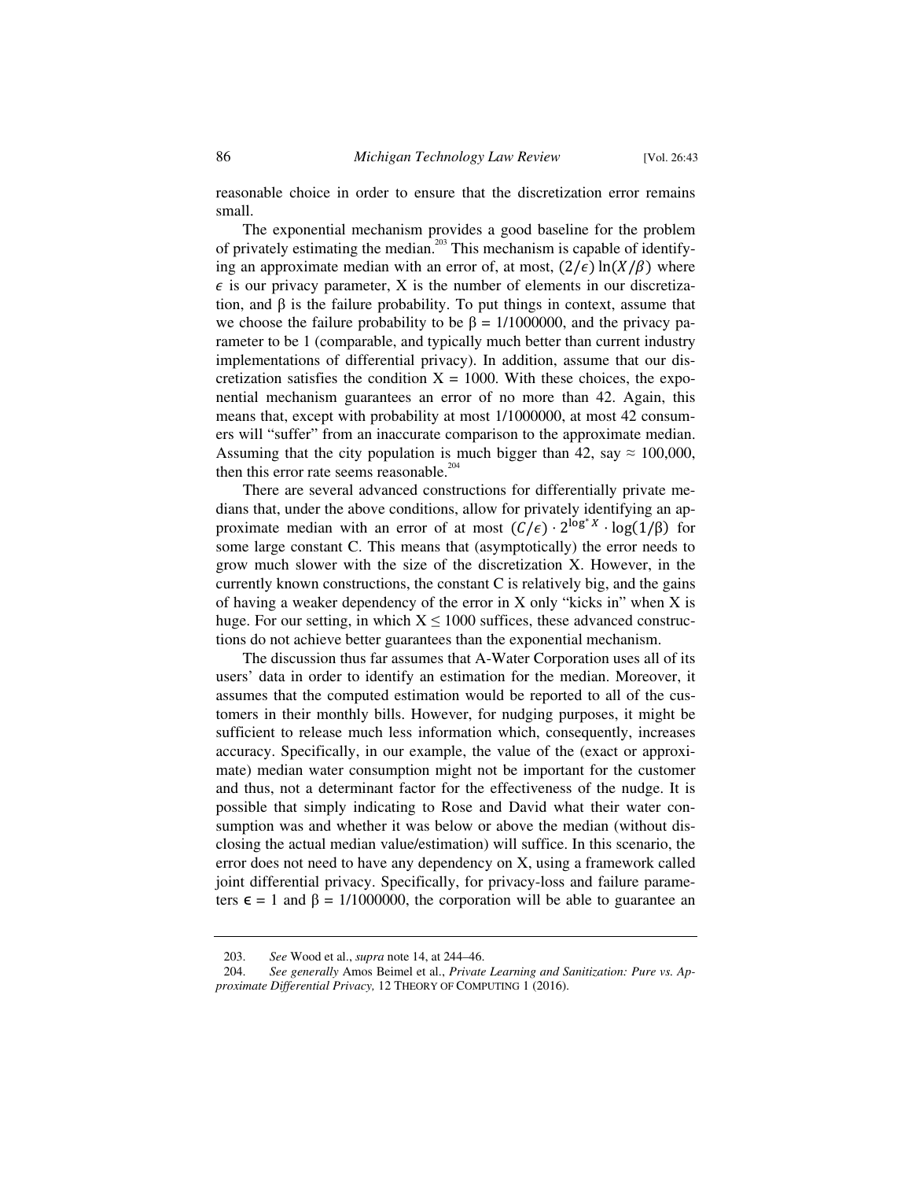reasonable choice in order to ensure that the discretization error remains small.

The exponential mechanism provides a good baseline for the problem of privately estimating the median.[203] This mechanism is capable of identifying an approximate median with an error of, at most, $(2/\epsilon)\ln(X/\beta)$ where $\epsilon$ is our privacy parameter, X is the number of elements in our discretization, and β is the failure probability. To put things in context, assume that we choose the failure probability to be β = 1/1000000, and the privacy parameter to be 1 (comparable, and typically much better than current industry implementations of differential privacy). In addition, assume that our discretization satisfies the condition X = 1000. With these choices, the exponential mechanism guarantees an error of no more than 42. Again, this means that, except with probability at most 1/1000000, at most 42 consumers will "suffer" from an inaccurate comparison to the approximate median. Assuming that the city population is much bigger than 42, say ≈ 100,000, then this error rate seems reasonable.[204]

There are several advanced constructions for differentially private medians that, under the above conditions, allow for privately identifying an approximate median with an error of at most $(C/\epsilon) \cdot 2^{\log^* X} \cdot \log(1/\beta)$ for some large constant C. This means that (asymptotically) the error needs to grow much slower with the size of the discretization X. However, in the currently known constructions, the constant C is relatively big, and the gains of having a weaker dependency of the error in X only "kicks in" when X is huge. For our setting, in which X ≤ 1000 suffices, these advanced constructions do not achieve better guarantees than the exponential mechanism.

The discussion thus far assumes that A-Water Corporation uses all of its users' data in order to identify an estimation for the median. Moreover, it assumes that the computed estimation would be reported to all of the customers in their monthly bills. However, for nudging purposes, it might be sufficient to release much less information which, consequently, increases accuracy. Specifically, in our example, the value of the (exact or approximate) median water consumption might not be important for the customer and thus, not a determinant factor for the effectiveness of the nudge. It is possible that simply indicating to Rose and David what their water consumption was and whether it was below or above the median (without disclosing the actual median value/estimation) will suffice. In this scenario, the error does not need to have any dependency on X, using a framework called joint differential privacy. Specifically, for privacy-loss and failure parameters ϵ = 1 and β = 1/1000000, the corporation will be able to guarantee an

---

203. *See* Wood et al., *supra* note 14, at 244–46.

204. *See generally* Amos Beimel et al., *Private Learning and Sanitization: Pure vs. Approximate Differential Privacy,* 12 THEORY OF COMPUTING 1 (2016).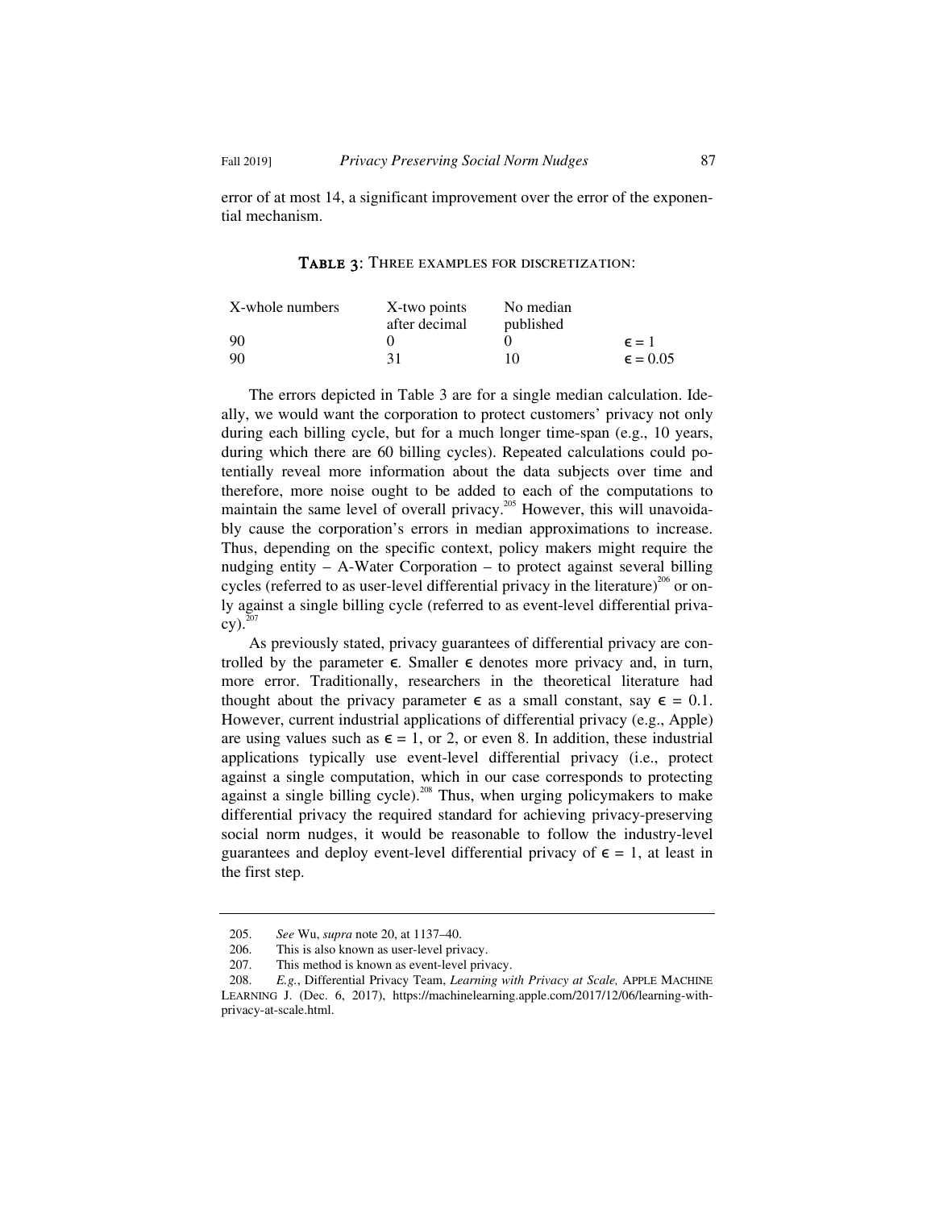error of at most 14, a significant improvement over the error of the exponential mechanism.

**TABLE 3**: THREE EXAMPLES FOR DISCRETIZATION:

| X-whole numbers | X-two points after decimal | No median published | |
|---|---|---|---|
| 90 | 0 | 0 | $\epsilon = 1$ |
| 90 | 31 | 10 | $\epsilon = 0.05$ |

The errors depicted in Table 3 are for a single median calculation. Ideally, we would want the corporation to protect customers' privacy not only during each billing cycle, but for a much longer time-span (e.g., 10 years, during which there are 60 billing cycles). Repeated calculations could potentially reveal more information about the data subjects over time and therefore, more noise ought to be added to each of the computations to maintain the same level of overall privacy.[205] However, this will unavoidably cause the corporation's errors in median approximations to increase. Thus, depending on the specific context, policy makers might require the nudging entity – A-Water Corporation – to protect against several billing cycles (referred to as user-level differential privacy in the literature)[206] or only against a single billing cycle (referred to as event-level differential privacy).[207]

As previously stated, privacy guarantees of differential privacy are controlled by the parameter $\epsilon$. Smaller $\epsilon$ denotes more privacy and, in turn, more error. Traditionally, researchers in the theoretical literature had thought about the privacy parameter $\epsilon$ as a small constant, say $\epsilon = 0.1$. However, current industrial applications of differential privacy (e.g., Apple) are using values such as $\epsilon = 1$, or 2, or even 8. In addition, these industrial applications typically use event-level differential privacy (i.e., protect against a single computation, which in our case corresponds to protecting against a single billing cycle).[208] Thus, when urging policymakers to make differential privacy the required standard for achieving privacy-preserving social norm nudges, it would be reasonable to follow the industry-level guarantees and deploy event-level differential privacy of $\epsilon = 1$, at least in the first step.

---

205. *See* Wu, *supra* note 20, at 1137–40.

206. This is also known as user-level privacy.

207. This method is known as event-level privacy.

208. *E.g.*, Differential Privacy Team, *Learning with Privacy at Scale,* APPLE MACHINE LEARNING J. (Dec. 6, 2017), https://machinelearning.apple.com/2017/12/06/learning-with-privacy-at-scale.html.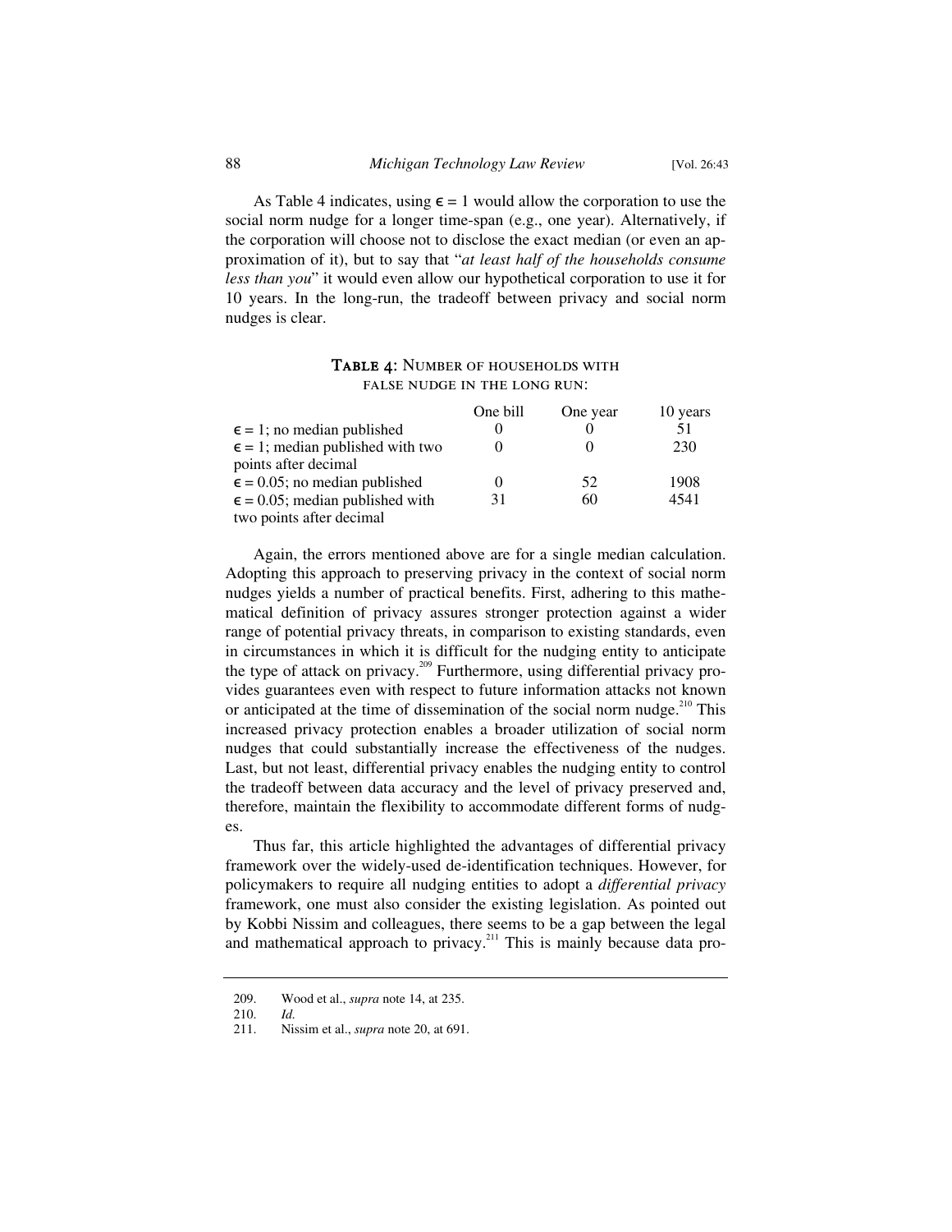As Table 4 indicates, using $\epsilon = 1$ would allow the corporation to use the social norm nudge for a longer time-span (e.g., one year). Alternatively, if the corporation will choose not to disclose the exact median (or even an approximation of it), but to say that "*at least half of the households consume less than you*" it would even allow our hypothetical corporation to use it for 10 years. In the long-run, the tradeoff between privacy and social norm nudges is clear.

**TABLE 4: NUMBER OF HOUSEHOLDS WITH FALSE NUDGE IN THE LONG RUN:**

| | One bill | One year | 10 years |
|---|---|---|---|
| $\epsilon = 1$; no median published | 0 | 0 | 51 |
| $\epsilon = 1$; median published with two points after decimal | 0 | 0 | 230 |
| $\epsilon = 0.05$; no median published | 0 | 52 | 1908 |
| $\epsilon = 0.05$; median published with two points after decimal | 31 | 60 | 4541 |

Again, the errors mentioned above are for a single median calculation. Adopting this approach to preserving privacy in the context of social norm nudges yields a number of practical benefits. First, adhering to this mathematical definition of privacy assures stronger protection against a wider range of potential privacy threats, in comparison to existing standards, even in circumstances in which it is difficult for the nudging entity to anticipate the type of attack on privacy.[209] Furthermore, using differential privacy provides guarantees even with respect to future information attacks not known or anticipated at the time of dissemination of the social norm nudge.[210] This increased privacy protection enables a broader utilization of social norm nudges that could substantially increase the effectiveness of the nudges. Last, but not least, differential privacy enables the nudging entity to control the tradeoff between data accuracy and the level of privacy preserved and, therefore, maintain the flexibility to accommodate different forms of nudges.

Thus far, this article highlighted the advantages of differential privacy framework over the widely-used de-identification techniques. However, for policymakers to require all nudging entities to adopt a *differential privacy* framework, one must also consider the existing legislation. As pointed out by Kobbi Nissim and colleagues, there seems to be a gap between the legal and mathematical approach to privacy.[211] This is mainly because data pro-

---

209. Wood et al., *supra* note 14, at 235.

210. *Id.*

211. Nissim et al., *supra* note 20, at 691.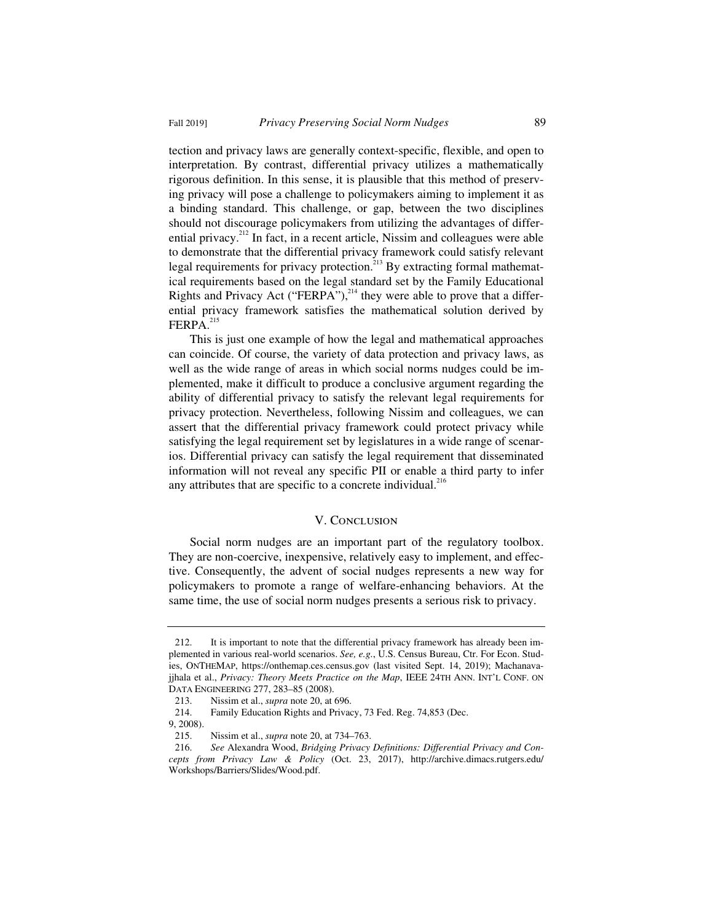tection and privacy laws are generally context-specific, flexible, and open to interpretation. By contrast, differential privacy utilizes a mathematically rigorous definition. In this sense, it is plausible that this method of preserving privacy will pose a challenge to policymakers aiming to implement it as a binding standard. This challenge, or gap, between the two disciplines should not discourage policymakers from utilizing the advantages of differential privacy.[212] In fact, in a recent article, Nissim and colleagues were able to demonstrate that the differential privacy framework could satisfy relevant legal requirements for privacy protection.[213] By extracting formal mathematical requirements based on the legal standard set by the Family Educational Rights and Privacy Act ("FERPA"),[214] they were able to prove that a differential privacy framework satisfies the mathematical solution derived by FERPA.[215]

This is just one example of how the legal and mathematical approaches can coincide. Of course, the variety of data protection and privacy laws, as well as the wide range of areas in which social norms nudges could be implemented, make it difficult to produce a conclusive argument regarding the ability of differential privacy to satisfy the relevant legal requirements for privacy protection. Nevertheless, following Nissim and colleagues, we can assert that the differential privacy framework could protect privacy while satisfying the legal requirement set by legislatures in a wide range of scenarios. Differential privacy can satisfy the legal requirement that disseminated information will not reveal any specific PII or enable a third party to infer any attributes that are specific to a concrete individual.[216]

## V. Conclusion

Social norm nudges are an important part of the regulatory toolbox. They are non-coercive, inexpensive, relatively easy to implement, and effective. Consequently, the advent of social nudges represents a new way for policymakers to promote a range of welfare-enhancing behaviors. At the same time, the use of social norm nudges presents a serious risk to privacy.

---

212. It is important to note that the differential privacy framework has already been implemented in various real-world scenarios. *See, e.g.*, U.S. Census Bureau, Ctr. For Econ. Studies, OnTheMap, https://onthemap.ces.census.gov (last visited Sept. 14, 2019); Machanavajjhala et al., *Privacy: Theory Meets Practice on the Map*, IEEE 24th Ann. Int'l Conf. on Data Engineering 277, 283–85 (2008).

213. Nissim et al., *supra* note 20, at 696.

214. Family Education Rights and Privacy, 73 Fed. Reg. 74,853 (Dec. 9, 2008).

215. Nissim et al., *supra* note 20, at 734–763.

216. *See* Alexandra Wood, *Bridging Privacy Definitions: Differential Privacy and Concepts from Privacy Law & Policy* (Oct. 23, 2017), http://archive.dimacs.rutgers.edu/Workshops/Barriers/Slides/Wood.pdf.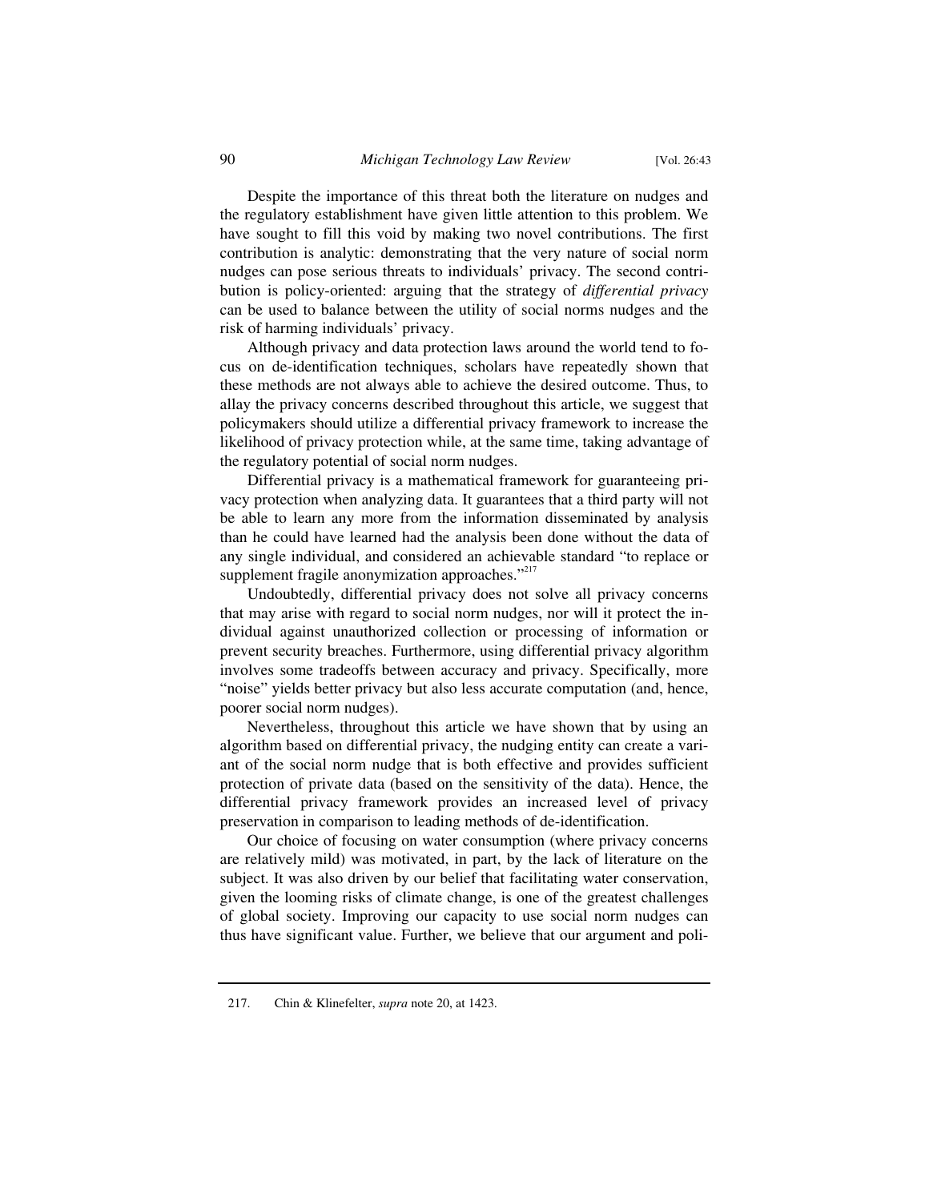Despite the importance of this threat both the literature on nudges and the regulatory establishment have given little attention to this problem. We have sought to fill this void by making two novel contributions. The first contribution is analytic: demonstrating that the very nature of social norm nudges can pose serious threats to individuals' privacy. The second contribution is policy-oriented: arguing that the strategy of *differential privacy* can be used to balance between the utility of social norms nudges and the risk of harming individuals' privacy.

Although privacy and data protection laws around the world tend to focus on de-identification techniques, scholars have repeatedly shown that these methods are not always able to achieve the desired outcome. Thus, to allay the privacy concerns described throughout this article, we suggest that policymakers should utilize a differential privacy framework to increase the likelihood of privacy protection while, at the same time, taking advantage of the regulatory potential of social norm nudges.

Differential privacy is a mathematical framework for guaranteeing privacy protection when analyzing data. It guarantees that a third party will not be able to learn any more from the information disseminated by analysis than he could have learned had the analysis been done without the data of any single individual, and considered an achievable standard "to replace or supplement fragile anonymization approaches."[217]

Undoubtedly, differential privacy does not solve all privacy concerns that may arise with regard to social norm nudges, nor will it protect the individual against unauthorized collection or processing of information or prevent security breaches. Furthermore, using differential privacy algorithm involves some tradeoffs between accuracy and privacy. Specifically, more "noise" yields better privacy but also less accurate computation (and, hence, poorer social norm nudges).

Nevertheless, throughout this article we have shown that by using an algorithm based on differential privacy, the nudging entity can create a variant of the social norm nudge that is both effective and provides sufficient protection of private data (based on the sensitivity of the data). Hence, the differential privacy framework provides an increased level of privacy preservation in comparison to leading methods of de-identification.

Our choice of focusing on water consumption (where privacy concerns are relatively mild) was motivated, in part, by the lack of literature on the subject. It was also driven by our belief that facilitating water conservation, given the looming risks of climate change, is one of the greatest challenges of global society. Improving our capacity to use social norm nudges can thus have significant value. Further, we believe that our argument and poli-

---

217. Chin & Klinefelter, *supra* note 20, at 1423.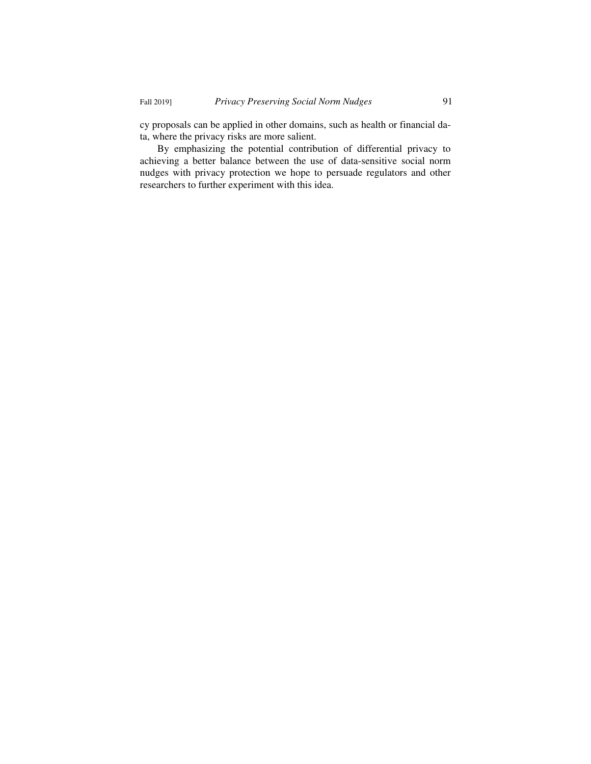cy proposals can be applied in other domains, such as health or financial data, where the privacy risks are more salient.

By emphasizing the potential contribution of differential privacy to achieving a better balance between the use of data-sensitive social norm nudges with privacy protection we hope to persuade regulators and other researchers to further experiment with this idea.